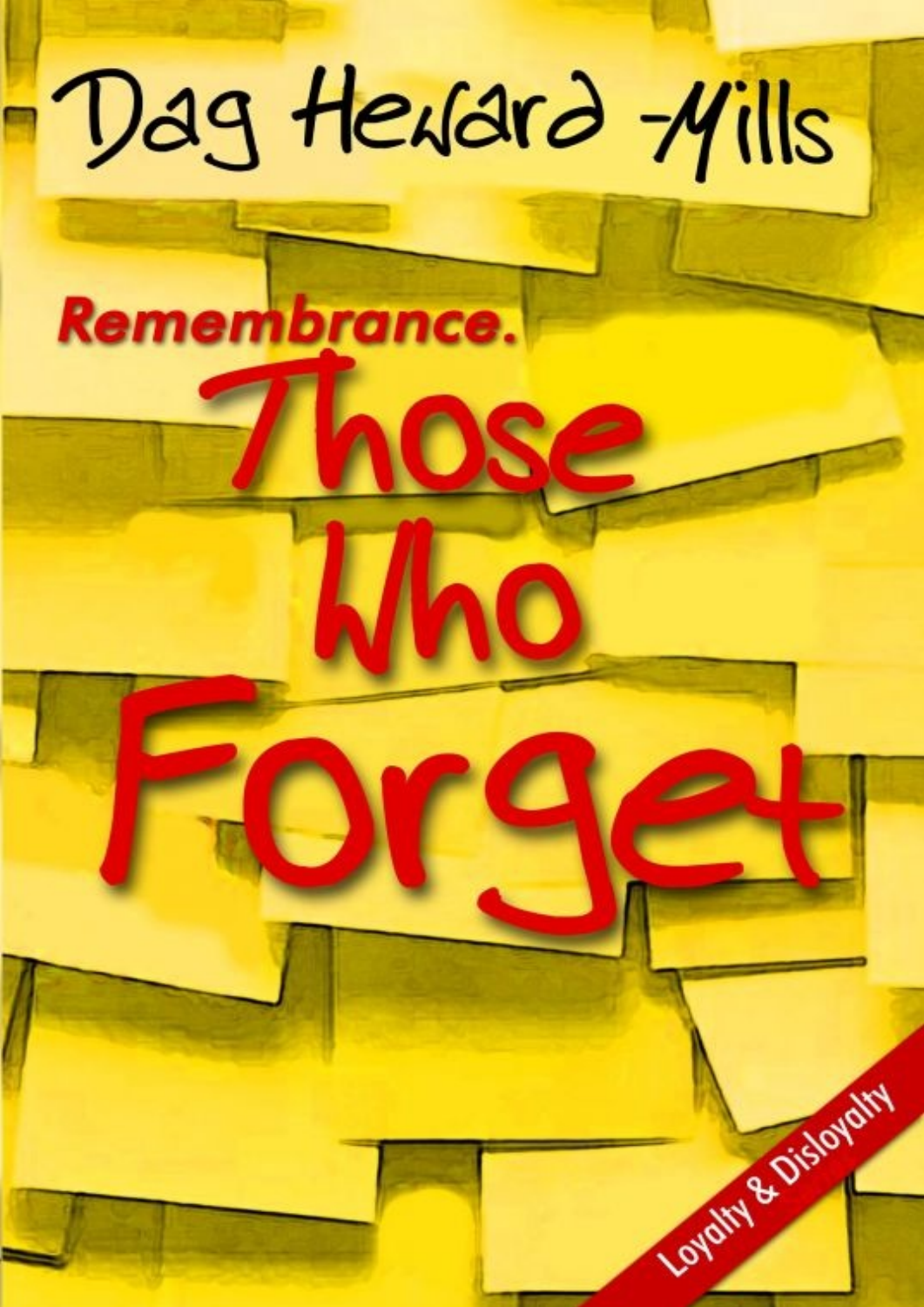Dag Heward-Mills

**Remembrance.**

# Those Who Forget

Loyalty & Disloyalty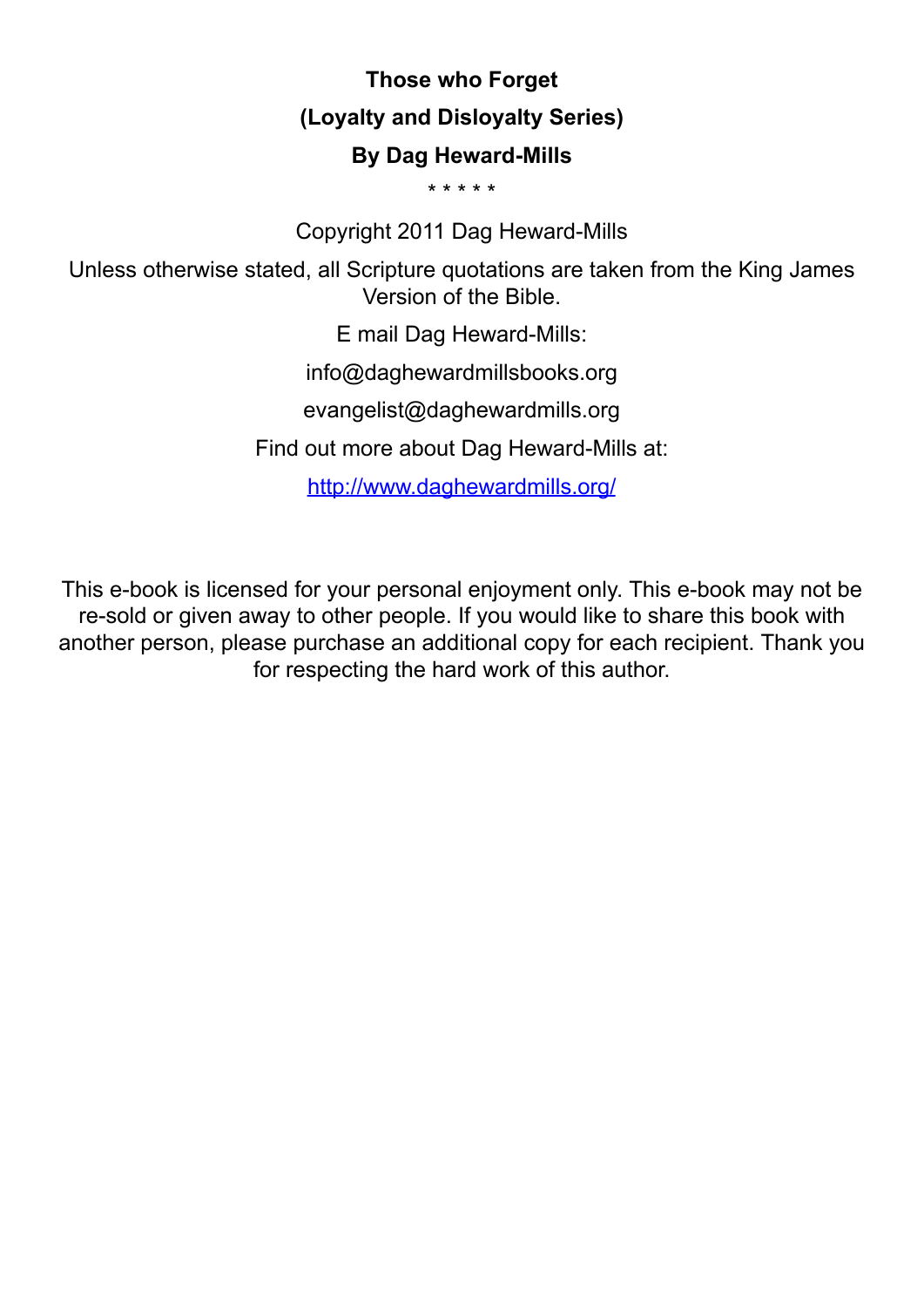**Those who Forget**

**(Loyalty and Disloyalty Series)**

**By Dag Heward-Mills**

* * * * *

Copyright 2011 Dag Heward-Mills

Unless otherwise stated, all Scripture quotations are taken from the King James Version of the Bible.

E mail Dag Heward-Mills:

info@daghewardmillsbooks.org

evangelist@daghewardmills.org

Find out more about Dag Heward-Mills at:

[http://www.daghewardmills.org/](http://www.daghewardmills.org/)

This e-book is licensed for your personal enjoyment only. This e-book may not be re-sold or given away to other people. If you would like to share this book with another person, please purchase an additional copy for each recipient. Thank you for respecting the hard work of this author.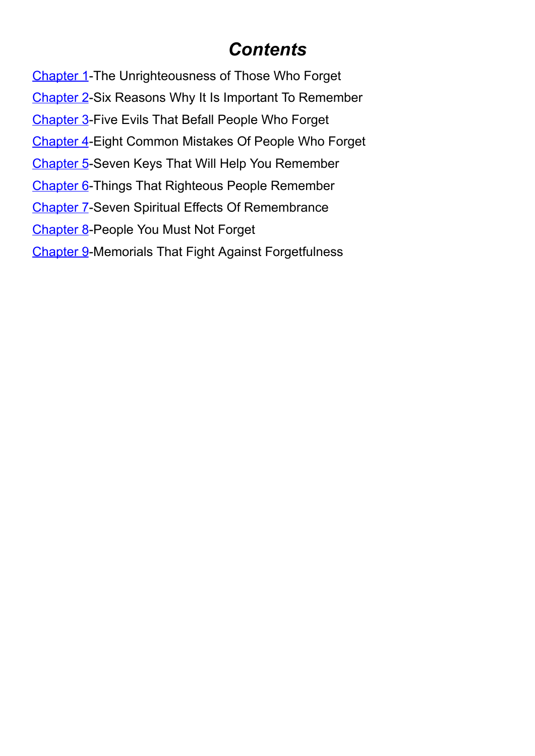# *Contents*

Chapter 1-The Unrighteousness of Those Who Forget

Chapter 2-Six Reasons Why It Is Important To Remember

Chapter 3-Five Evils That Befall People Who Forget

Chapter 4-Eight Common Mistakes Of People Who Forget

Chapter 5-Seven Keys That Will Help You Remember

Chapter 6-Things That Righteous People Remember

Chapter 7-Seven Spiritual Effects Of Remembrance

Chapter 8-People You Must Not Forget

Chapter 9-Memorials That Fight Against Forgetfulness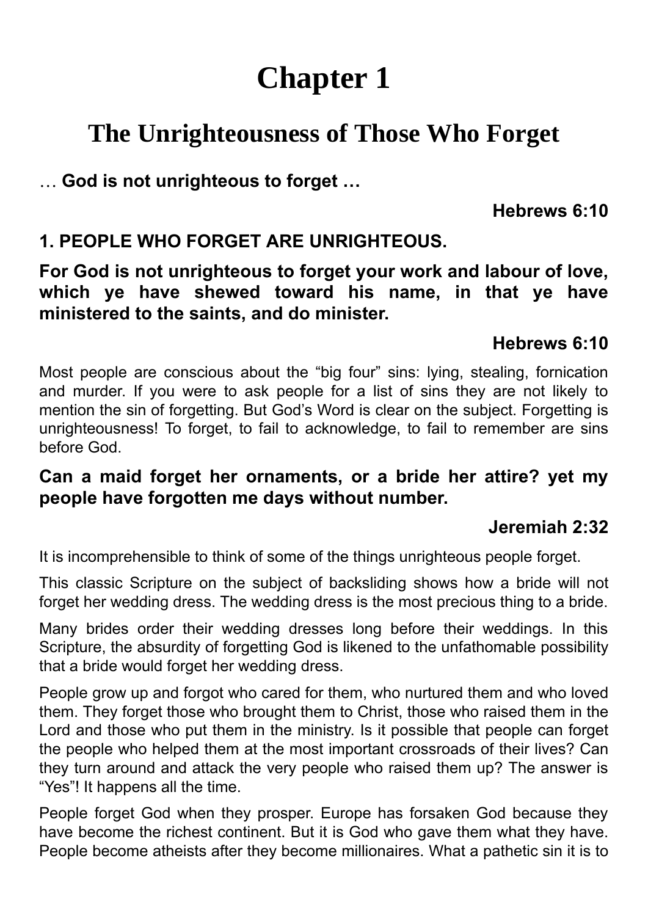# Chapter 1

## The Unrighteousness of Those Who Forget

… **God is not unrighteous to forget …**

**Hebrews 6:10**

### 1. PEOPLE WHO FORGET ARE UNRIGHTEOUS.

**For God is not unrighteous to forget your work and labour of love, which ye have shewed toward his name, in that ye have ministered to the saints, and do minister.**

**Hebrews 6:10**

Most people are conscious about the “big four” sins: lying, stealing, fornication and murder. If you were to ask people for a list of sins they are not likely to mention the sin of forgetting. But God’s Word is clear on the subject. Forgetting is unrighteousness! To forget, to fail to acknowledge, to fail to remember are sins before God.

**Can a maid forget her ornaments, or a bride her attire? yet my people have forgotten me days without number.**

**Jeremiah 2:32**

It is incomprehensible to think of some of the things unrighteous people forget.

This classic Scripture on the subject of backsliding shows how a bride will not forget her wedding dress. The wedding dress is the most precious thing to a bride.

Many brides order their wedding dresses long before their weddings. In this Scripture, the absurdity of forgetting God is likened to the unfathomable possibility that a bride would forget her wedding dress.

People grow up and forgot who cared for them, who nurtured them and who loved them. They forget those who brought them to Christ, those who raised them in the Lord and those who put them in the ministry. Is it possible that people can forget the people who helped them at the most important crossroads of their lives? Can they turn around and attack the very people who raised them up? The answer is “Yes”! It happens all the time.

People forget God when they prosper. Europe has forsaken God because they have become the richest continent. But it is God who gave them what they have. People become atheists after they become millionaires. What a pathetic sin it is to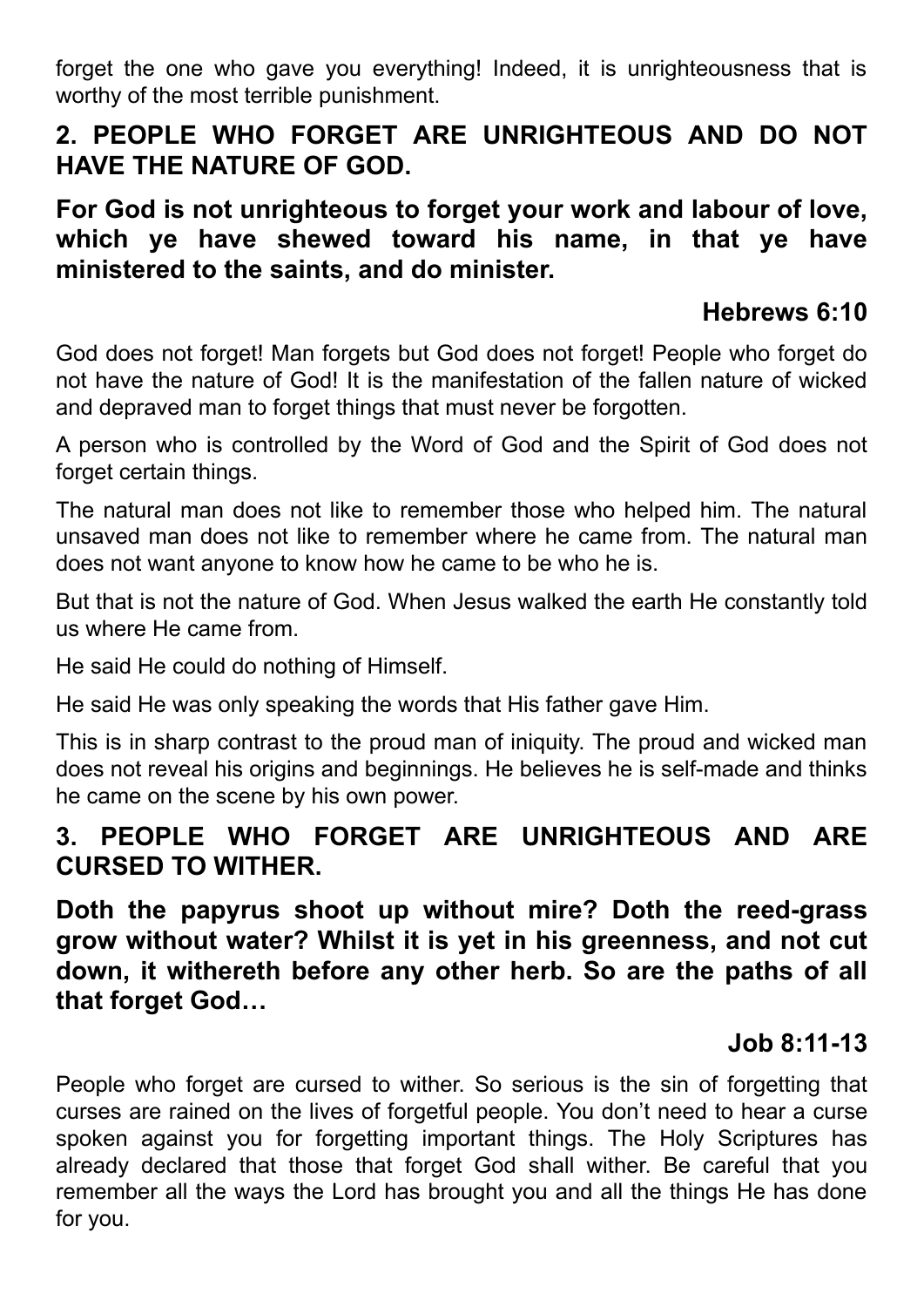forget the one who gave you everything! Indeed, it is unrighteousness that is worthy of the most terrible punishment.

## 2. PEOPLE WHO FORGET ARE UNRIGHTEOUS AND DO NOT HAVE THE NATURE OF GOD.

**For God is not unrighteous to forget your work and labour of love, which ye have shewed toward his name, in that ye have ministered to the saints, and do minister.**

**Hebrews 6:10**

God does not forget! Man forgets but God does not forget! People who forget do not have the nature of God! It is the manifestation of the fallen nature of wicked and depraved man to forget things that must never be forgotten.

A person who is controlled by the Word of God and the Spirit of God does not forget certain things.

The natural man does not like to remember those who helped him. The natural unsaved man does not like to remember where he came from. The natural man does not want anyone to know how he came to be who he is.

But that is not the nature of God. When Jesus walked the earth He constantly told us where He came from.

He said He could do nothing of Himself.

He said He was only speaking the words that His father gave Him.

This is in sharp contrast to the proud man of iniquity. The proud and wicked man does not reveal his origins and beginnings. He believes he is self-made and thinks he came on the scene by his own power.

## 3. PEOPLE WHO FORGET ARE UNRIGHTEOUS AND ARE CURSED TO WITHER.

**Doth the papyrus shoot up without mire? Doth the reed-grass grow without water? Whilst it is yet in his greenness, and not cut down, it withereth before any other herb. So are the paths of all that forget God…**

**Job 8:11-13**

People who forget are cursed to wither. So serious is the sin of forgetting that curses are rained on the lives of forgetful people. You don't need to hear a curse spoken against you for forgetting important things. The Holy Scriptures has already declared that those that forget God shall wither. Be careful that you remember all the ways the Lord has brought you and all the things He has done for you.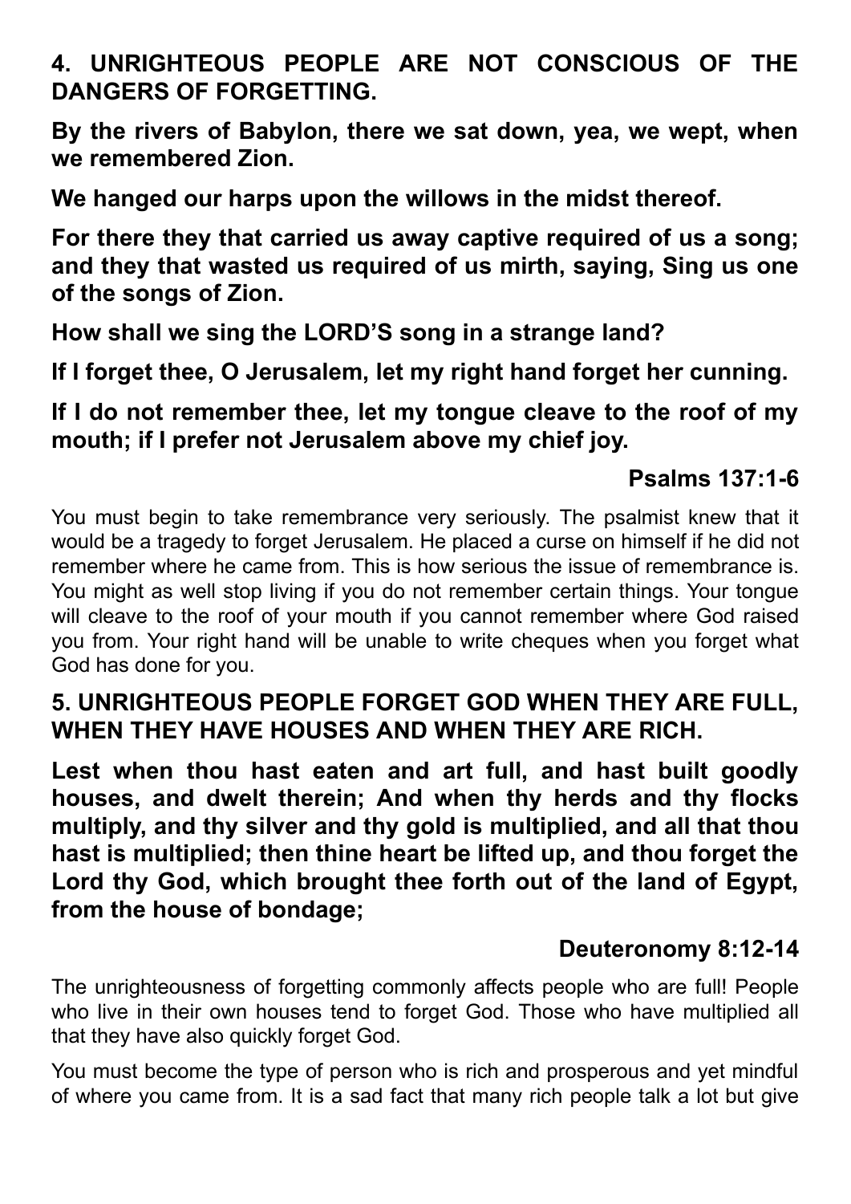## 4. UNRIGHTEOUS PEOPLE ARE NOT CONSCIOUS OF THE DANGERS OF FORGETTING.

**By the rivers of Babylon, there we sat down, yea, we wept, when we remembered Zion.**

**We hanged our harps upon the willows in the midst thereof.**

**For there they that carried us away captive required of us a song; and they that wasted us required of us mirth, saying, Sing us one of the songs of Zion.**

**How shall we sing the LORD'S song in a strange land?**

**If I forget thee, O Jerusalem, let my right hand forget her cunning.**

**If I do not remember thee, let my tongue cleave to the roof of my mouth; if I prefer not Jerusalem above my chief joy.**

**Psalms 137:1-6**

You must begin to take remembrance very seriously. The psalmist knew that it would be a tragedy to forget Jerusalem. He placed a curse on himself if he did not remember where he came from. This is how serious the issue of remembrance is. You might as well stop living if you do not remember certain things. Your tongue will cleave to the roof of your mouth if you cannot remember where God raised you from. Your right hand will be unable to write cheques when you forget what God has done for you.

## 5. UNRIGHTEOUS PEOPLE FORGET GOD WHEN THEY ARE FULL, WHEN THEY HAVE HOUSES AND WHEN THEY ARE RICH.

**Lest when thou hast eaten and art full, and hast built goodly houses, and dwelt therein; And when thy herds and thy flocks multiply, and thy silver and thy gold is multiplied, and all that thou hast is multiplied; then thine heart be lifted up, and thou forget the Lord thy God, which brought thee forth out of the land of Egypt, from the house of bondage;**

**Deuteronomy 8:12-14**

The unrighteousness of forgetting commonly affects people who are full! People who live in their own houses tend to forget God. Those who have multiplied all that they have also quickly forget God.

You must become the type of person who is rich and prosperous and yet mindful of where you came from. It is a sad fact that many rich people talk a lot but give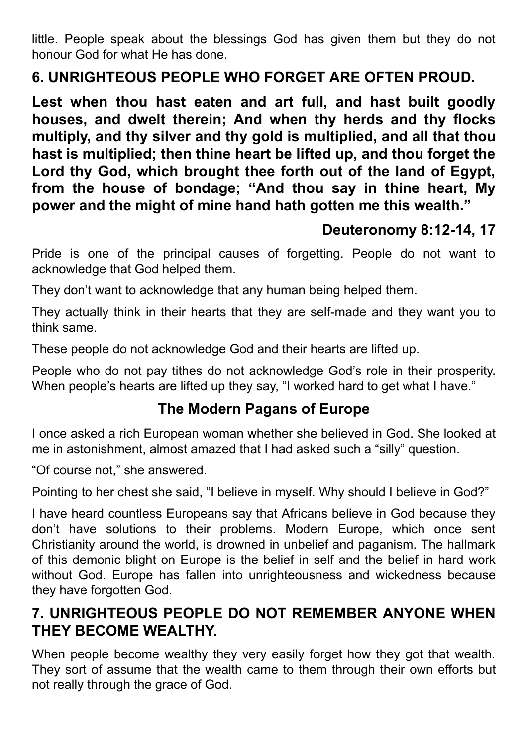little. People speak about the blessings God has given them but they do not honour God for what He has done.

## 6. UNRIGHTEOUS PEOPLE WHO FORGET ARE OFTEN PROUD.

**Lest when thou hast eaten and art full, and hast built goodly houses, and dwelt therein; And when thy herds and thy flocks multiply, and thy silver and thy gold is multiplied, and all that thou hast is multiplied; then thine heart be lifted up, and thou forget the Lord thy God, which brought thee forth out of the land of Egypt, from the house of bondage; "And thou say in thine heart, My power and the might of mine hand hath gotten me this wealth."**

**Deuteronomy 8:12-14, 17**

Pride is one of the principal causes of forgetting. People do not want to acknowledge that God helped them.

They don't want to acknowledge that any human being helped them.

They actually think in their hearts that they are self-made and they want you to think same.

These people do not acknowledge God and their hearts are lifted up.

People who do not pay tithes do not acknowledge God's role in their prosperity. When people's hearts are lifted up they say, "I worked hard to get what I have."

### The Modern Pagans of Europe

I once asked a rich European woman whether she believed in God. She looked at me in astonishment, almost amazed that I had asked such a "silly" question.

"Of course not," she answered.

Pointing to her chest she said, "I believe in myself. Why should I believe in God?"

I have heard countless Europeans say that Africans believe in God because they don't have solutions to their problems. Modern Europe, which once sent Christianity around the world, is drowned in unbelief and paganism. The hallmark of this demonic blight on Europe is the belief in self and the belief in hard work without God. Europe has fallen into unrighteousness and wickedness because they have forgotten God.

## 7. UNRIGHTEOUS PEOPLE DO NOT REMEMBER ANYONE WHEN THEY BECOME WEALTHY.

When people become wealthy they very easily forget how they got that wealth. They sort of assume that the wealth came to them through their own efforts but not really through the grace of God.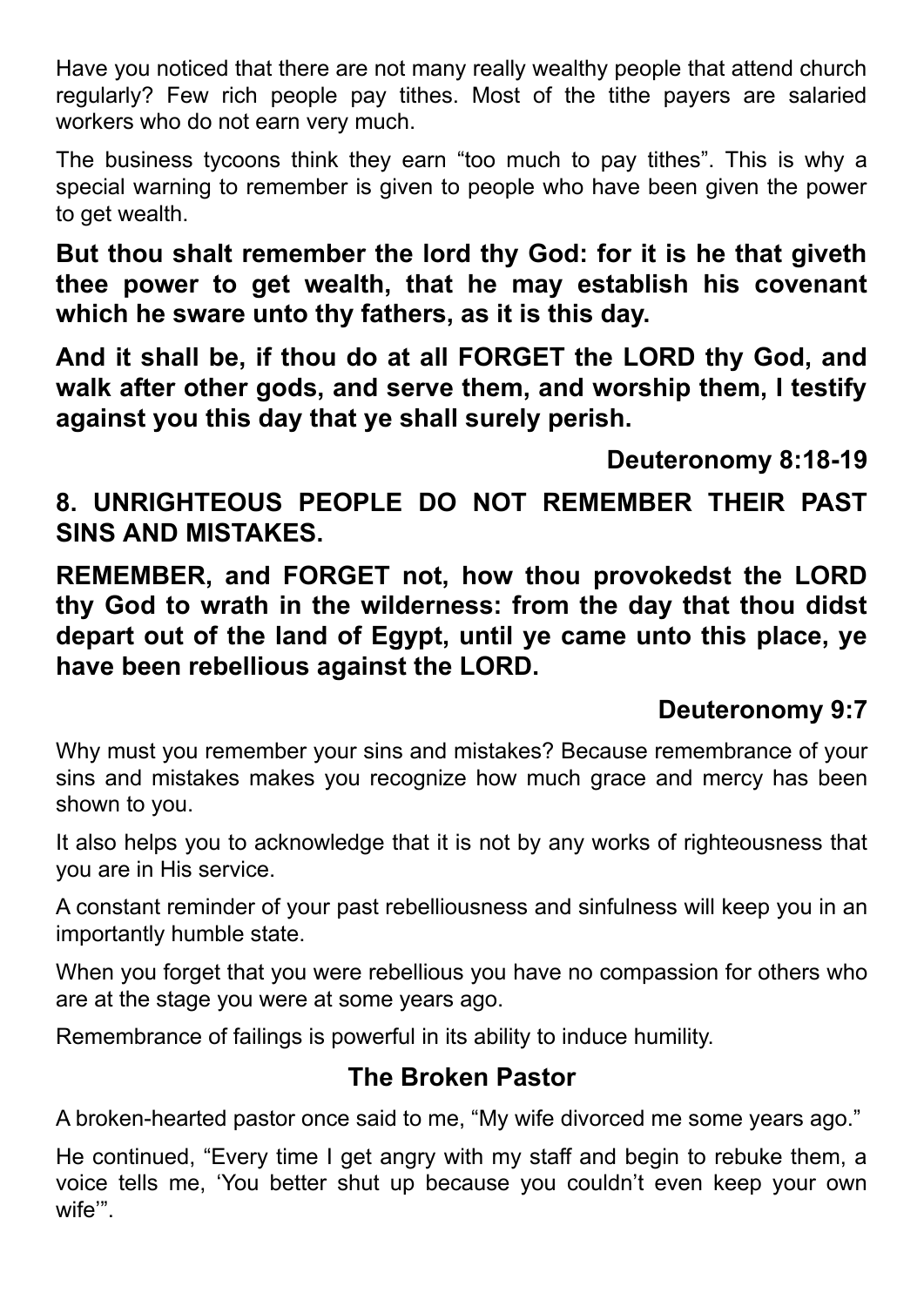Have you noticed that there are not many really wealthy people that attend church regularly? Few rich people pay tithes. Most of the tithe payers are salaried workers who do not earn very much.

The business tycoons think they earn "too much to pay tithes". This is why a special warning to remember is given to people who have been given the power to get wealth.

**But thou shalt remember the lord thy God: for it is he that giveth thee power to get wealth, that he may establish his covenant which he sware unto thy fathers, as it is this day.**

**And it shall be, if thou do at all FORGET the LORD thy God, and walk after other gods, and serve them, and worship them, I testify against you this day that ye shall surely perish.**

**Deuteronomy 8:18-19**

## 8. UNRIGHTEOUS PEOPLE DO NOT REMEMBER THEIR PAST SINS AND MISTAKES.

**REMEMBER, and FORGET not, how thou provokedst the LORD thy God to wrath in the wilderness: from the day that thou didst depart out of the land of Egypt, until ye came unto this place, ye have been rebellious against the LORD.**

**Deuteronomy 9:7**

Why must you remember your sins and mistakes? Because remembrance of your sins and mistakes makes you recognize how much grace and mercy has been shown to you.

It also helps you to acknowledge that it is not by any works of righteousness that you are in His service.

A constant reminder of your past rebelliousness and sinfulness will keep you in an importantly humble state.

When you forget that you were rebellious you have no compassion for others who are at the stage you were at some years ago.

Remembrance of failings is powerful in its ability to induce humility.

### The Broken Pastor

A broken-hearted pastor once said to me, "My wife divorced me some years ago."

He continued, "Every time I get angry with my staff and begin to rebuke them, a voice tells me, 'You better shut up because you couldn't even keep your own wife'".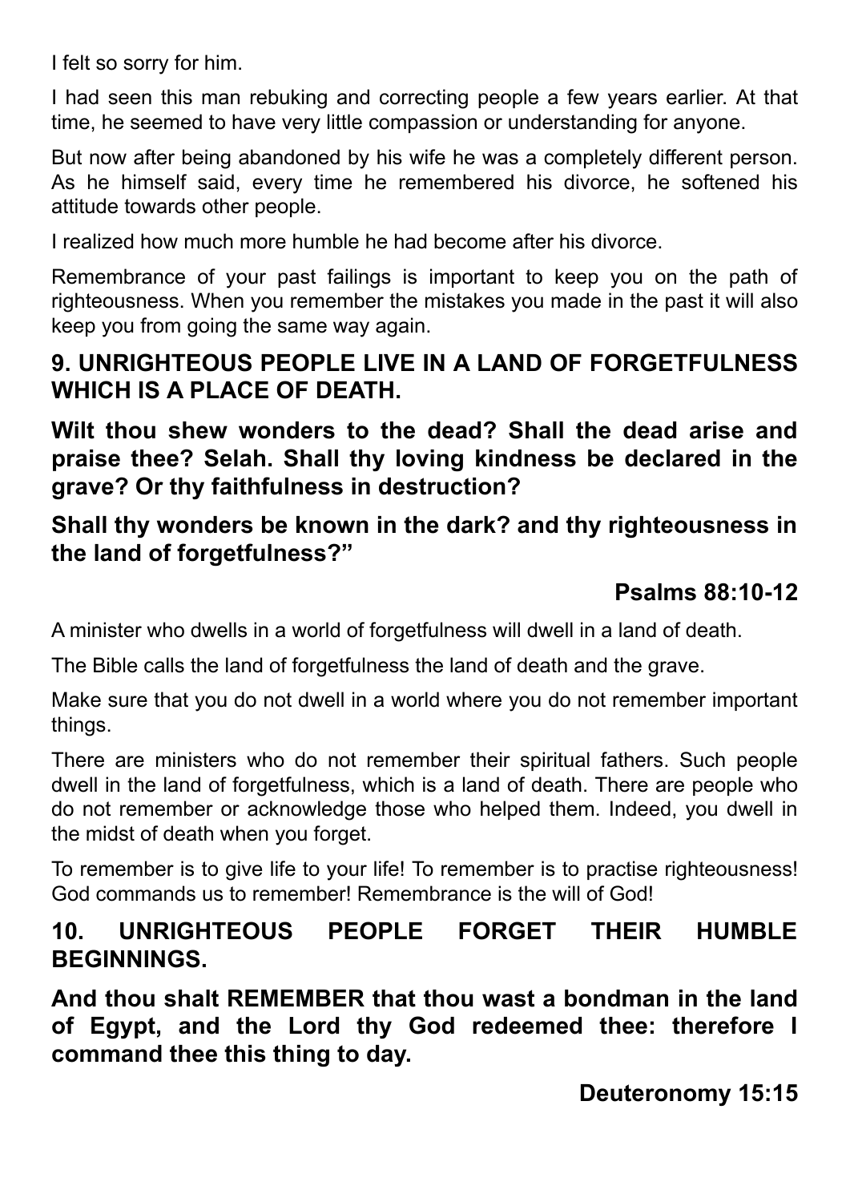I felt so sorry for him.

I had seen this man rebuking and correcting people a few years earlier. At that time, he seemed to have very little compassion or understanding for anyone.

But now after being abandoned by his wife he was a completely different person. As he himself said, every time he remembered his divorce, he softened his attitude towards other people.

I realized how much more humble he had become after his divorce.

Remembrance of your past failings is important to keep you on the path of righteousness. When you remember the mistakes you made in the past it will also keep you from going the same way again.

### 9. UNRIGHTEOUS PEOPLE LIVE IN A LAND OF FORGETFULNESS WHICH IS A PLACE OF DEATH.

**Wilt thou shew wonders to the dead? Shall the dead arise and praise thee? Selah. Shall thy loving kindness be declared in the grave? Or thy faithfulness in destruction?**

**Shall thy wonders be known in the dark? and thy righteousness in the land of forgetfulness?"**

**Psalms 88:10-12**

A minister who dwells in a world of forgetfulness will dwell in a land of death.

The Bible calls the land of forgetfulness the land of death and the grave.

Make sure that you do not dwell in a world where you do not remember important things.

There are ministers who do not remember their spiritual fathers. Such people dwell in the land of forgetfulness, which is a land of death. There are people who do not remember or acknowledge those who helped them. Indeed, you dwell in the midst of death when you forget.

To remember is to give life to your life! To remember is to practise righteousness! God commands us to remember! Remembrance is the will of God!

### 10. UNRIGHTEOUS PEOPLE FORGET THEIR HUMBLE BEGINNINGS.

**And thou shalt REMEMBER that thou wast a bondman in the land of Egypt, and the Lord thy God redeemed thee: therefore I command thee this thing to day.**

**Deuteronomy 15:15**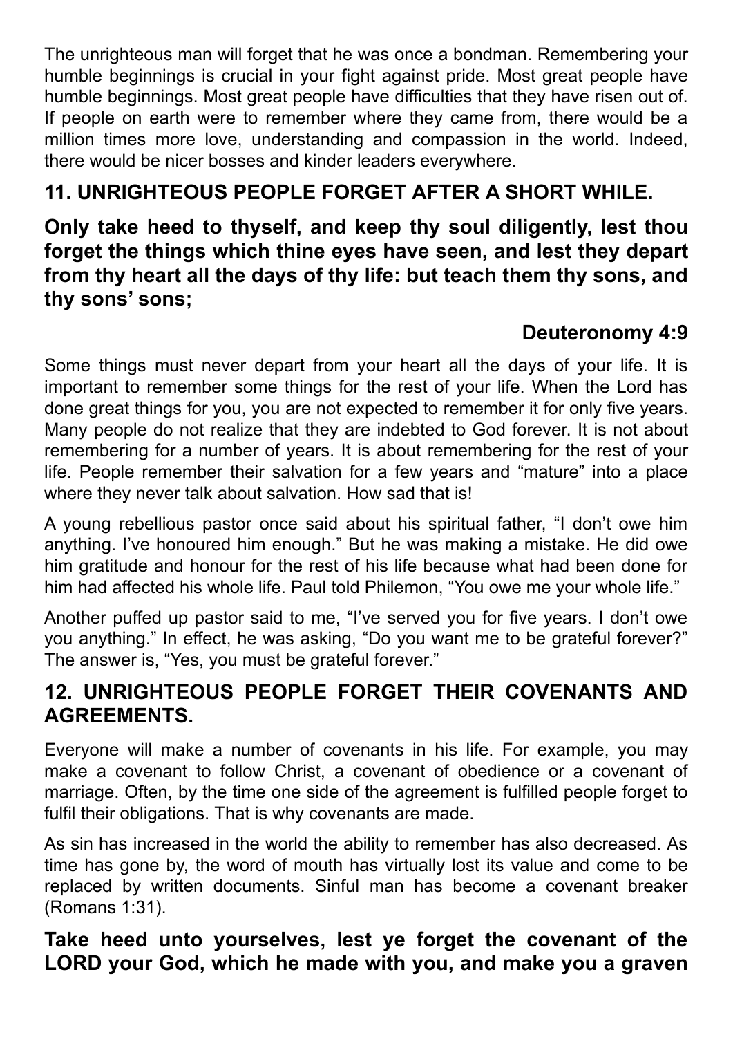The unrighteous man will forget that he was once a bondman. Remembering your humble beginnings is crucial in your fight against pride. Most great people have humble beginnings. Most great people have difficulties that they have risen out of. If people on earth were to remember where they came from, there would be a million times more love, understanding and compassion in the world. Indeed, there would be nicer bosses and kinder leaders everywhere.

## 11. UNRIGHTEOUS PEOPLE FORGET AFTER A SHORT WHILE.

**Only take heed to thyself, and keep thy soul diligently, lest thou forget the things which thine eyes have seen, and lest they depart from thy heart all the days of thy life: but teach them thy sons, and thy sons' sons;**

**Deuteronomy 4:9**

Some things must never depart from your heart all the days of your life. It is important to remember some things for the rest of your life. When the Lord has done great things for you, you are not expected to remember it for only five years. Many people do not realize that they are indebted to God forever. It is not about remembering for a number of years. It is about remembering for the rest of your life. People remember their salvation for a few years and "mature" into a place where they never talk about salvation. How sad that is!

A young rebellious pastor once said about his spiritual father, "I don't owe him anything. I've honoured him enough." But he was making a mistake. He did owe him gratitude and honour for the rest of his life because what had been done for him had affected his whole life. Paul told Philemon, "You owe me your whole life."

Another puffed up pastor said to me, "I've served you for five years. I don't owe you anything." In effect, he was asking, "Do you want me to be grateful forever?" The answer is, "Yes, you must be grateful forever."

## 12. UNRIGHTEOUS PEOPLE FORGET THEIR COVENANTS AND AGREEMENTS.

Everyone will make a number of covenants in his life. For example, you may make a covenant to follow Christ, a covenant of obedience or a covenant of marriage. Often, by the time one side of the agreement is fulfilled people forget to fulfil their obligations. That is why covenants are made.

As sin has increased in the world the ability to remember has also decreased. As time has gone by, the word of mouth has virtually lost its value and come to be replaced by written documents. Sinful man has become a covenant breaker (Romans 1:31).

**Take heed unto yourselves, lest ye forget the covenant of the LORD your God, which he made with you, and make you a graven**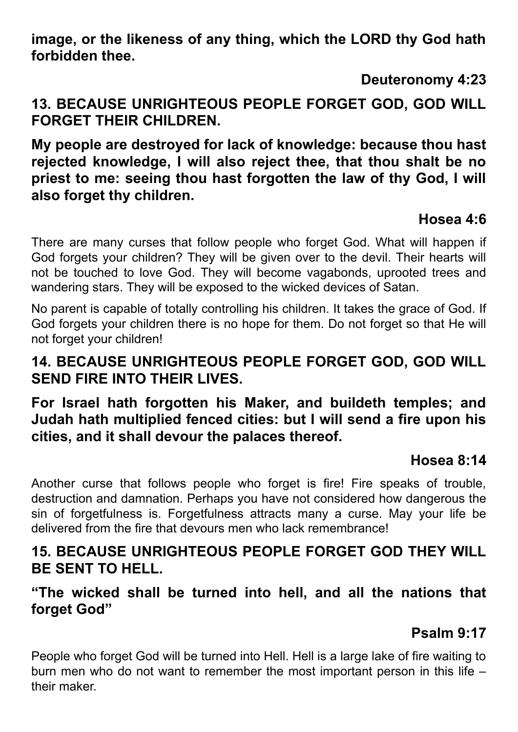**image, or the likeness of any thing, which the LORD thy God hath forbidden thee.**

**Deuteronomy 4:23**

## 13. BECAUSE UNRIGHTEOUS PEOPLE FORGET GOD, GOD WILL FORGET THEIR CHILDREN.

**My people are destroyed for lack of knowledge: because thou hast rejected knowledge, I will also reject thee, that thou shalt be no priest to me: seeing thou hast forgotten the law of thy God, I will also forget thy children.**

**Hosea 4:6**

There are many curses that follow people who forget God. What will happen if God forgets your children? They will be given over to the devil. Their hearts will not be touched to love God. They will become vagabonds, uprooted trees and wandering stars. They will be exposed to the wicked devices of Satan.

No parent is capable of totally controlling his children. It takes the grace of God. If God forgets your children there is no hope for them. Do not forget so that He will not forget your children!

## 14. BECAUSE UNRIGHTEOUS PEOPLE FORGET GOD, GOD WILL SEND FIRE INTO THEIR LIVES.

**For Israel hath forgotten his Maker, and buildeth temples; and Judah hath multiplied fenced cities: but I will send a fire upon his cities, and it shall devour the palaces thereof.**

**Hosea 8:14**

Another curse that follows people who forget is fire! Fire speaks of trouble, destruction and damnation. Perhaps you have not considered how dangerous the sin of forgetfulness is. Forgetfulness attracts many a curse. May your life be delivered from the fire that devours men who lack remembrance!

## 15. BECAUSE UNRIGHTEOUS PEOPLE FORGET GOD THEY WILL BE SENT TO HELL.

**"The wicked shall be turned into hell, and all the nations that forget God"**

**Psalm 9:17**

People who forget God will be turned into Hell. Hell is a large lake of fire waiting to burn men who do not want to remember the most important person in this life – their maker.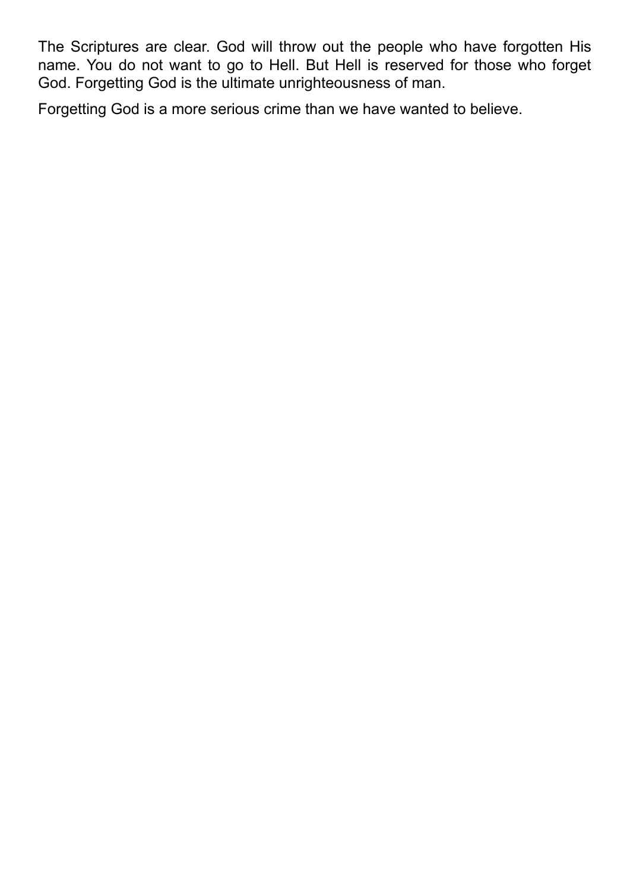The Scriptures are clear. God will throw out the people who have forgotten His name. You do not want to go to Hell. But Hell is reserved for those who forget God. Forgetting God is the ultimate unrighteousness of man.

Forgetting God is a more serious crime than we have wanted to believe.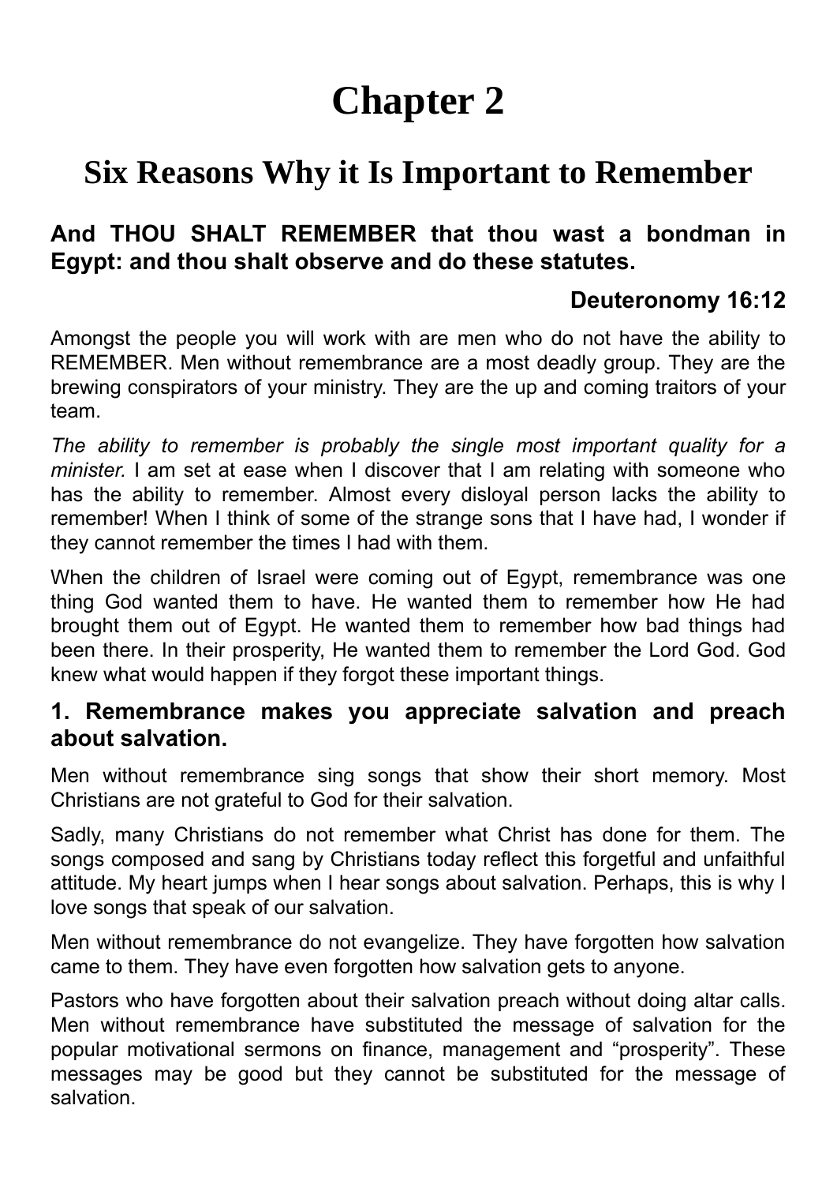# Chapter 2

## Six Reasons Why it Is Important to Remember

**And THOU SHALT REMEMBER that thou wast a bondman in Egypt: and thou shalt observe and do these statutes.**

**Deuteronomy 16:12**

Amongst the people you will work with are men who do not have the ability to REMEMBER. Men without remembrance are a most deadly group. They are the brewing conspirators of your ministry. They are the up and coming traitors of your team.

*The ability to remember is probably the single most important quality for a minister.* I am set at ease when I discover that I am relating with someone who has the ability to remember. Almost every disloyal person lacks the ability to remember! When I think of some of the strange sons that I have had, I wonder if they cannot remember the times I had with them.

When the children of Israel were coming out of Egypt, remembrance was one thing God wanted them to have. He wanted them to remember how He had brought them out of Egypt. He wanted them to remember how bad things had been there. In their prosperity, He wanted them to remember the Lord God. God knew what would happen if they forgot these important things.

### 1. Remembrance makes you appreciate salvation and preach about salvation.

Men without remembrance sing songs that show their short memory. Most Christians are not grateful to God for their salvation.

Sadly, many Christians do not remember what Christ has done for them. The songs composed and sang by Christians today reflect this forgetful and unfaithful attitude. My heart jumps when I hear songs about salvation. Perhaps, this is why I love songs that speak of our salvation.

Men without remembrance do not evangelize. They have forgotten how salvation came to them. They have even forgotten how salvation gets to anyone.

Pastors who have forgotten about their salvation preach without doing altar calls. Men without remembrance have substituted the message of salvation for the popular motivational sermons on finance, management and "prosperity". These messages may be good but they cannot be substituted for the message of salvation.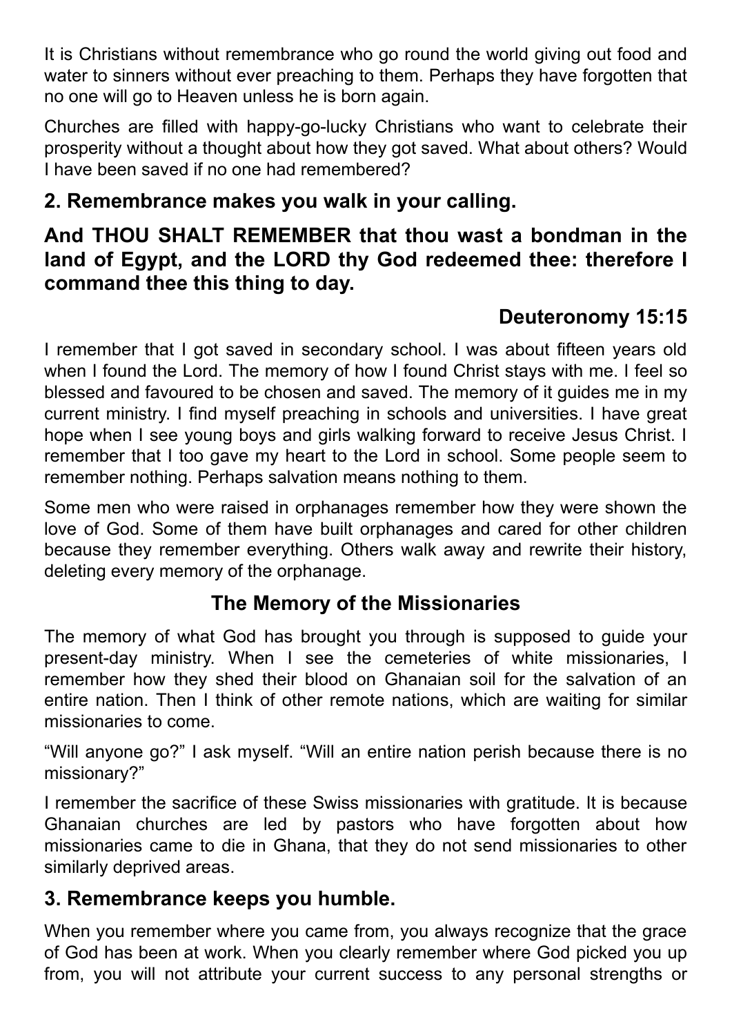It is Christians without remembrance who go round the world giving out food and water to sinners without ever preaching to them. Perhaps they have forgotten that no one will go to Heaven unless he is born again.

Churches are filled with happy-go-lucky Christians who want to celebrate their prosperity without a thought about how they got saved. What about others? Would I have been saved if no one had remembered?

## 2. Remembrance makes you walk in your calling.

**And THOU SHALT REMEMBER that thou wast a bondman in the land of Egypt, and the LORD thy God redeemed thee: therefore I command thee this thing to day.**

**Deuteronomy 15:15**

I remember that I got saved in secondary school. I was about fifteen years old when I found the Lord. The memory of how I found Christ stays with me. I feel so blessed and favoured to be chosen and saved. The memory of it guides me in my current ministry. I find myself preaching in schools and universities. I have great hope when I see young boys and girls walking forward to receive Jesus Christ. I remember that I too gave my heart to the Lord in school. Some people seem to remember nothing. Perhaps salvation means nothing to them.

Some men who were raised in orphanages remember how they were shown the love of God. Some of them have built orphanages and cared for other children because they remember everything. Others walk away and rewrite their history, deleting every memory of the orphanage.

### The Memory of the Missionaries

The memory of what God has brought you through is supposed to guide your present-day ministry. When I see the cemeteries of white missionaries, I remember how they shed their blood on Ghanaian soil for the salvation of an entire nation. Then I think of other remote nations, which are waiting for similar missionaries to come.

"Will anyone go?" I ask myself. "Will an entire nation perish because there is no missionary?"

I remember the sacrifice of these Swiss missionaries with gratitude. It is because Ghanaian churches are led by pastors who have forgotten about how missionaries came to die in Ghana, that they do not send missionaries to other similarly deprived areas.

## 3. Remembrance keeps you humble.

When you remember where you came from, you always recognize that the grace of God has been at work. When you clearly remember where God picked you up from, you will not attribute your current success to any personal strengths or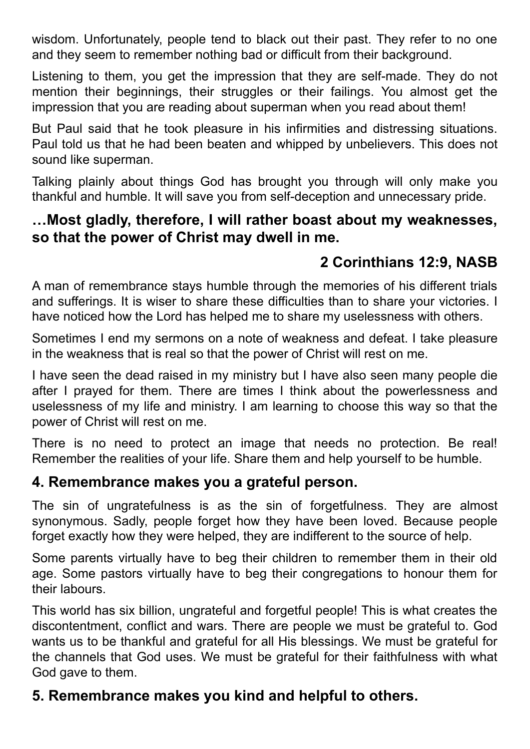wisdom. Unfortunately, people tend to black out their past. They refer to no one and they seem to remember nothing bad or difficult from their background.

Listening to them, you get the impression that they are self-made. They do not mention their beginnings, their struggles or their failings. You almost get the impression that you are reading about superman when you read about them!

But Paul said that he took pleasure in his infirmities and distressing situations. Paul told us that he had been beaten and whipped by unbelievers. This does not sound like superman.

Talking plainly about things God has brought you through will only make you thankful and humble. It will save you from self-deception and unnecessary pride.

**…Most gladly, therefore, I will rather boast about my weaknesses, so that the power of Christ may dwell in me.**

**2 Corinthians 12:9, NASB**

A man of remembrance stays humble through the memories of his different trials and sufferings. It is wiser to share these difficulties than to share your victories. I have noticed how the Lord has helped me to share my uselessness with others.

Sometimes I end my sermons on a note of weakness and defeat. I take pleasure in the weakness that is real so that the power of Christ will rest on me.

I have seen the dead raised in my ministry but I have also seen many people die after I prayed for them. There are times I think about the powerlessness and uselessness of my life and ministry. I am learning to choose this way so that the power of Christ will rest on me.

There is no need to protect an image that needs no protection. Be real! Remember the realities of your life. Share them and help yourself to be humble.

## 4. Remembrance makes you a grateful person.

The sin of ungratefulness is as the sin of forgetfulness. They are almost synonymous. Sadly, people forget how they have been loved. Because people forget exactly how they were helped, they are indifferent to the source of help.

Some parents virtually have to beg their children to remember them in their old age. Some pastors virtually have to beg their congregations to honour them for their labours.

This world has six billion, ungrateful and forgetful people! This is what creates the discontentment, conflict and wars. There are people we must be grateful to. God wants us to be thankful and grateful for all His blessings. We must be grateful for the channels that God uses. We must be grateful for their faithfulness with what God gave to them.

## 5. Remembrance makes you kind and helpful to others.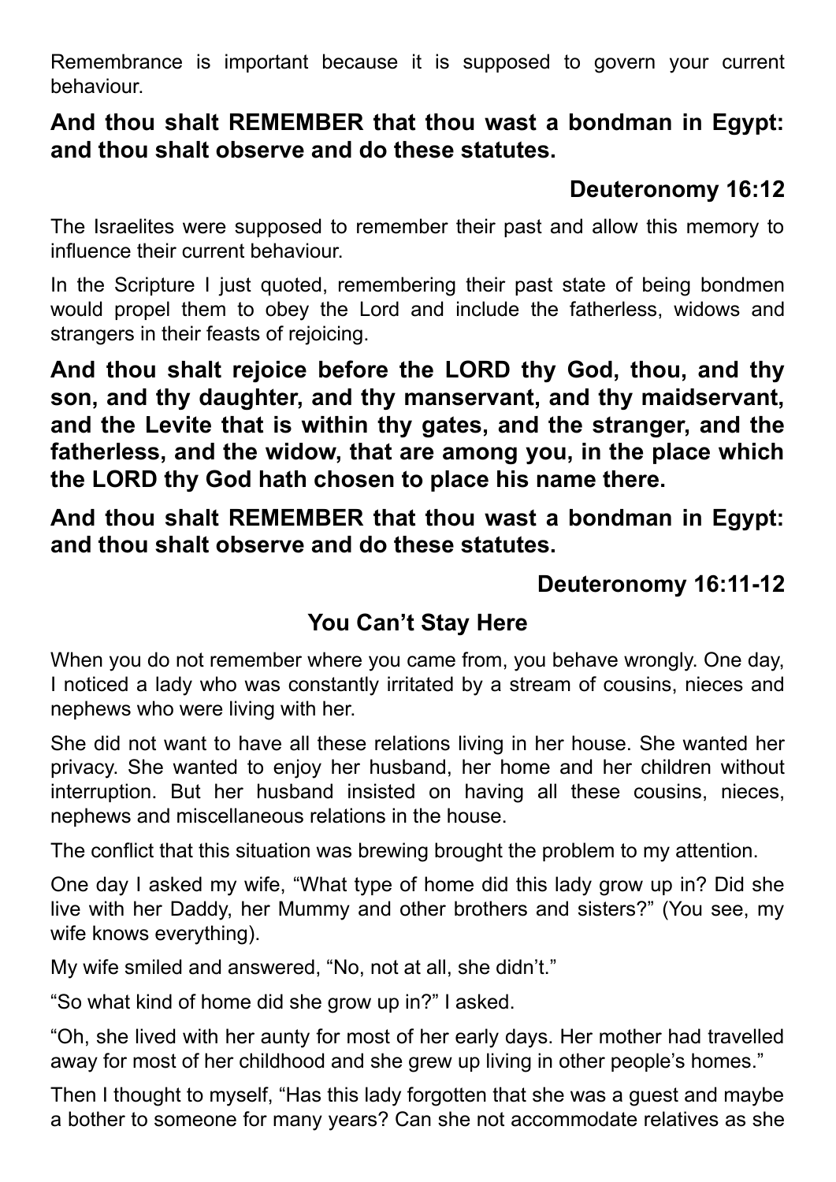Remembrance is important because it is supposed to govern your current behaviour.

**And thou shalt REMEMBER that thou wast a bondman in Egypt: and thou shalt observe and do these statutes.**

**Deuteronomy 16:12**

The Israelites were supposed to remember their past and allow this memory to influence their current behaviour.

In the Scripture I just quoted, remembering their past state of being bondmen would propel them to obey the Lord and include the fatherless, widows and strangers in their feasts of rejoicing.

**And thou shalt rejoice before the LORD thy God, thou, and thy son, and thy daughter, and thy manservant, and thy maidservant, and the Levite that is within thy gates, and the stranger, and the fatherless, and the widow, that are among you, in the place which the LORD thy God hath chosen to place his name there.**

**And thou shalt REMEMBER that thou wast a bondman in Egypt: and thou shalt observe and do these statutes.**

**Deuteronomy 16:11-12**

## You Can't Stay Here

When you do not remember where you came from, you behave wrongly. One day, I noticed a lady who was constantly irritated by a stream of cousins, nieces and nephews who were living with her.

She did not want to have all these relations living in her house. She wanted her privacy. She wanted to enjoy her husband, her home and her children without interruption. But her husband insisted on having all these cousins, nieces, nephews and miscellaneous relations in the house.

The conflict that this situation was brewing brought the problem to my attention.

One day I asked my wife, "What type of home did this lady grow up in? Did she live with her Daddy, her Mummy and other brothers and sisters?" (You see, my wife knows everything).

My wife smiled and answered, "No, not at all, she didn't."

"So what kind of home did she grow up in?" I asked.

"Oh, she lived with her aunty for most of her early days. Her mother had travelled away for most of her childhood and she grew up living in other people's homes."

Then I thought to myself, "Has this lady forgotten that she was a guest and maybe a bother to someone for many years? Can she not accommodate relatives as she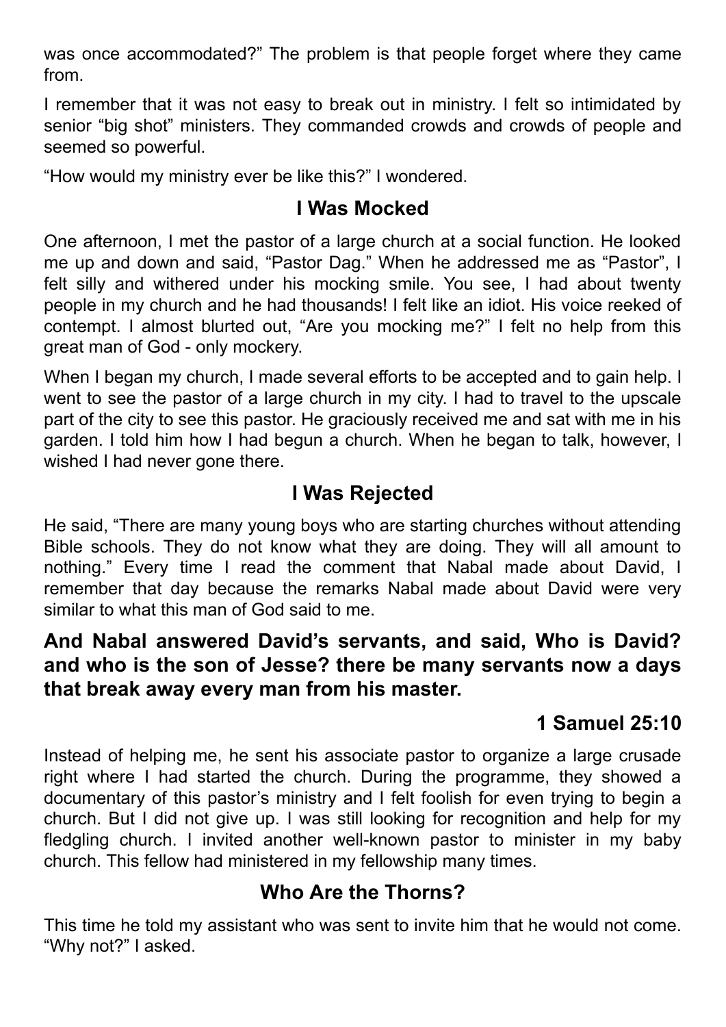was once accommodated?" The problem is that people forget where they came from.

I remember that it was not easy to break out in ministry. I felt so intimidated by senior "big shot" ministers. They commanded crowds and crowds of people and seemed so powerful.

"How would my ministry ever be like this?" I wondered.

## I Was Mocked

One afternoon, I met the pastor of a large church at a social function. He looked me up and down and said, "Pastor Dag." When he addressed me as "Pastor", I felt silly and withered under his mocking smile. You see, I had about twenty people in my church and he had thousands! I felt like an idiot. His voice reeked of contempt. I almost blurted out, "Are you mocking me?" I felt no help from this great man of God - only mockery.

When I began my church, I made several efforts to be accepted and to gain help. I went to see the pastor of a large church in my city. I had to travel to the upscale part of the city to see this pastor. He graciously received me and sat with me in his garden. I told him how I had begun a church. When he began to talk, however, I wished I had never gone there.

## I Was Rejected

He said, "There are many young boys who are starting churches without attending Bible schools. They do not know what they are doing. They will all amount to nothing." Every time I read the comment that Nabal made about David, I remember that day because the remarks Nabal made about David were very similar to what this man of God said to me.

**And Nabal answered David's servants, and said, Who is David? and who is the son of Jesse? there be many servants now a days that break away every man from his master.**

**1 Samuel 25:10**

Instead of helping me, he sent his associate pastor to organize a large crusade right where I had started the church. During the programme, they showed a documentary of this pastor's ministry and I felt foolish for even trying to begin a church. But I did not give up. I was still looking for recognition and help for my fledgling church. I invited another well-known pastor to minister in my baby church. This fellow had ministered in my fellowship many times.

## Who Are the Thorns?

This time he told my assistant who was sent to invite him that he would not come. "Why not?" I asked.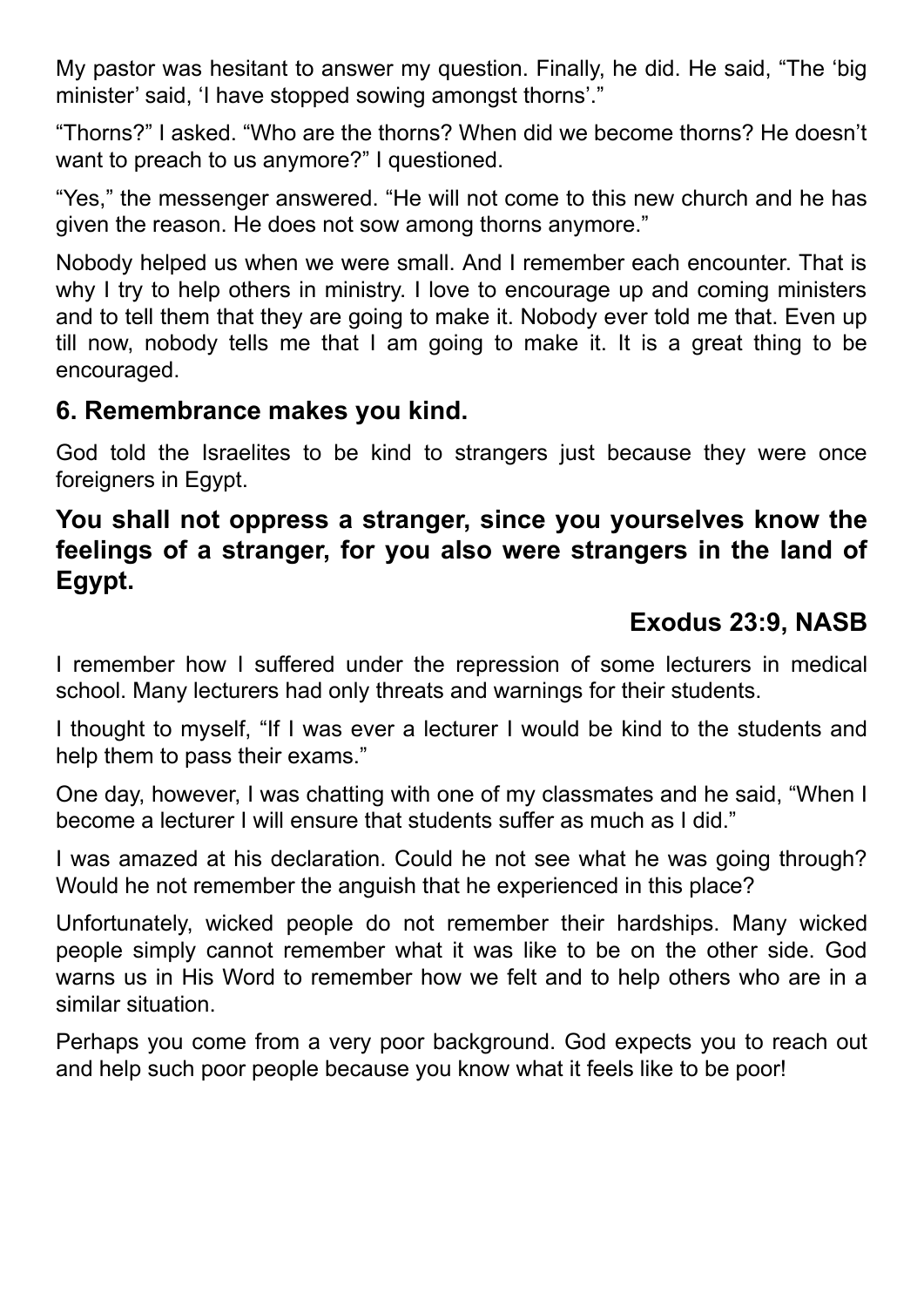My pastor was hesitant to answer my question. Finally, he did. He said, “The ‘big minister’ said, ‘I have stopped sowing amongst thorns’.”

“Thorns?” I asked. “Who are the thorns? When did we become thorns? He doesn’t want to preach to us anymore?” I questioned.

“Yes,” the messenger answered. “He will not come to this new church and he has given the reason. He does not sow among thorns anymore.”

Nobody helped us when we were small. And I remember each encounter. That is why I try to help others in ministry. I love to encourage up and coming ministers and to tell them that they are going to make it. Nobody ever told me that. Even up till now, nobody tells me that I am going to make it. It is a great thing to be encouraged.

## 6. Remembrance makes you kind.

God told the Israelites to be kind to strangers just because they were once foreigners in Egypt.

**You shall not oppress a stranger, since you yourselves know the feelings of a stranger, for you also were strangers in the land of Egypt.**

**Exodus 23:9, NASB**

I remember how I suffered under the repression of some lecturers in medical school. Many lecturers had only threats and warnings for their students.

I thought to myself, “If I was ever a lecturer I would be kind to the students and help them to pass their exams.”

One day, however, I was chatting with one of my classmates and he said, “When I become a lecturer I will ensure that students suffer as much as I did.”

I was amazed at his declaration. Could he not see what he was going through? Would he not remember the anguish that he experienced in this place?

Unfortunately, wicked people do not remember their hardships. Many wicked people simply cannot remember what it was like to be on the other side. God warns us in His Word to remember how we felt and to help others who are in a similar situation.

Perhaps you come from a very poor background. God expects you to reach out and help such poor people because you know what it feels like to be poor!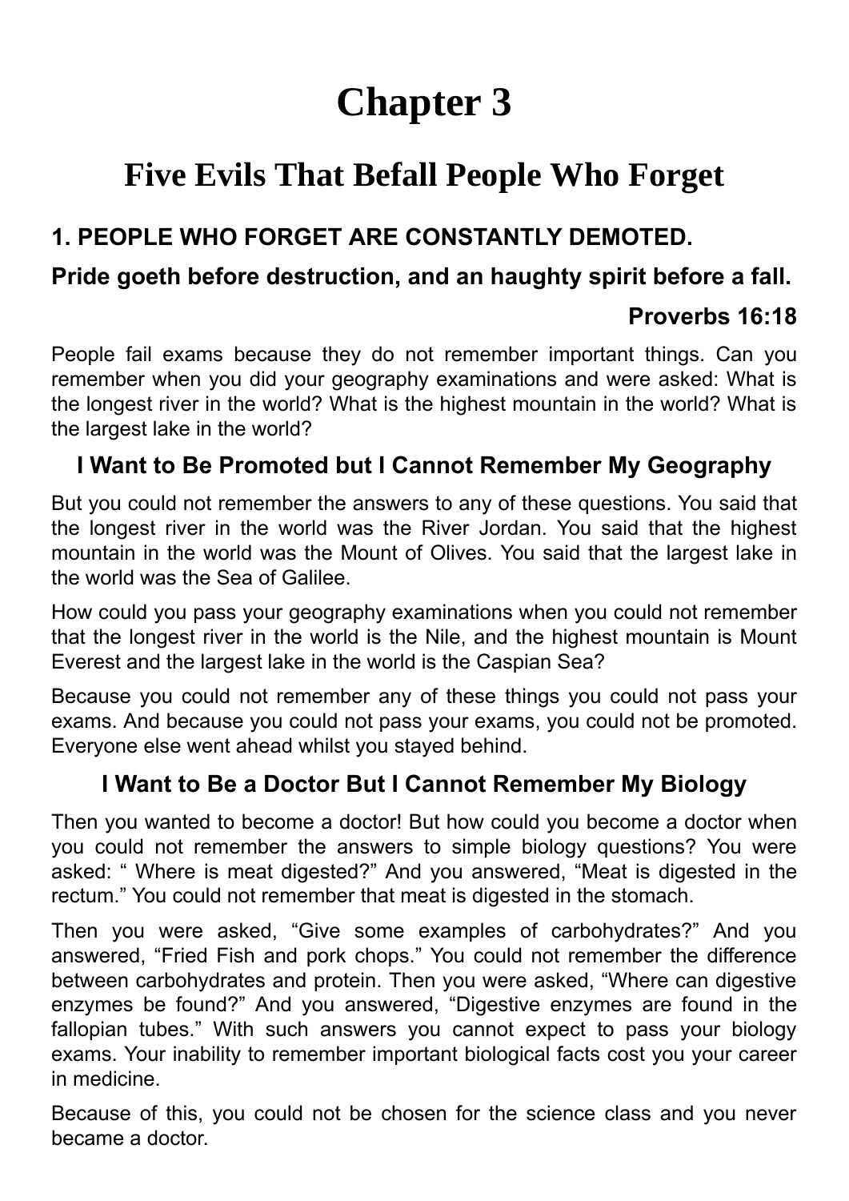# Chapter 3

# Five Evils That Befall People Who Forget

### 1. PEOPLE WHO FORGET ARE CONSTANTLY DEMOTED.

**Pride goeth before destruction, and an haughty spirit before a fall.**

**Proverbs 16:18**

People fail exams because they do not remember important things. Can you remember when you did your geography examinations and were asked: What is the longest river in the world? What is the highest mountain in the world? What is the largest lake in the world?

### I Want to Be Promoted but I Cannot Remember My Geography

But you could not remember the answers to any of these questions. You said that the longest river in the world was the River Jordan. You said that the highest mountain in the world was the Mount of Olives. You said that the largest lake in the world was the Sea of Galilee.

How could you pass your geography examinations when you could not remember that the longest river in the world is the Nile, and the highest mountain is Mount Everest and the largest lake in the world is the Caspian Sea?

Because you could not remember any of these things you could not pass your exams. And because you could not pass your exams, you could not be promoted. Everyone else went ahead whilst you stayed behind.

### I Want to Be a Doctor But I Cannot Remember My Biology

Then you wanted to become a doctor! But how could you become a doctor when you could not remember the answers to simple biology questions? You were asked: " Where is meat digested?" And you answered, "Meat is digested in the rectum." You could not remember that meat is digested in the stomach.

Then you were asked, "Give some examples of carbohydrates?" And you answered, "Fried Fish and pork chops." You could not remember the difference between carbohydrates and protein. Then you were asked, "Where can digestive enzymes be found?" And you answered, "Digestive enzymes are found in the fallopian tubes." With such answers you cannot expect to pass your biology exams. Your inability to remember important biological facts cost you your career in medicine.

Because of this, you could not be chosen for the science class and you never became a doctor.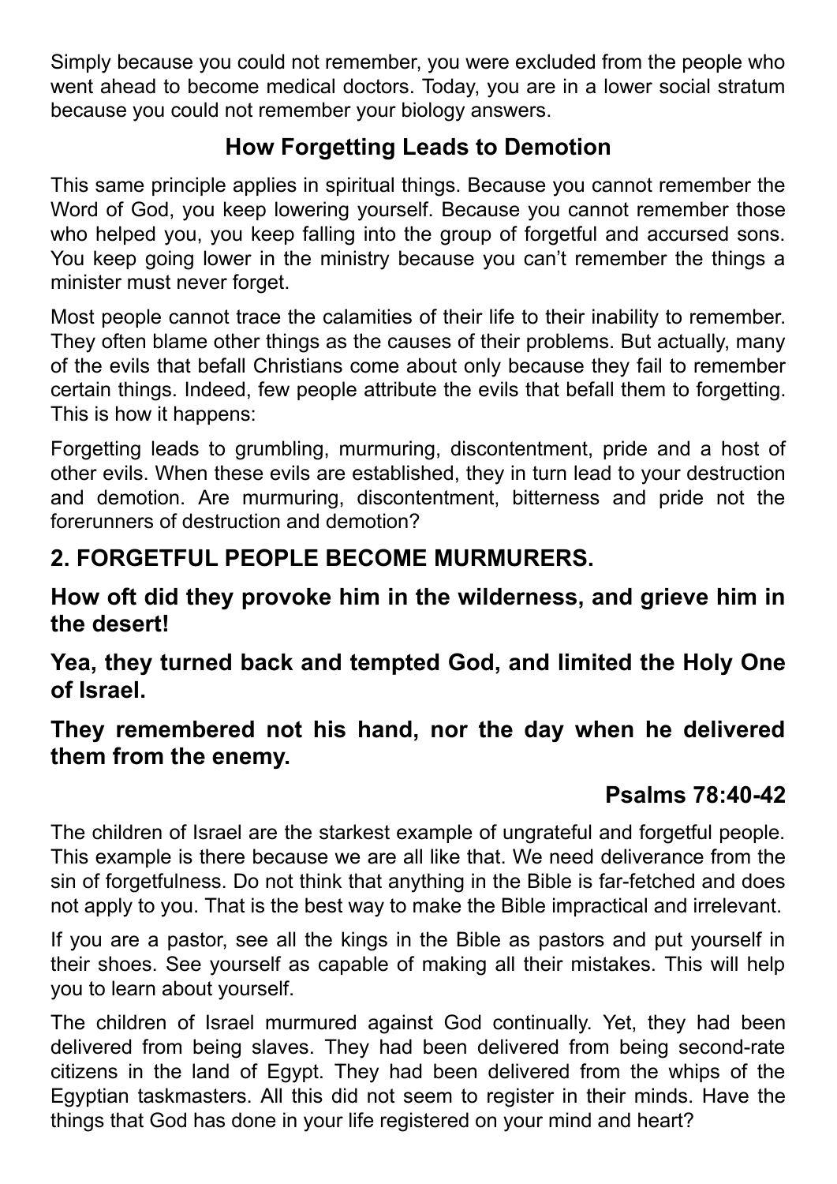Simply because you could not remember, you were excluded from the people who went ahead to become medical doctors. Today, you are in a lower social stratum because you could not remember your biology answers.

### How Forgetting Leads to Demotion

This same principle applies in spiritual things. Because you cannot remember the Word of God, you keep lowering yourself. Because you cannot remember those who helped you, you keep falling into the group of forgetful and accursed sons. You keep going lower in the ministry because you can't remember the things a minister must never forget.

Most people cannot trace the calamities of their life to their inability to remember. They often blame other things as the causes of their problems. But actually, many of the evils that befall Christians come about only because they fail to remember certain things. Indeed, few people attribute the evils that befall them to forgetting. This is how it happens:

Forgetting leads to grumbling, murmuring, discontentment, pride and a host of other evils. When these evils are established, they in turn lead to your destruction and demotion. Are murmuring, discontentment, bitterness and pride not the forerunners of destruction and demotion?

## 2. FORGETFUL PEOPLE BECOME MURMURERS.

**How oft did they provoke him in the wilderness, and grieve him in the desert!**

**Yea, they turned back and tempted God, and limited the Holy One of Israel.**

**They remembered not his hand, nor the day when he delivered them from the enemy.**

**Psalms 78:40-42**

The children of Israel are the starkest example of ungrateful and forgetful people. This example is there because we are all like that. We need deliverance from the sin of forgetfulness. Do not think that anything in the Bible is far-fetched and does not apply to you. That is the best way to make the Bible impractical and irrelevant.

If you are a pastor, see all the kings in the Bible as pastors and put yourself in their shoes. See yourself as capable of making all their mistakes. This will help you to learn about yourself.

The children of Israel murmured against God continually. Yet, they had been delivered from being slaves. They had been delivered from being second-rate citizens in the land of Egypt. They had been delivered from the whips of the Egyptian taskmasters. All this did not seem to register in their minds. Have the things that God has done in your life registered on your mind and heart?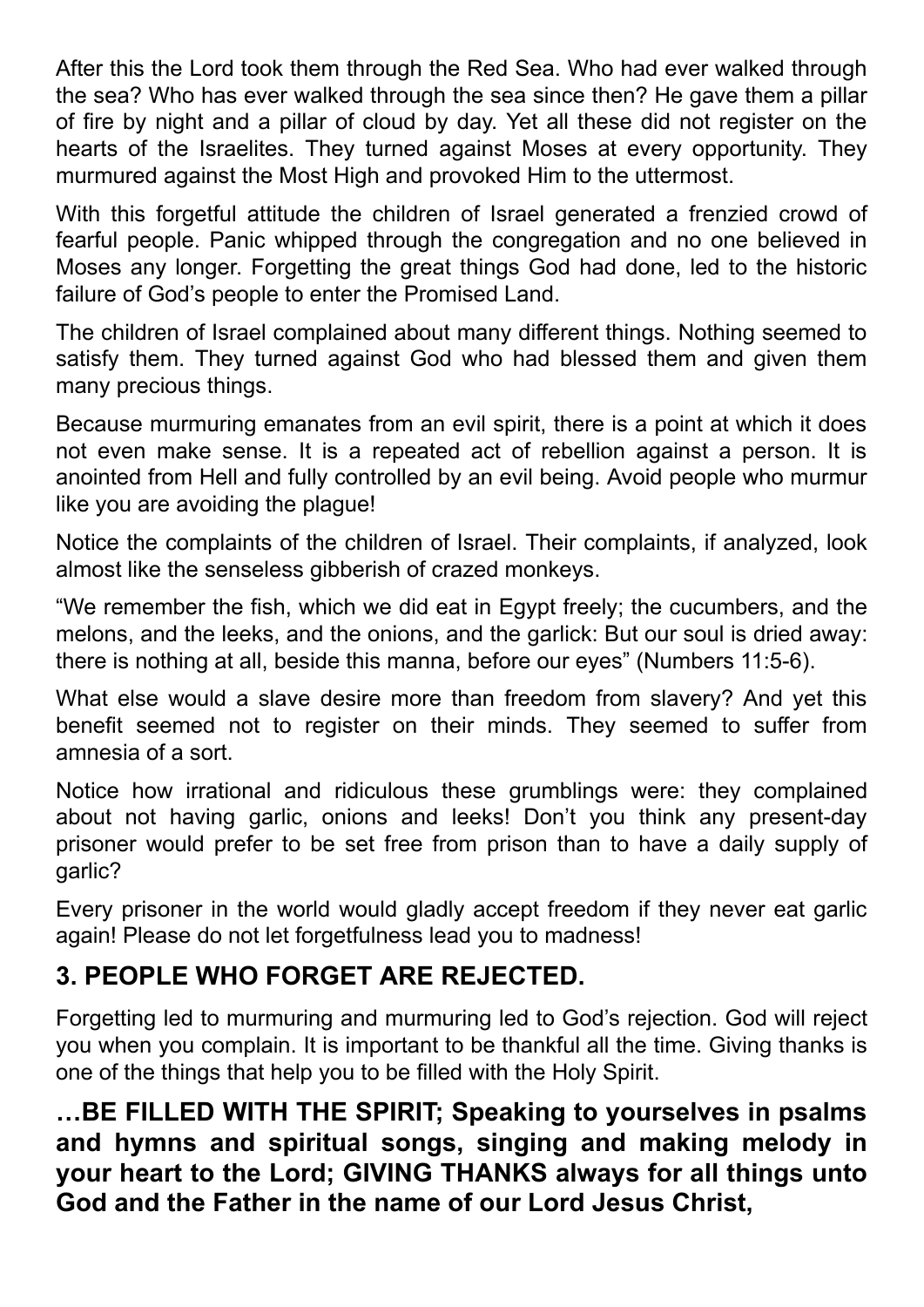After this the Lord took them through the Red Sea. Who had ever walked through the sea? Who has ever walked through the sea since then? He gave them a pillar of fire by night and a pillar of cloud by day. Yet all these did not register on the hearts of the Israelites. They turned against Moses at every opportunity. They murmured against the Most High and provoked Him to the uttermost.

With this forgetful attitude the children of Israel generated a frenzied crowd of fearful people. Panic whipped through the congregation and no one believed in Moses any longer. Forgetting the great things God had done, led to the historic failure of God's people to enter the Promised Land.

The children of Israel complained about many different things. Nothing seemed to satisfy them. They turned against God who had blessed them and given them many precious things.

Because murmuring emanates from an evil spirit, there is a point at which it does not even make sense. It is a repeated act of rebellion against a person. It is anointed from Hell and fully controlled by an evil being. Avoid people who murmur like you are avoiding the plague!

Notice the complaints of the children of Israel. Their complaints, if analyzed, look almost like the senseless gibberish of crazed monkeys.

"We remember the fish, which we did eat in Egypt freely; the cucumbers, and the melons, and the leeks, and the onions, and the garlick: But our soul is dried away: there is nothing at all, beside this manna, before our eyes" (Numbers 11:5-6).

What else would a slave desire more than freedom from slavery? And yet this benefit seemed not to register on their minds. They seemed to suffer from amnesia of a sort.

Notice how irrational and ridiculous these grumblings were: they complained about not having garlic, onions and leeks! Don't you think any present-day prisoner would prefer to be set free from prison than to have a daily supply of garlic?

Every prisoner in the world would gladly accept freedom if they never eat garlic again! Please do not let forgetfulness lead you to madness!

## 3. PEOPLE WHO FORGET ARE REJECTED.

Forgetting led to murmuring and murmuring led to God's rejection. God will reject you when you complain. It is important to be thankful all the time. Giving thanks is one of the things that help you to be filled with the Holy Spirit.

**…BE FILLED WITH THE SPIRIT; Speaking to yourselves in psalms and hymns and spiritual songs, singing and making melody in your heart to the Lord; GIVING THANKS always for all things unto God and the Father in the name of our Lord Jesus Christ,**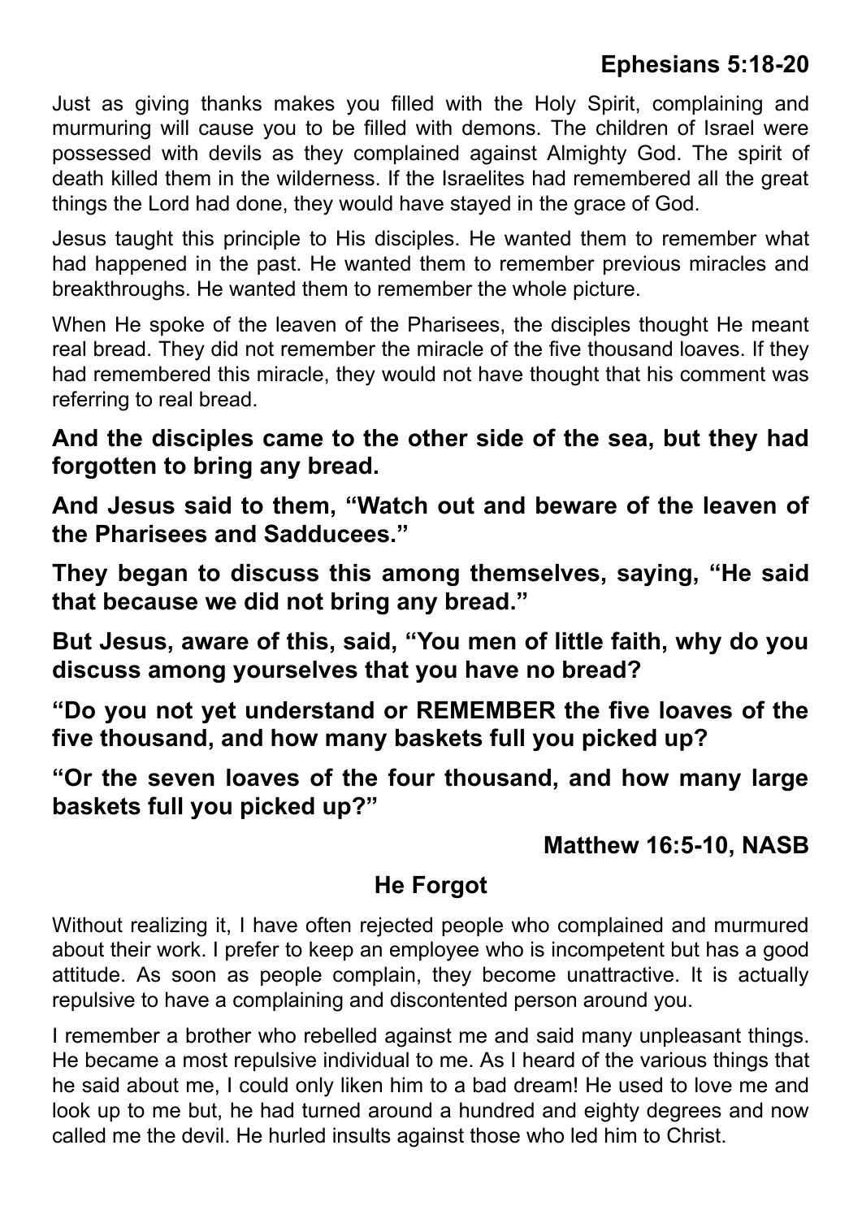**Ephesians 5:18-20**

Just as giving thanks makes you filled with the Holy Spirit, complaining and murmuring will cause you to be filled with demons. The children of Israel were possessed with devils as they complained against Almighty God. The spirit of death killed them in the wilderness. If the Israelites had remembered all the great things the Lord had done, they would have stayed in the grace of God.

Jesus taught this principle to His disciples. He wanted them to remember what had happened in the past. He wanted them to remember previous miracles and breakthroughs. He wanted them to remember the whole picture.

When He spoke of the leaven of the Pharisees, the disciples thought He meant real bread. They did not remember the miracle of the five thousand loaves. If they had remembered this miracle, they would not have thought that his comment was referring to real bread.

**And the disciples came to the other side of the sea, but they had forgotten to bring any bread.**

**And Jesus said to them, "Watch out and beware of the leaven of the Pharisees and Sadducees."**

**They began to discuss this among themselves, saying, "He said that because we did not bring any bread."**

**But Jesus, aware of this, said, "You men of little faith, why do you discuss among yourselves that you have no bread?**

**"Do you not yet understand or REMEMBER the five loaves of the five thousand, and how many baskets full you picked up?**

**"Or the seven loaves of the four thousand, and how many large baskets full you picked up?"**

**Matthew 16:5-10, NASB**

## He Forgot

Without realizing it, I have often rejected people who complained and murmured about their work. I prefer to keep an employee who is incompetent but has a good attitude. As soon as people complain, they become unattractive. It is actually repulsive to have a complaining and discontented person around you.

I remember a brother who rebelled against me and said many unpleasant things. He became a most repulsive individual to me. As I heard of the various things that he said about me, I could only liken him to a bad dream! He used to love me and look up to me but, he had turned around a hundred and eighty degrees and now called me the devil. He hurled insults against those who led him to Christ.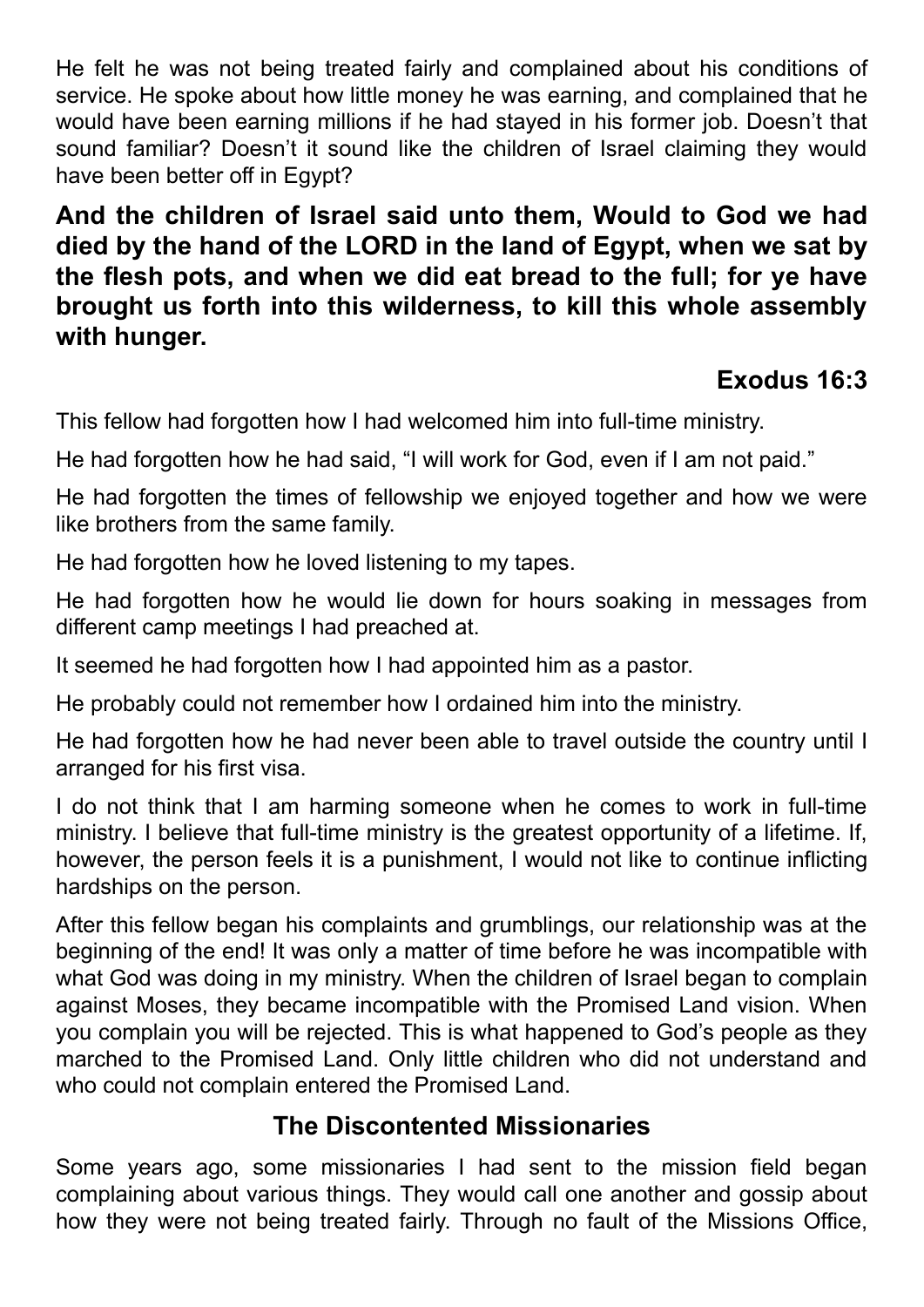He felt he was not being treated fairly and complained about his conditions of service. He spoke about how little money he was earning, and complained that he would have been earning millions if he had stayed in his former job. Doesn't that sound familiar? Doesn't it sound like the children of Israel claiming they would have been better off in Egypt?

**And the children of Israel said unto them, Would to God we had died by the hand of the LORD in the land of Egypt, when we sat by the flesh pots, and when we did eat bread to the full; for ye have brought us forth into this wilderness, to kill this whole assembly with hunger.**

**Exodus 16:3**

This fellow had forgotten how I had welcomed him into full-time ministry.

He had forgotten how he had said, "I will work for God, even if I am not paid."

He had forgotten the times of fellowship we enjoyed together and how we were like brothers from the same family.

He had forgotten how he loved listening to my tapes.

He had forgotten how he would lie down for hours soaking in messages from different camp meetings I had preached at.

It seemed he had forgotten how I had appointed him as a pastor.

He probably could not remember how I ordained him into the ministry.

He had forgotten how he had never been able to travel outside the country until I arranged for his first visa.

I do not think that I am harming someone when he comes to work in full-time ministry. I believe that full-time ministry is the greatest opportunity of a lifetime. If, however, the person feels it is a punishment, I would not like to continue inflicting hardships on the person.

After this fellow began his complaints and grumblings, our relationship was at the beginning of the end! It was only a matter of time before he was incompatible with what God was doing in my ministry. When the children of Israel began to complain against Moses, they became incompatible with the Promised Land vision. When you complain you will be rejected. This is what happened to God's people as they marched to the Promised Land. Only little children who did not understand and who could not complain entered the Promised Land.

## The Discontented Missionaries

Some years ago, some missionaries I had sent to the mission field began complaining about various things. They would call one another and gossip about how they were not being treated fairly. Through no fault of the Missions Office,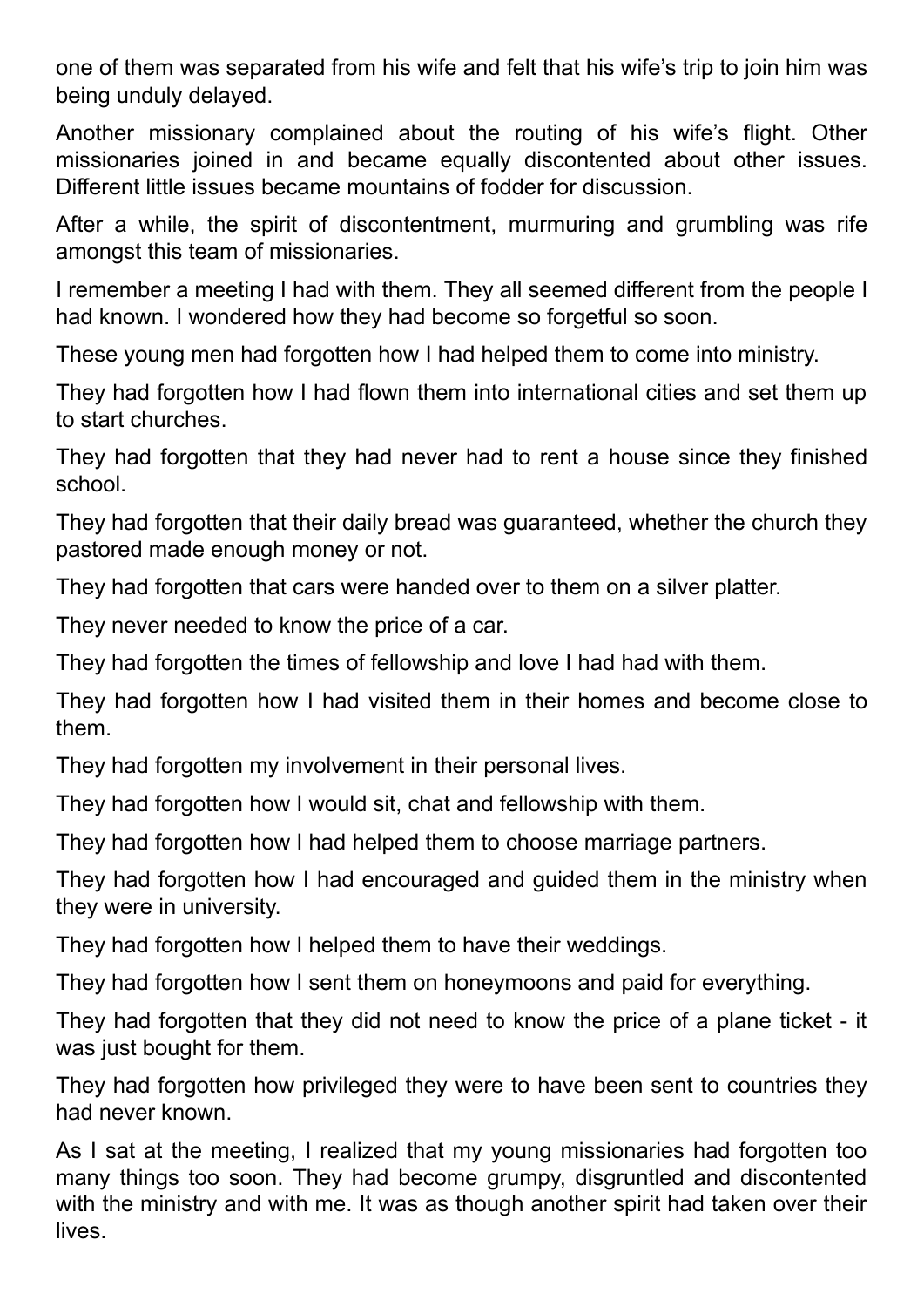one of them was separated from his wife and felt that his wife's trip to join him was being unduly delayed.

Another missionary complained about the routing of his wife's flight. Other missionaries joined in and became equally discontented about other issues. Different little issues became mountains of fodder for discussion.

After a while, the spirit of discontentment, murmuring and grumbling was rife amongst this team of missionaries.

I remember a meeting I had with them. They all seemed different from the people I had known. I wondered how they had become so forgetful so soon.

These young men had forgotten how I had helped them to come into ministry.

They had forgotten how I had flown them into international cities and set them up to start churches.

They had forgotten that they had never had to rent a house since they finished school.

They had forgotten that their daily bread was guaranteed, whether the church they pastored made enough money or not.

They had forgotten that cars were handed over to them on a silver platter.

They never needed to know the price of a car.

They had forgotten the times of fellowship and love I had had with them.

They had forgotten how I had visited them in their homes and become close to them.

They had forgotten my involvement in their personal lives.

They had forgotten how I would sit, chat and fellowship with them.

They had forgotten how I had helped them to choose marriage partners.

They had forgotten how I had encouraged and guided them in the ministry when they were in university.

They had forgotten how I helped them to have their weddings.

They had forgotten how I sent them on honeymoons and paid for everything.

They had forgotten that they did not need to know the price of a plane ticket - it was just bought for them.

They had forgotten how privileged they were to have been sent to countries they had never known.

As I sat at the meeting, I realized that my young missionaries had forgotten too many things too soon. They had become grumpy, disgruntled and discontented with the ministry and with me. It was as though another spirit had taken over their lives.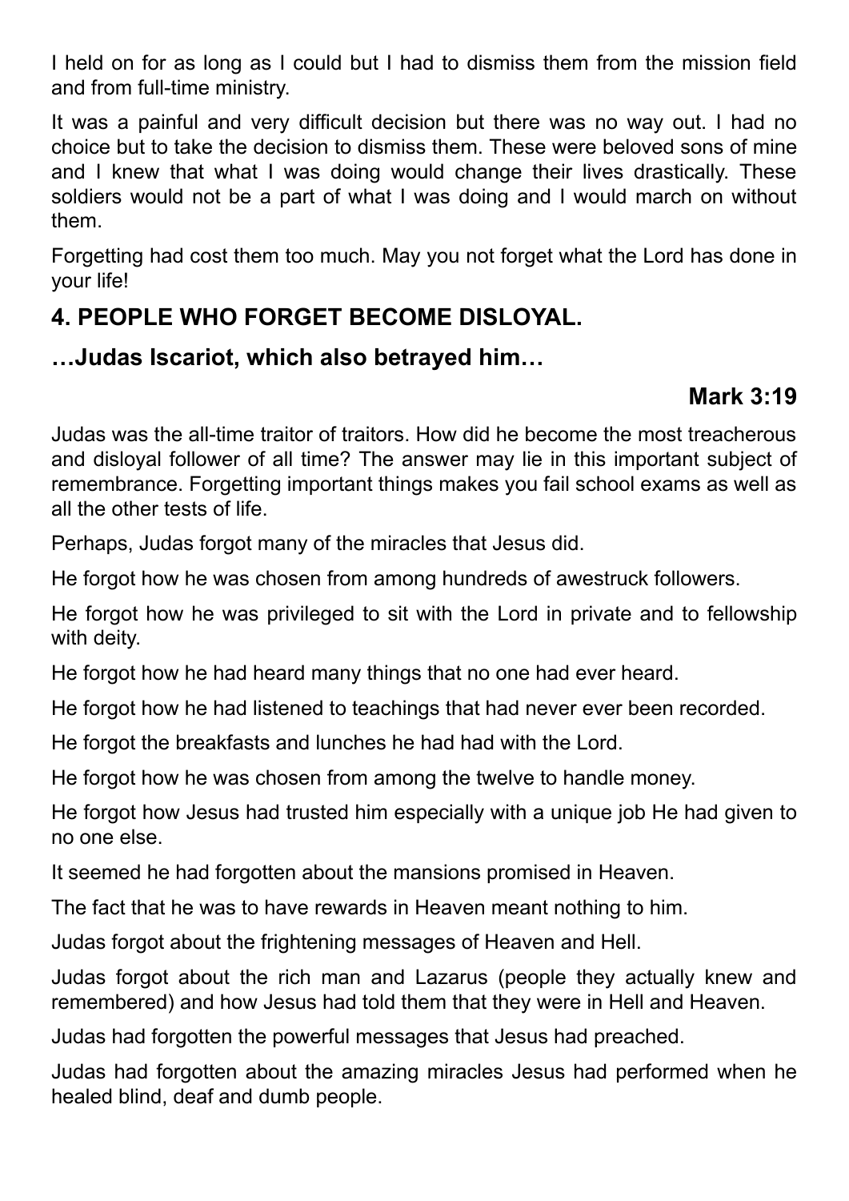I held on for as long as I could but I had to dismiss them from the mission field and from full-time ministry.

It was a painful and very difficult decision but there was no way out. I had no choice but to take the decision to dismiss them. These were beloved sons of mine and I knew that what I was doing would change their lives drastically. These soldiers would not be a part of what I was doing and I would march on without them.

Forgetting had cost them too much. May you not forget what the Lord has done in your life!

## 4. PEOPLE WHO FORGET BECOME DISLOYAL.

**…Judas Iscariot, which also betrayed him…**

**Mark 3:19**

Judas was the all-time traitor of traitors. How did he become the most treacherous and disloyal follower of all time? The answer may lie in this important subject of remembrance. Forgetting important things makes you fail school exams as well as all the other tests of life.

Perhaps, Judas forgot many of the miracles that Jesus did.

He forgot how he was chosen from among hundreds of awestruck followers.

He forgot how he was privileged to sit with the Lord in private and to fellowship with deity.

He forgot how he had heard many things that no one had ever heard.

He forgot how he had listened to teachings that had never ever been recorded.

He forgot the breakfasts and lunches he had had with the Lord.

He forgot how he was chosen from among the twelve to handle money.

He forgot how Jesus had trusted him especially with a unique job He had given to no one else.

It seemed he had forgotten about the mansions promised in Heaven.

The fact that he was to have rewards in Heaven meant nothing to him.

Judas forgot about the frightening messages of Heaven and Hell.

Judas forgot about the rich man and Lazarus (people they actually knew and remembered) and how Jesus had told them that they were in Hell and Heaven.

Judas had forgotten the powerful messages that Jesus had preached.

Judas had forgotten about the amazing miracles Jesus had performed when he healed blind, deaf and dumb people.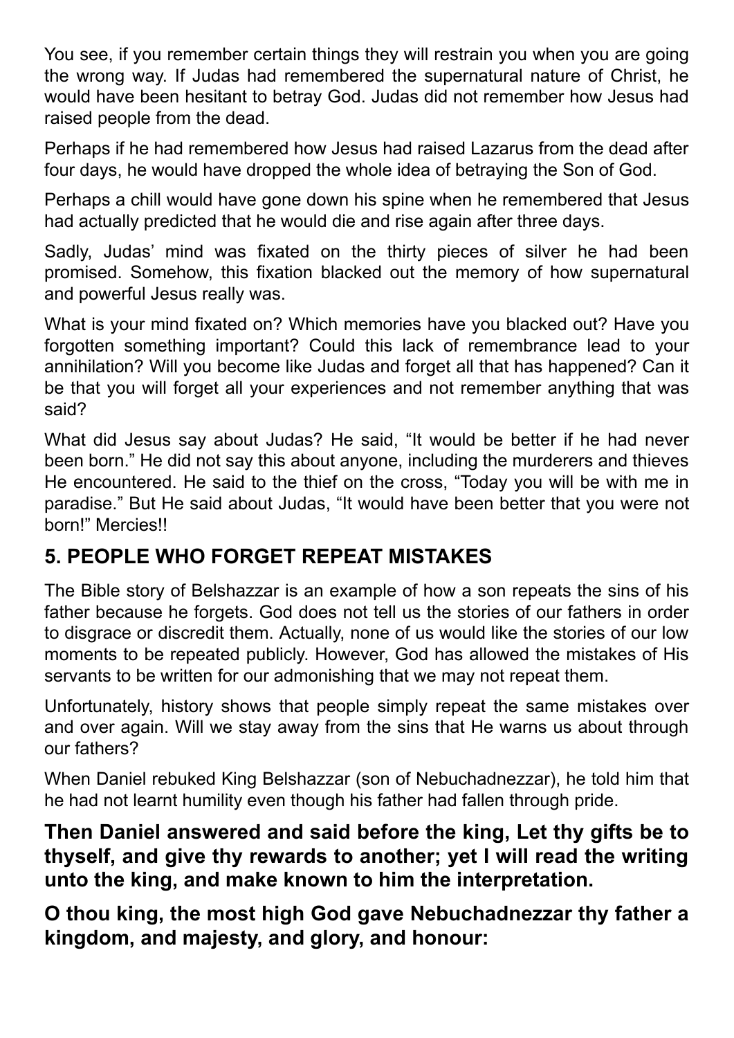You see, if you remember certain things they will restrain you when you are going the wrong way. If Judas had remembered the supernatural nature of Christ, he would have been hesitant to betray God. Judas did not remember how Jesus had raised people from the dead.

Perhaps if he had remembered how Jesus had raised Lazarus from the dead after four days, he would have dropped the whole idea of betraying the Son of God.

Perhaps a chill would have gone down his spine when he remembered that Jesus had actually predicted that he would die and rise again after three days.

Sadly, Judas' mind was fixated on the thirty pieces of silver he had been promised. Somehow, this fixation blacked out the memory of how supernatural and powerful Jesus really was.

What is your mind fixated on? Which memories have you blacked out? Have you forgotten something important? Could this lack of remembrance lead to your annihilation? Will you become like Judas and forget all that has happened? Can it be that you will forget all your experiences and not remember anything that was said?

What did Jesus say about Judas? He said, "It would be better if he had never been born." He did not say this about anyone, including the murderers and thieves He encountered. He said to the thief on the cross, "Today you will be with me in paradise." But He said about Judas, "It would have been better that you were not born!" Mercies!!

## 5. PEOPLE WHO FORGET REPEAT MISTAKES

The Bible story of Belshazzar is an example of how a son repeats the sins of his father because he forgets. God does not tell us the stories of our fathers in order to disgrace or discredit them. Actually, none of us would like the stories of our low moments to be repeated publicly. However, God has allowed the mistakes of His servants to be written for our admonishing that we may not repeat them.

Unfortunately, history shows that people simply repeat the same mistakes over and over again. Will we stay away from the sins that He warns us about through our fathers?

When Daniel rebuked King Belshazzar (son of Nebuchadnezzar), he told him that he had not learnt humility even though his father had fallen through pride.

**Then Daniel answered and said before the king, Let thy gifts be to thyself, and give thy rewards to another; yet I will read the writing unto the king, and make known to him the interpretation.**

**O thou king, the most high God gave Nebuchadnezzar thy father a kingdom, and majesty, and glory, and honour:**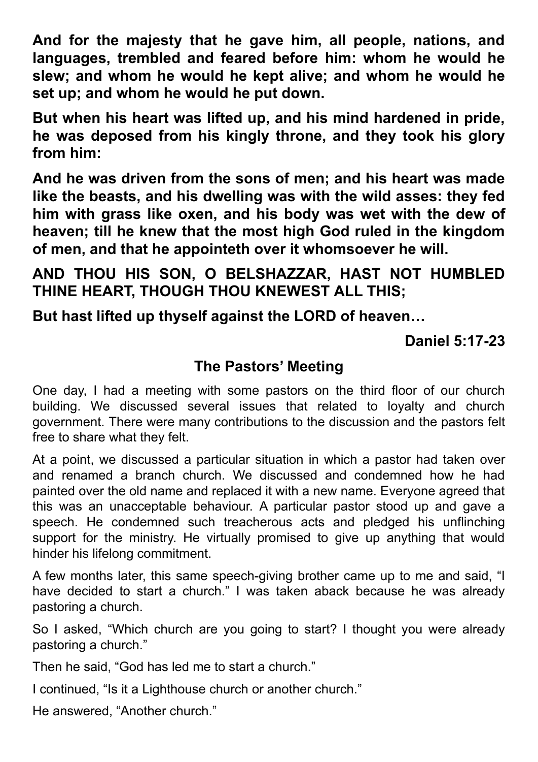**And for the majesty that he gave him, all people, nations, and languages, trembled and feared before him: whom he would he slew; and whom he would he kept alive; and whom he would he set up; and whom he would he put down.**

**But when his heart was lifted up, and his mind hardened in pride, he was deposed from his kingly throne, and they took his glory from him:**

**And he was driven from the sons of men; and his heart was made like the beasts, and his dwelling was with the wild asses: they fed him with grass like oxen, and his body was wet with the dew of heaven; till he knew that the most high God ruled in the kingdom of men, and that he appointeth over it whomsoever he will.**

**AND THOU HIS SON, O BELSHAZZAR, HAST NOT HUMBLED THINE HEART, THOUGH THOU KNEWEST ALL THIS;**

**But hast lifted up thyself against the LORD of heaven…**

**Daniel 5:17-23**

## The Pastors' Meeting

One day, I had a meeting with some pastors on the third floor of our church building. We discussed several issues that related to loyalty and church government. There were many contributions to the discussion and the pastors felt free to share what they felt.

At a point, we discussed a particular situation in which a pastor had taken over and renamed a branch church. We discussed and condemned how he had painted over the old name and replaced it with a new name. Everyone agreed that this was an unacceptable behaviour. A particular pastor stood up and gave a speech. He condemned such treacherous acts and pledged his unflinching support for the ministry. He virtually promised to give up anything that would hinder his lifelong commitment.

A few months later, this same speech-giving brother came up to me and said, "I have decided to start a church." I was taken aback because he was already pastoring a church.

So I asked, "Which church are you going to start? I thought you were already pastoring a church."

Then he said, "God has led me to start a church."

I continued, "Is it a Lighthouse church or another church."

He answered, "Another church."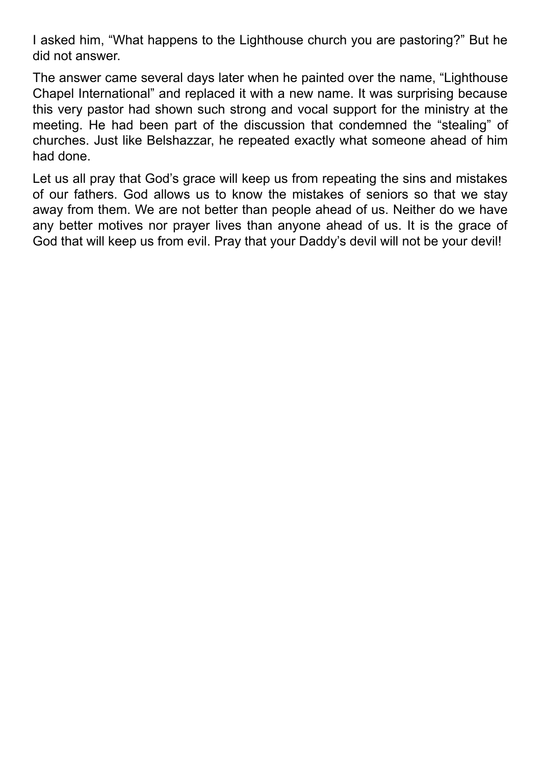I asked him, “What happens to the Lighthouse church you are pastoring?” But he did not answer.

The answer came several days later when he painted over the name, “Lighthouse Chapel International” and replaced it with a new name. It was surprising because this very pastor had shown such strong and vocal support for the ministry at the meeting. He had been part of the discussion that condemned the “stealing” of churches. Just like Belshazzar, he repeated exactly what someone ahead of him had done.

Let us all pray that God’s grace will keep us from repeating the sins and mistakes of our fathers. God allows us to know the mistakes of seniors so that we stay away from them. We are not better than people ahead of us. Neither do we have any better motives nor prayer lives than anyone ahead of us. It is the grace of God that will keep us from evil. Pray that your Daddy’s devil will not be your devil!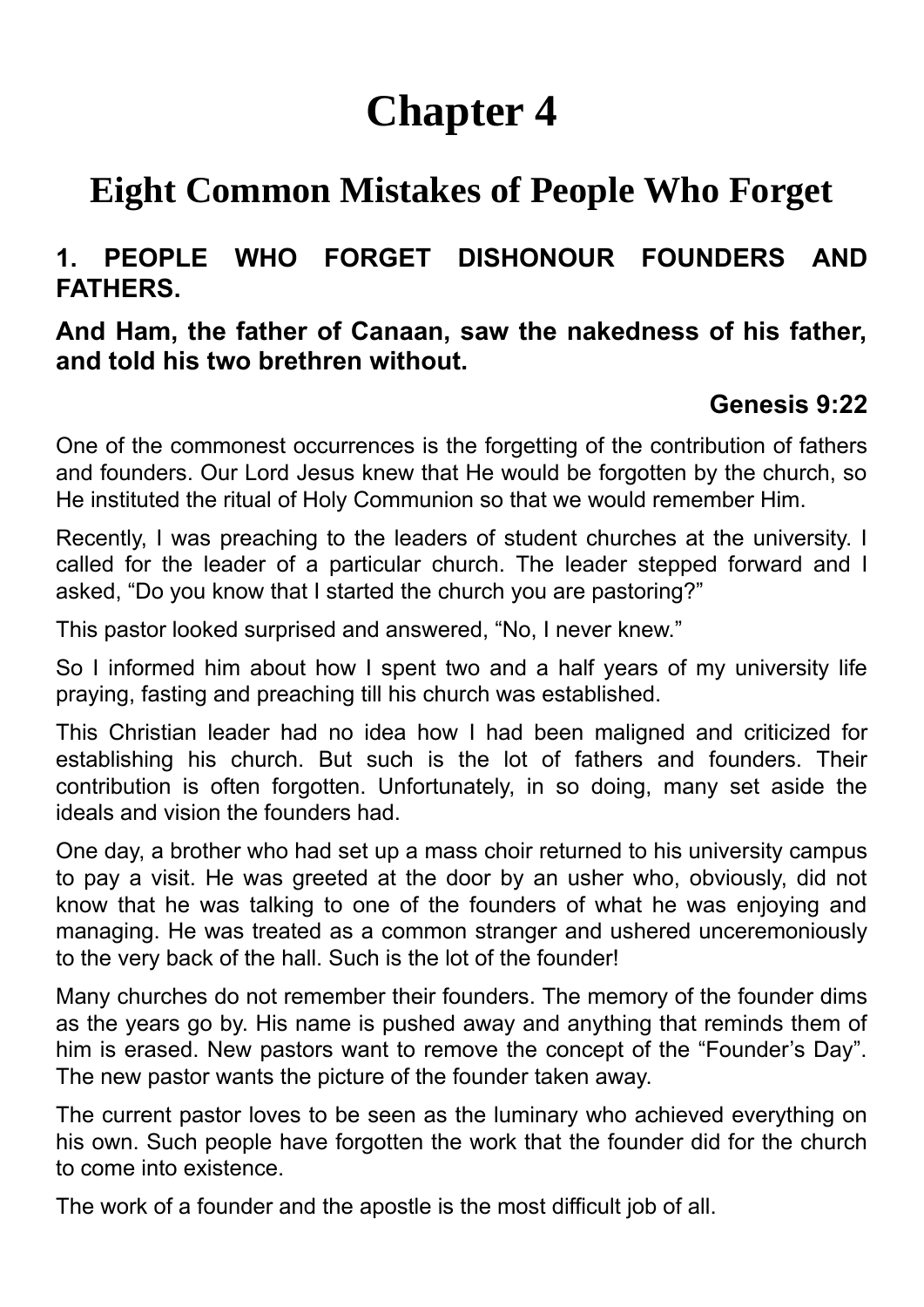# Chapter 4

## Eight Common Mistakes of People Who Forget

### 1. PEOPLE WHO FORGET DISHONOUR FOUNDERS AND FATHERS.

**And Ham, the father of Canaan, saw the nakedness of his father, and told his two brethren without.**

**Genesis 9:22**

One of the commonest occurrences is the forgetting of the contribution of fathers and founders. Our Lord Jesus knew that He would be forgotten by the church, so He instituted the ritual of Holy Communion so that we would remember Him.

Recently, I was preaching to the leaders of student churches at the university. I called for the leader of a particular church. The leader stepped forward and I asked, "Do you know that I started the church you are pastoring?"

This pastor looked surprised and answered, "No, I never knew."

So I informed him about how I spent two and a half years of my university life praying, fasting and preaching till his church was established.

This Christian leader had no idea how I had been maligned and criticized for establishing his church. But such is the lot of fathers and founders. Their contribution is often forgotten. Unfortunately, in so doing, many set aside the ideals and vision the founders had.

One day, a brother who had set up a mass choir returned to his university campus to pay a visit. He was greeted at the door by an usher who, obviously, did not know that he was talking to one of the founders of what he was enjoying and managing. He was treated as a common stranger and ushered unceremoniously to the very back of the hall. Such is the lot of the founder!

Many churches do not remember their founders. The memory of the founder dims as the years go by. His name is pushed away and anything that reminds them of him is erased. New pastors want to remove the concept of the "Founder's Day". The new pastor wants the picture of the founder taken away.

The current pastor loves to be seen as the luminary who achieved everything on his own. Such people have forgotten the work that the founder did for the church to come into existence.

The work of a founder and the apostle is the most difficult job of all.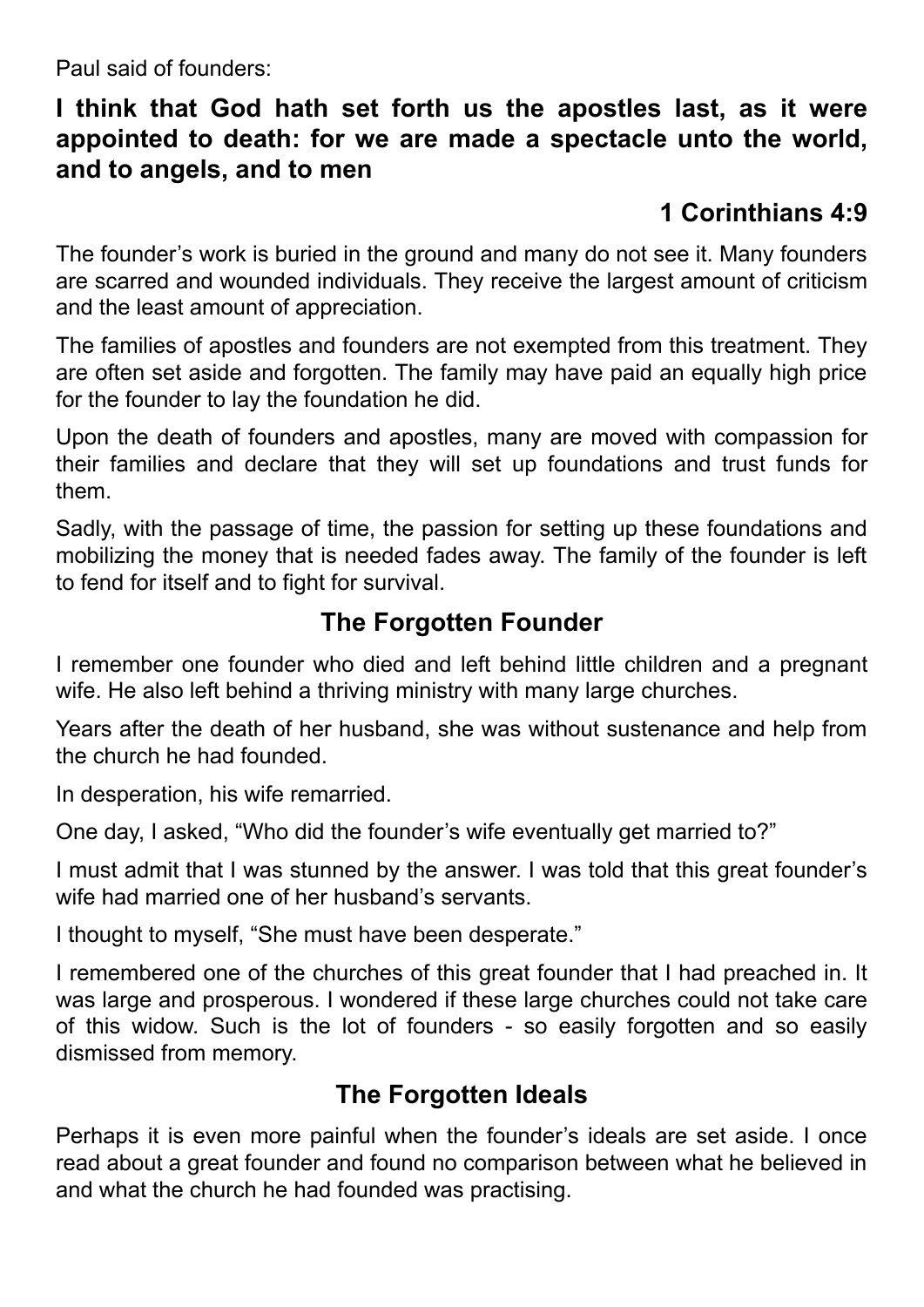Paul said of founders:

**I think that God hath set forth us the apostles last, as it were appointed to death: for we are made a spectacle unto the world, and to angels, and to men**

**1 Corinthians 4:9**

The founder's work is buried in the ground and many do not see it. Many founders are scarred and wounded individuals. They receive the largest amount of criticism and the least amount of appreciation.

The families of apostles and founders are not exempted from this treatment. They are often set aside and forgotten. The family may have paid an equally high price for the founder to lay the foundation he did.

Upon the death of founders and apostles, many are moved with compassion for their families and declare that they will set up foundations and trust funds for them.

Sadly, with the passage of time, the passion for setting up these foundations and mobilizing the money that is needed fades away. The family of the founder is left to fend for itself and to fight for survival.

## The Forgotten Founder

I remember one founder who died and left behind little children and a pregnant wife. He also left behind a thriving ministry with many large churches.

Years after the death of her husband, she was without sustenance and help from the church he had founded.

In desperation, his wife remarried.

One day, I asked, "Who did the founder's wife eventually get married to?"

I must admit that I was stunned by the answer. I was told that this great founder's wife had married one of her husband's servants.

I thought to myself, "She must have been desperate."

I remembered one of the churches of this great founder that I had preached in. It was large and prosperous. I wondered if these large churches could not take care of this widow. Such is the lot of founders - so easily forgotten and so easily dismissed from memory.

## The Forgotten Ideals

Perhaps it is even more painful when the founder's ideals are set aside. I once read about a great founder and found no comparison between what he believed in and what the church he had founded was practising.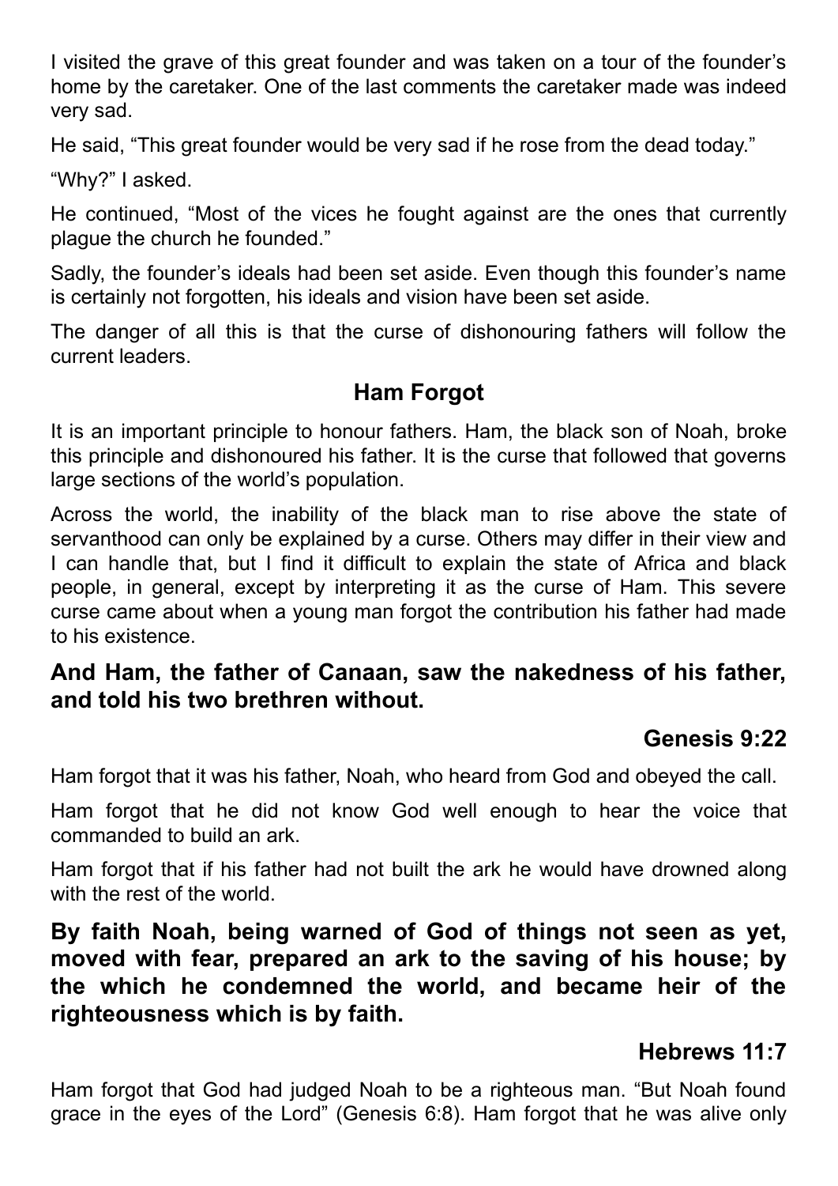I visited the grave of this great founder and was taken on a tour of the founder's home by the caretaker. One of the last comments the caretaker made was indeed very sad.

He said, "This great founder would be very sad if he rose from the dead today."

"Why?" I asked.

He continued, "Most of the vices he fought against are the ones that currently plague the church he founded."

Sadly, the founder's ideals had been set aside. Even though this founder's name is certainly not forgotten, his ideals and vision have been set aside.

The danger of all this is that the curse of dishonouring fathers will follow the current leaders.

## Ham Forgot

It is an important principle to honour fathers. Ham, the black son of Noah, broke this principle and dishonoured his father. It is the curse that followed that governs large sections of the world's population.

Across the world, the inability of the black man to rise above the state of servanthood can only be explained by a curse. Others may differ in their view and I can handle that, but I find it difficult to explain the state of Africa and black people, in general, except by interpreting it as the curse of Ham. This severe curse came about when a young man forgot the contribution his father had made to his existence.

**And Ham, the father of Canaan, saw the nakedness of his father, and told his two brethren without.**

**Genesis 9:22**

Ham forgot that it was his father, Noah, who heard from God and obeyed the call.

Ham forgot that he did not know God well enough to hear the voice that commanded to build an ark.

Ham forgot that if his father had not built the ark he would have drowned along with the rest of the world.

**By faith Noah, being warned of God of things not seen as yet, moved with fear, prepared an ark to the saving of his house; by the which he condemned the world, and became heir of the righteousness which is by faith.**

**Hebrews 11:7**

Ham forgot that God had judged Noah to be a righteous man. "But Noah found grace in the eyes of the Lord" (Genesis 6:8). Ham forgot that he was alive only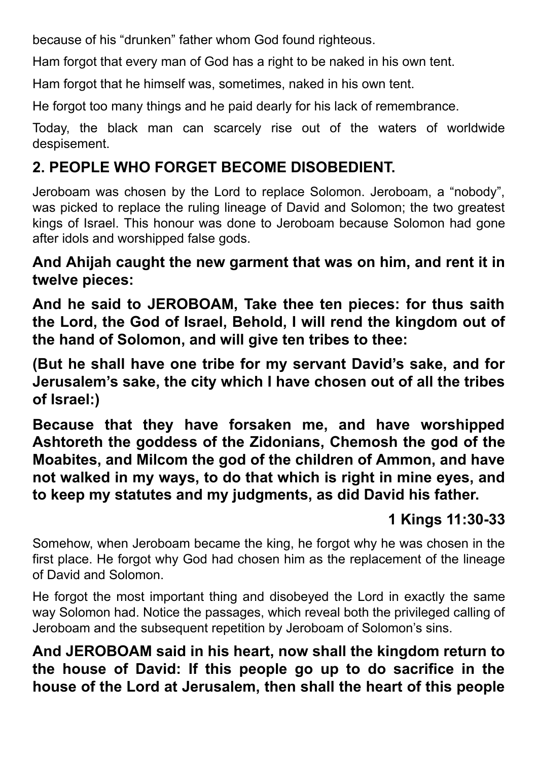because of his "drunken" father whom God found righteous.

Ham forgot that every man of God has a right to be naked in his own tent.

Ham forgot that he himself was, sometimes, naked in his own tent.

He forgot too many things and he paid dearly for his lack of remembrance.

Today, the black man can scarcely rise out of the waters of worldwide despisement.

## 2. PEOPLE WHO FORGET BECOME DISOBEDIENT.

Jeroboam was chosen by the Lord to replace Solomon. Jeroboam, a "nobody", was picked to replace the ruling lineage of David and Solomon; the two greatest kings of Israel. This honour was done to Jeroboam because Solomon had gone after idols and worshipped false gods.

**And Ahijah caught the new garment that was on him, and rent it in twelve pieces:**

**And he said to JEROBOAM, Take thee ten pieces: for thus saith the Lord, the God of Israel, Behold, I will rend the kingdom out of the hand of Solomon, and will give ten tribes to thee:**

**(But he shall have one tribe for my servant David's sake, and for Jerusalem's sake, the city which I have chosen out of all the tribes of Israel:)**

**Because that they have forsaken me, and have worshipped Ashtoreth the goddess of the Zidonians, Chemosh the god of the Moabites, and Milcom the god of the children of Ammon, and have not walked in my ways, to do that which is right in mine eyes, and to keep my statutes and my judgments, as did David his father.**

**1 Kings 11:30-33**

Somehow, when Jeroboam became the king, he forgot why he was chosen in the first place. He forgot why God had chosen him as the replacement of the lineage of David and Solomon.

He forgot the most important thing and disobeyed the Lord in exactly the same way Solomon had. Notice the passages, which reveal both the privileged calling of Jeroboam and the subsequent repetition by Jeroboam of Solomon's sins.

**And JEROBOAM said in his heart, now shall the kingdom return to the house of David: If this people go up to do sacrifice in the house of the Lord at Jerusalem, then shall the heart of this people**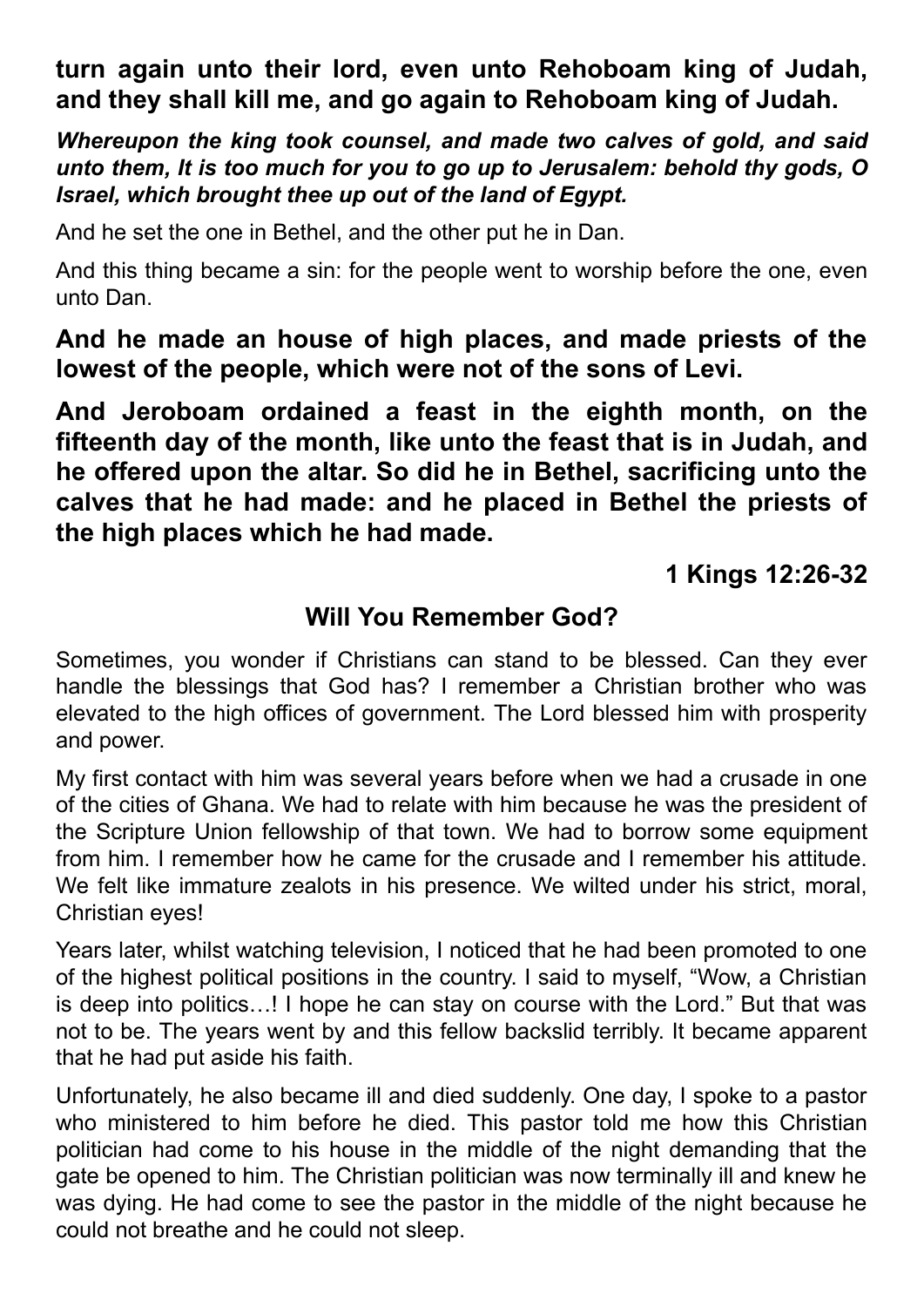**turn again unto their lord, even unto Rehoboam king of Judah, and they shall kill me, and go again to Rehoboam king of Judah.**

***Whereupon the king took counsel, and made two calves of gold, and said unto them, It is too much for you to go up to Jerusalem: behold thy gods, O Israel, which brought thee up out of the land of Egypt.***

And he set the one in Bethel, and the other put he in Dan.

And this thing became a sin: for the people went to worship before the one, even unto Dan.

**And he made an house of high places, and made priests of the lowest of the people, which were not of the sons of Levi.**

**And Jeroboam ordained a feast in the eighth month, on the fifteenth day of the month, like unto the feast that is in Judah, and he offered upon the altar. So did he in Bethel, sacrificing unto the calves that he had made: and he placed in Bethel the priests of the high places which he had made.**

**1 Kings 12:26-32**

## Will You Remember God?

Sometimes, you wonder if Christians can stand to be blessed. Can they ever handle the blessings that God has? I remember a Christian brother who was elevated to the high offices of government. The Lord blessed him with prosperity and power.

My first contact with him was several years before when we had a crusade in one of the cities of Ghana. We had to relate with him because he was the president of the Scripture Union fellowship of that town. We had to borrow some equipment from him. I remember how he came for the crusade and I remember his attitude. We felt like immature zealots in his presence. We wilted under his strict, moral, Christian eyes!

Years later, whilst watching television, I noticed that he had been promoted to one of the highest political positions in the country. I said to myself, "Wow, a Christian is deep into politics…! I hope he can stay on course with the Lord." But that was not to be. The years went by and this fellow backslid terribly. It became apparent that he had put aside his faith.

Unfortunately, he also became ill and died suddenly. One day, I spoke to a pastor who ministered to him before he died. This pastor told me how this Christian politician had come to his house in the middle of the night demanding that the gate be opened to him. The Christian politician was now terminally ill and knew he was dying. He had come to see the pastor in the middle of the night because he could not breathe and he could not sleep.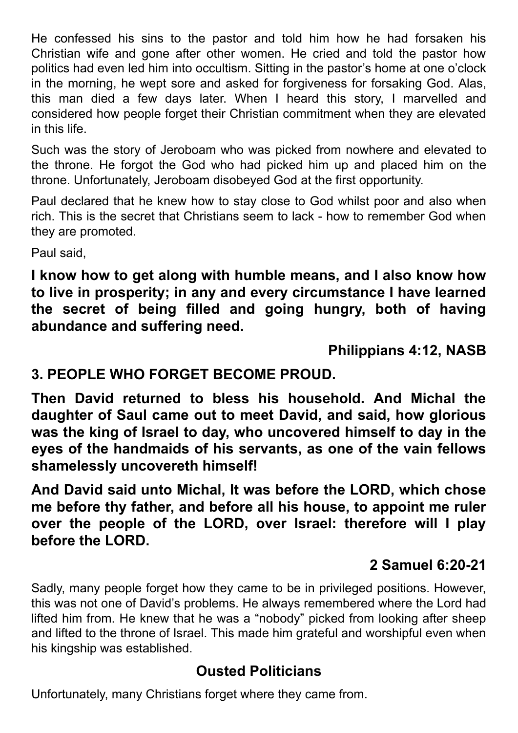He confessed his sins to the pastor and told him how he had forsaken his Christian wife and gone after other women. He cried and told the pastor how politics had even led him into occultism. Sitting in the pastor's home at one o'clock in the morning, he wept sore and asked for forgiveness for forsaking God. Alas, this man died a few days later. When I heard this story, I marvelled and considered how people forget their Christian commitment when they are elevated in this life.

Such was the story of Jeroboam who was picked from nowhere and elevated to the throne. He forgot the God who had picked him up and placed him on the throne. Unfortunately, Jeroboam disobeyed God at the first opportunity.

Paul declared that he knew how to stay close to God whilst poor and also when rich. This is the secret that Christians seem to lack - how to remember God when they are promoted.

Paul said,

**I know how to get along with humble means, and I also know how to live in prosperity; in any and every circumstance I have learned the secret of being filled and going hungry, both of having abundance and suffering need.**

**Philippians 4:12, NASB**

## 3. PEOPLE WHO FORGET BECOME PROUD.

**Then David returned to bless his household. And Michal the daughter of Saul came out to meet David, and said, how glorious was the king of Israel to day, who uncovered himself to day in the eyes of the handmaids of his servants, as one of the vain fellows shamelessly uncovereth himself!**

**And David said unto Michal, It was before the LORD, which chose me before thy father, and before all his house, to appoint me ruler over the people of the LORD, over Israel: therefore will I play before the LORD.**

**2 Samuel 6:20-21**

Sadly, many people forget how they came to be in privileged positions. However, this was not one of David's problems. He always remembered where the Lord had lifted him from. He knew that he was a "nobody" picked from looking after sheep and lifted to the throne of Israel. This made him grateful and worshipful even when his kingship was established.

### Ousted Politicians

Unfortunately, many Christians forget where they came from.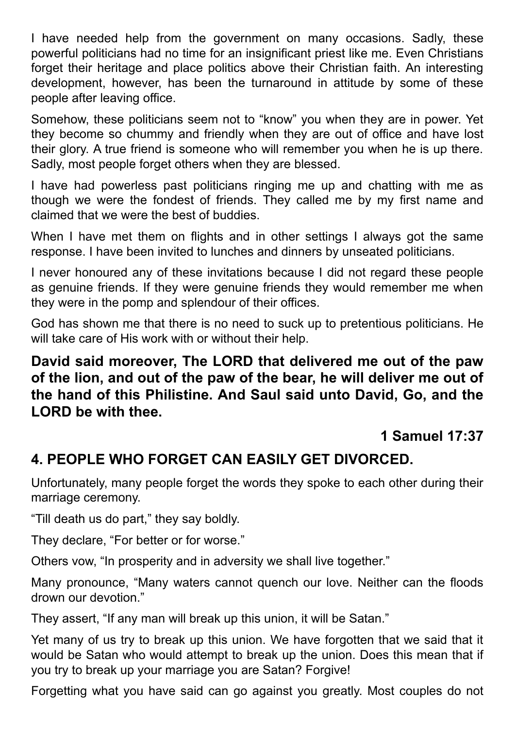I have needed help from the government on many occasions. Sadly, these powerful politicians had no time for an insignificant priest like me. Even Christians forget their heritage and place politics above their Christian faith. An interesting development, however, has been the turnaround in attitude by some of these people after leaving office.

Somehow, these politicians seem not to "know" you when they are in power. Yet they become so chummy and friendly when they are out of office and have lost their glory. A true friend is someone who will remember you when he is up there. Sadly, most people forget others when they are blessed.

I have had powerless past politicians ringing me up and chatting with me as though we were the fondest of friends. They called me by my first name and claimed that we were the best of buddies.

When I have met them on flights and in other settings I always got the same response. I have been invited to lunches and dinners by unseated politicians.

I never honoured any of these invitations because I did not regard these people as genuine friends. If they were genuine friends they would remember me when they were in the pomp and splendour of their offices.

God has shown me that there is no need to suck up to pretentious politicians. He will take care of His work with or without their help.

**David said moreover, The LORD that delivered me out of the paw of the lion, and out of the paw of the bear, he will deliver me out of the hand of this Philistine. And Saul said unto David, Go, and the LORD be with thee.**

**1 Samuel 17:37**

## 4. PEOPLE WHO FORGET CAN EASILY GET DIVORCED.

Unfortunately, many people forget the words they spoke to each other during their marriage ceremony.

"Till death us do part," they say boldly.

They declare, "For better or for worse."

Others vow, "In prosperity and in adversity we shall live together."

Many pronounce, "Many waters cannot quench our love. Neither can the floods drown our devotion."

They assert, "If any man will break up this union, it will be Satan."

Yet many of us try to break up this union. We have forgotten that we said that it would be Satan who would attempt to break up the union. Does this mean that if you try to break up your marriage you are Satan? Forgive!

Forgetting what you have said can go against you greatly. Most couples do not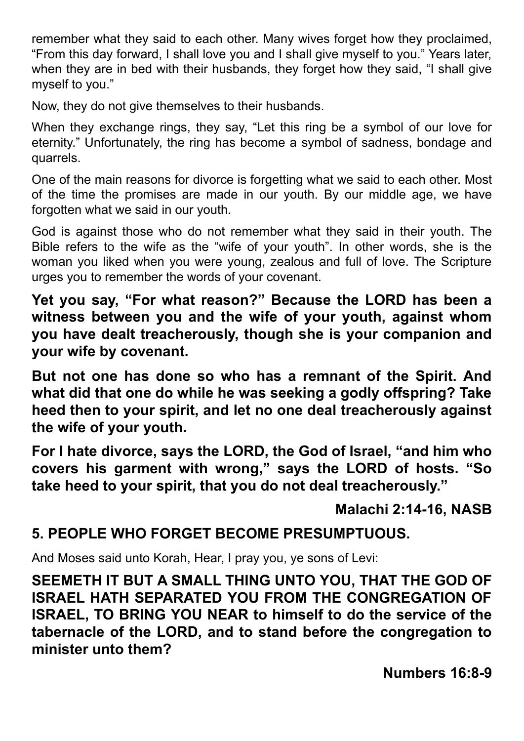remember what they said to each other. Many wives forget how they proclaimed, "From this day forward, I shall love you and I shall give myself to you." Years later, when they are in bed with their husbands, they forget how they said, "I shall give myself to you."

Now, they do not give themselves to their husbands.

When they exchange rings, they say, "Let this ring be a symbol of our love for eternity." Unfortunately, the ring has become a symbol of sadness, bondage and quarrels.

One of the main reasons for divorce is forgetting what we said to each other. Most of the time the promises are made in our youth. By our middle age, we have forgotten what we said in our youth.

God is against those who do not remember what they said in their youth. The Bible refers to the wife as the "wife of your youth". In other words, she is the woman you liked when you were young, zealous and full of love. The Scripture urges you to remember the words of your covenant.

**Yet you say, "For what reason?" Because the LORD has been a witness between you and the wife of your youth, against whom you have dealt treacherously, though she is your companion and your wife by covenant.**

**But not one has done so who has a remnant of the Spirit. And what did that one do while he was seeking a godly offspring? Take heed then to your spirit, and let no one deal treacherously against the wife of your youth.**

**For I hate divorce, says the LORD, the God of Israel, "and him who covers his garment with wrong," says the LORD of hosts. "So take heed to your spirit, that you do not deal treacherously."**

**Malachi 2:14-16, NASB**

## 5. PEOPLE WHO FORGET BECOME PRESUMPTUOUS.

And Moses said unto Korah, Hear, I pray you, ye sons of Levi:

**SEEMETH IT BUT A SMALL THING UNTO YOU, THAT THE GOD OF ISRAEL HATH SEPARATED YOU FROM THE CONGREGATION OF ISRAEL, TO BRING YOU NEAR to himself to do the service of the tabernacle of the LORD, and to stand before the congregation to minister unto them?**

**Numbers 16:8-9**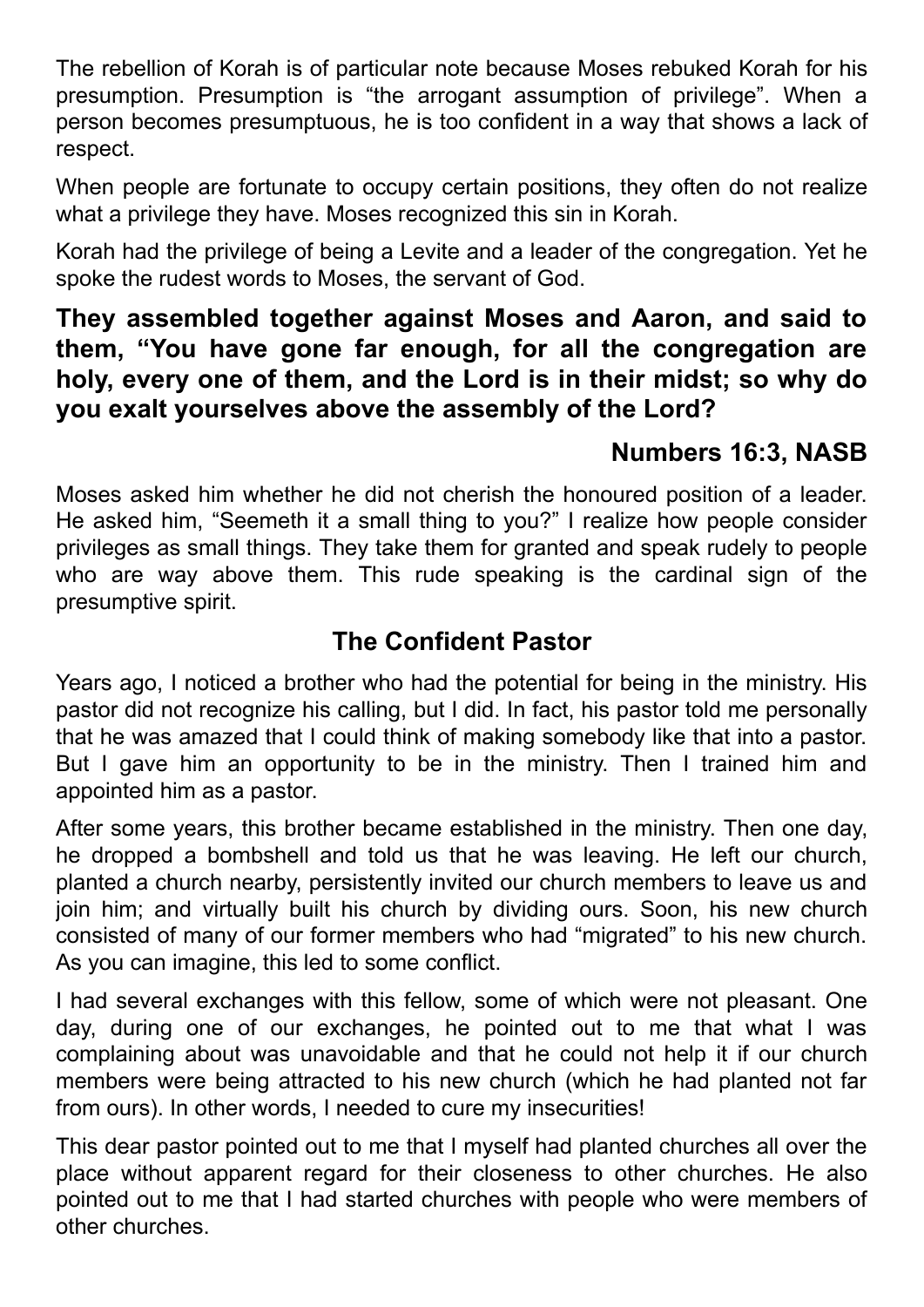The rebellion of Korah is of particular note because Moses rebuked Korah for his presumption. Presumption is "the arrogant assumption of privilege". When a person becomes presumptuous, he is too confident in a way that shows a lack of respect.

When people are fortunate to occupy certain positions, they often do not realize what a privilege they have. Moses recognized this sin in Korah.

Korah had the privilege of being a Levite and a leader of the congregation. Yet he spoke the rudest words to Moses, the servant of God.

**They assembled together against Moses and Aaron, and said to them, "You have gone far enough, for all the congregation are holy, every one of them, and the Lord is in their midst; so why do you exalt yourselves above the assembly of the Lord?**

**Numbers 16:3, NASB**

Moses asked him whether he did not cherish the honoured position of a leader. He asked him, "Seemeth it a small thing to you?" I realize how people consider privileges as small things. They take them for granted and speak rudely to people who are way above them. This rude speaking is the cardinal sign of the presumptive spirit.

## The Confident Pastor

Years ago, I noticed a brother who had the potential for being in the ministry. His pastor did not recognize his calling, but I did. In fact, his pastor told me personally that he was amazed that I could think of making somebody like that into a pastor. But I gave him an opportunity to be in the ministry. Then I trained him and appointed him as a pastor.

After some years, this brother became established in the ministry. Then one day, he dropped a bombshell and told us that he was leaving. He left our church, planted a church nearby, persistently invited our church members to leave us and join him; and virtually built his church by dividing ours. Soon, his new church consisted of many of our former members who had "migrated" to his new church. As you can imagine, this led to some conflict.

I had several exchanges with this fellow, some of which were not pleasant. One day, during one of our exchanges, he pointed out to me that what I was complaining about was unavoidable and that he could not help it if our church members were being attracted to his new church (which he had planted not far from ours). In other words, I needed to cure my insecurities!

This dear pastor pointed out to me that I myself had planted churches all over the place without apparent regard for their closeness to other churches. He also pointed out to me that I had started churches with people who were members of other churches.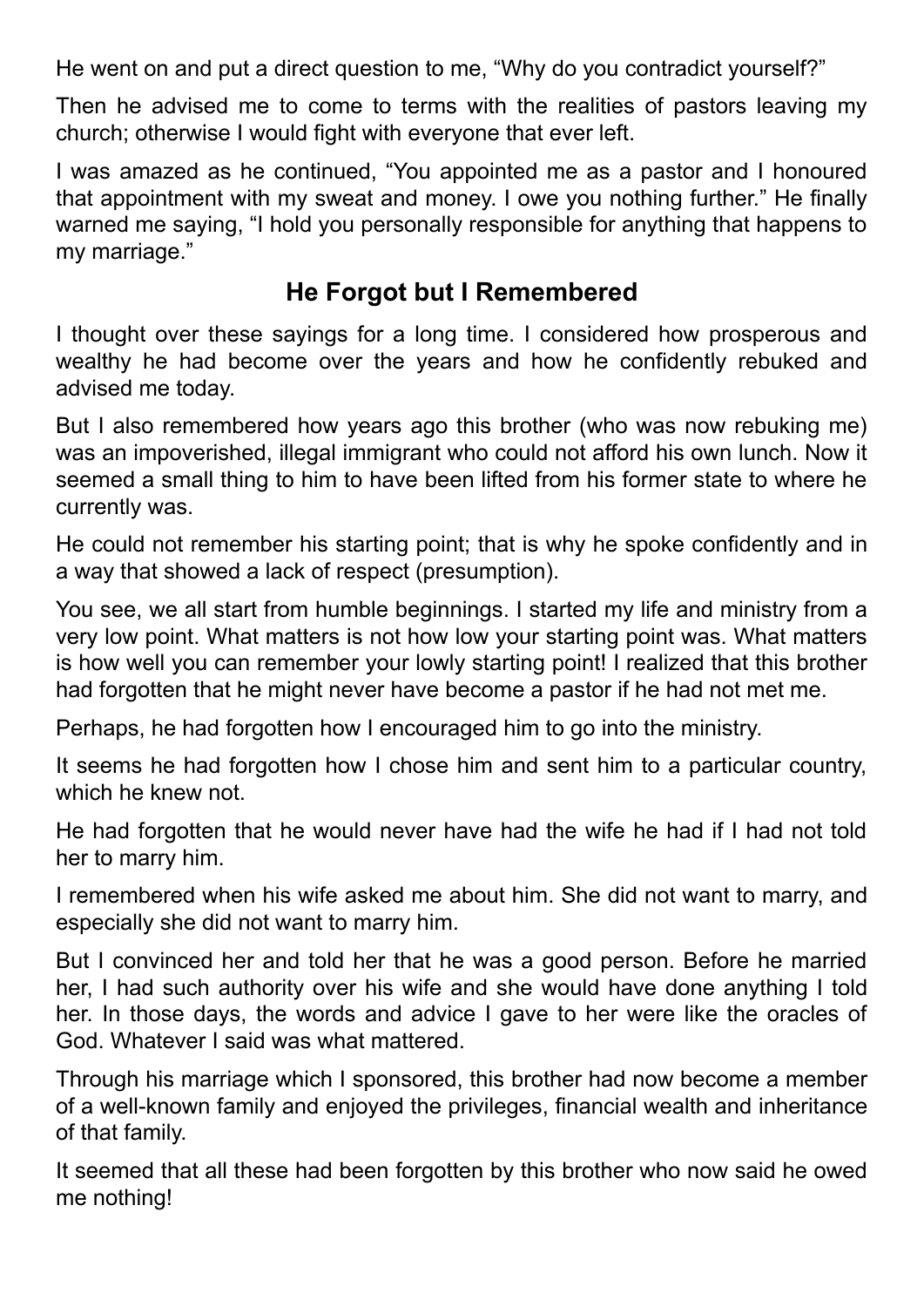He went on and put a direct question to me, “Why do you contradict yourself?”

Then he advised me to come to terms with the realities of pastors leaving my church; otherwise I would fight with everyone that ever left.

I was amazed as he continued, “You appointed me as a pastor and I honoured that appointment with my sweat and money. I owe you nothing further.” He finally warned me saying, “I hold you personally responsible for anything that happens to my marriage.”

## He Forgot but I Remembered

I thought over these sayings for a long time. I considered how prosperous and wealthy he had become over the years and how he confidently rebuked and advised me today.

But I also remembered how years ago this brother (who was now rebuking me) was an impoverished, illegal immigrant who could not afford his own lunch. Now it seemed a small thing to him to have been lifted from his former state to where he currently was.

He could not remember his starting point; that is why he spoke confidently and in a way that showed a lack of respect (presumption).

You see, we all start from humble beginnings. I started my life and ministry from a very low point. What matters is not how low your starting point was. What matters is how well you can remember your lowly starting point! I realized that this brother had forgotten that he might never have become a pastor if he had not met me.

Perhaps, he had forgotten how I encouraged him to go into the ministry.

It seems he had forgotten how I chose him and sent him to a particular country, which he knew not.

He had forgotten that he would never have had the wife he had if I had not told her to marry him.

I remembered when his wife asked me about him. She did not want to marry, and especially she did not want to marry him.

But I convinced her and told her that he was a good person. Before he married her, I had such authority over his wife and she would have done anything I told her. In those days, the words and advice I gave to her were like the oracles of God. Whatever I said was what mattered.

Through his marriage which I sponsored, this brother had now become a member of a well-known family and enjoyed the privileges, financial wealth and inheritance of that family.

It seemed that all these had been forgotten by this brother who now said he owed me nothing!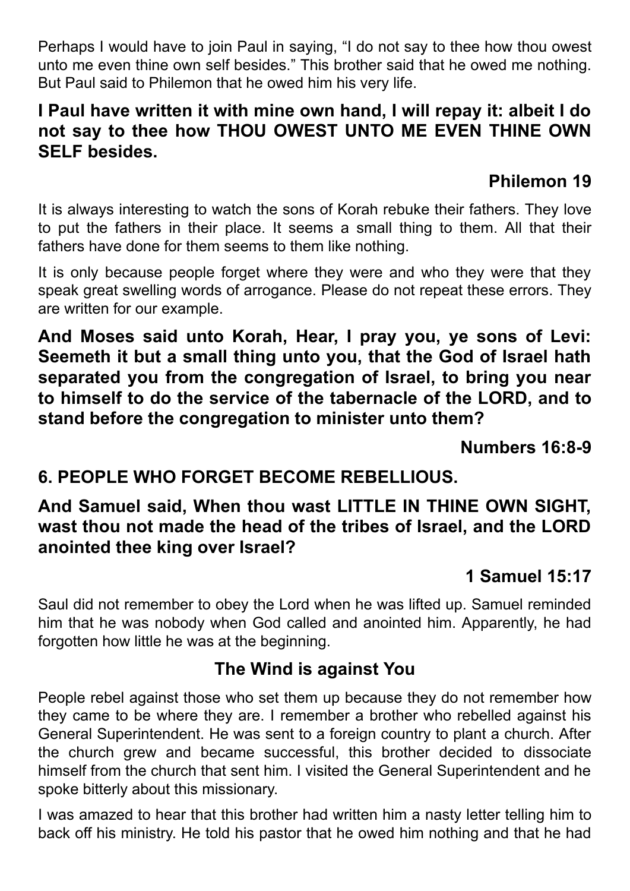Perhaps I would have to join Paul in saying, “I do not say to thee how thou owest unto me even thine own self besides.” This brother said that he owed me nothing. But Paul said to Philemon that he owed him his very life.

**I Paul have written it with mine own hand, I will repay it: albeit I do not say to thee how THOU OWEST UNTO ME EVEN THINE OWN SELF besides.**

**Philemon 19**

It is always interesting to watch the sons of Korah rebuke their fathers. They love to put the fathers in their place. It seems a small thing to them. All that their fathers have done for them seems to them like nothing.

It is only because people forget where they were and who they were that they speak great swelling words of arrogance. Please do not repeat these errors. They are written for our example.

**And Moses said unto Korah, Hear, I pray you, ye sons of Levi: Seemeth it but a small thing unto you, that the God of Israel hath separated you from the congregation of Israel, to bring you near to himself to do the service of the tabernacle of the LORD, and to stand before the congregation to minister unto them?**

**Numbers 16:8-9**

## 6. PEOPLE WHO FORGET BECOME REBELLIOUS.

**And Samuel said, When thou wast LITTLE IN THINE OWN SIGHT, wast thou not made the head of the tribes of Israel, and the LORD anointed thee king over Israel?**

**1 Samuel 15:17**

Saul did not remember to obey the Lord when he was lifted up. Samuel reminded him that he was nobody when God called and anointed him. Apparently, he had forgotten how little he was at the beginning.

### The Wind is against You

People rebel against those who set them up because they do not remember how they came to be where they are. I remember a brother who rebelled against his General Superintendent. He was sent to a foreign country to plant a church. After the church grew and became successful, this brother decided to dissociate himself from the church that sent him. I visited the General Superintendent and he spoke bitterly about this missionary.

I was amazed to hear that this brother had written him a nasty letter telling him to back off his ministry. He told his pastor that he owed him nothing and that he had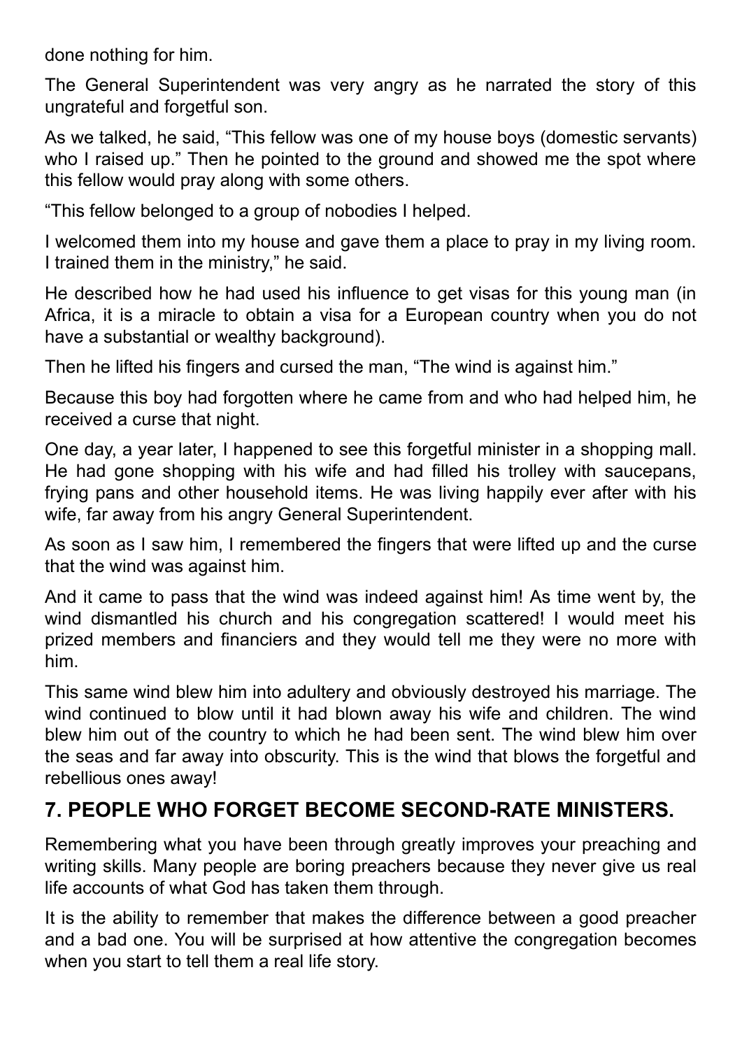done nothing for him.

The General Superintendent was very angry as he narrated the story of this ungrateful and forgetful son.

As we talked, he said, "This fellow was one of my house boys (domestic servants) who I raised up." Then he pointed to the ground and showed me the spot where this fellow would pray along with some others.

"This fellow belonged to a group of nobodies I helped.

I welcomed them into my house and gave them a place to pray in my living room. I trained them in the ministry," he said.

He described how he had used his influence to get visas for this young man (in Africa, it is a miracle to obtain a visa for a European country when you do not have a substantial or wealthy background).

Then he lifted his fingers and cursed the man, "The wind is against him."

Because this boy had forgotten where he came from and who had helped him, he received a curse that night.

One day, a year later, I happened to see this forgetful minister in a shopping mall. He had gone shopping with his wife and had filled his trolley with saucepans, frying pans and other household items. He was living happily ever after with his wife, far away from his angry General Superintendent.

As soon as I saw him, I remembered the fingers that were lifted up and the curse that the wind was against him.

And it came to pass that the wind was indeed against him! As time went by, the wind dismantled his church and his congregation scattered! I would meet his prized members and financiers and they would tell me they were no more with him.

This same wind blew him into adultery and obviously destroyed his marriage. The wind continued to blow until it had blown away his wife and children. The wind blew him out of the country to which he had been sent. The wind blew him over the seas and far away into obscurity. This is the wind that blows the forgetful and rebellious ones away!

## 7. PEOPLE WHO FORGET BECOME SECOND-RATE MINISTERS.

Remembering what you have been through greatly improves your preaching and writing skills. Many people are boring preachers because they never give us real life accounts of what God has taken them through.

It is the ability to remember that makes the difference between a good preacher and a bad one. You will be surprised at how attentive the congregation becomes when you start to tell them a real life story.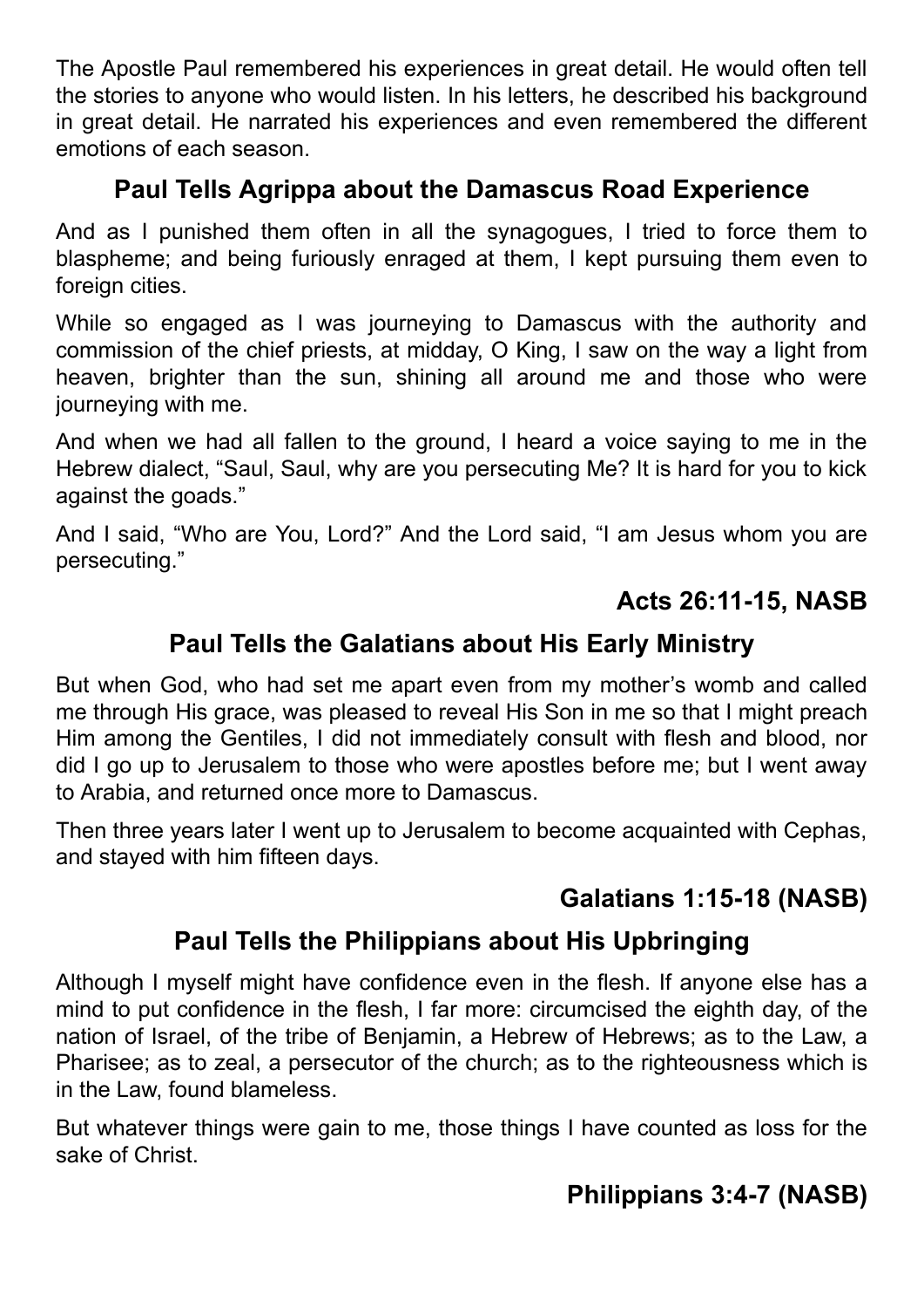The Apostle Paul remembered his experiences in great detail. He would often tell the stories to anyone who would listen. In his letters, he described his background in great detail. He narrated his experiences and even remembered the different emotions of each season.

## Paul Tells Agrippa about the Damascus Road Experience

And as I punished them often in all the synagogues, I tried to force them to blaspheme; and being furiously enraged at them, I kept pursuing them even to foreign cities.

While so engaged as I was journeying to Damascus with the authority and commission of the chief priests, at midday, O King, I saw on the way a light from heaven, brighter than the sun, shining all around me and those who were journeying with me.

And when we had all fallen to the ground, I heard a voice saying to me in the Hebrew dialect, "Saul, Saul, why are you persecuting Me? It is hard for you to kick against the goads."

And I said, "Who are You, Lord?" And the Lord said, "I am Jesus whom you are persecuting."

**Acts 26:11-15, NASB**

## Paul Tells the Galatians about His Early Ministry

But when God, who had set me apart even from my mother's womb and called me through His grace, was pleased to reveal His Son in me so that I might preach Him among the Gentiles, I did not immediately consult with flesh and blood, nor did I go up to Jerusalem to those who were apostles before me; but I went away to Arabia, and returned once more to Damascus.

Then three years later I went up to Jerusalem to become acquainted with Cephas, and stayed with him fifteen days.

**Galatians 1:15-18 (NASB)**

## Paul Tells the Philippians about His Upbringing

Although I myself might have confidence even in the flesh. If anyone else has a mind to put confidence in the flesh, I far more: circumcised the eighth day, of the nation of Israel, of the tribe of Benjamin, a Hebrew of Hebrews; as to the Law, a Pharisee; as to zeal, a persecutor of the church; as to the righteousness which is in the Law, found blameless.

But whatever things were gain to me, those things I have counted as loss for the sake of Christ.

**Philippians 3:4-7 (NASB)**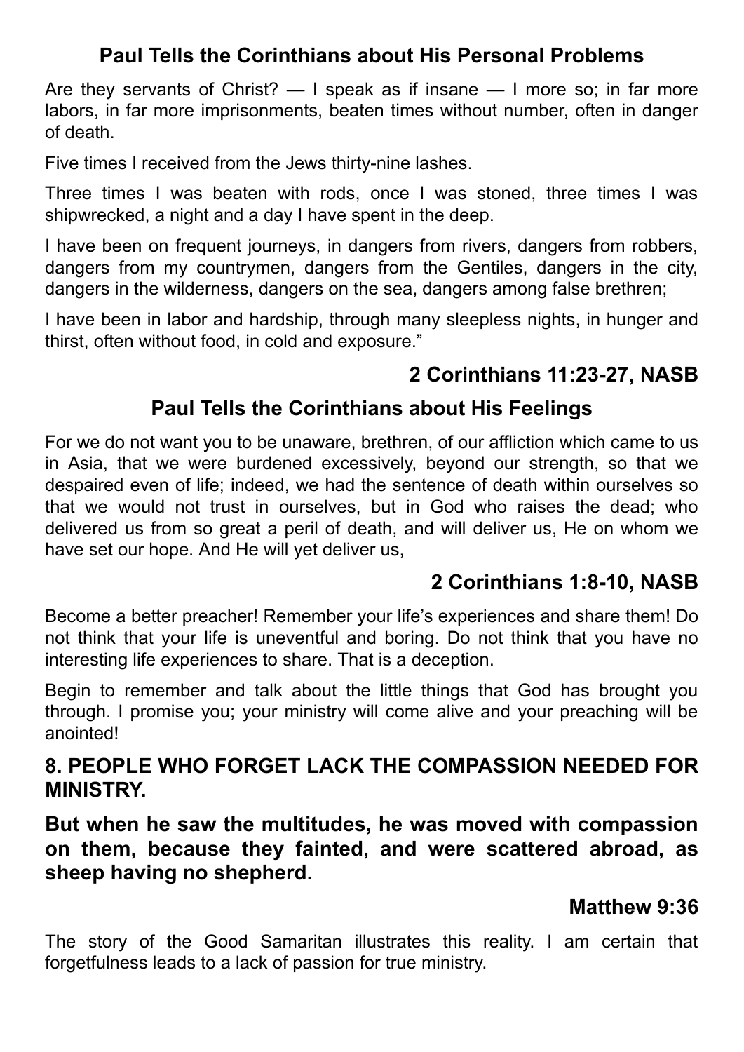## Paul Tells the Corinthians about His Personal Problems

Are they servants of Christ? — I speak as if insane — I more so; in far more labors, in far more imprisonments, beaten times without number, often in danger of death.

Five times I received from the Jews thirty-nine lashes.

Three times I was beaten with rods, once I was stoned, three times I was shipwrecked, a night and a day I have spent in the deep.

I have been on frequent journeys, in dangers from rivers, dangers from robbers, dangers from my countrymen, dangers from the Gentiles, dangers in the city, dangers in the wilderness, dangers on the sea, dangers among false brethren;

I have been in labor and hardship, through many sleepless nights, in hunger and thirst, often without food, in cold and exposure."

**2 Corinthians 11:23-27, NASB**

## Paul Tells the Corinthians about His Feelings

For we do not want you to be unaware, brethren, of our affliction which came to us in Asia, that we were burdened excessively, beyond our strength, so that we despaired even of life; indeed, we had the sentence of death within ourselves so that we would not trust in ourselves, but in God who raises the dead; who delivered us from so great a peril of death, and will deliver us, He on whom we have set our hope. And He will yet deliver us,

**2 Corinthians 1:8-10, NASB**

Become a better preacher! Remember your life's experiences and share them! Do not think that your life is uneventful and boring. Do not think that you have no interesting life experiences to share. That is a deception.

Begin to remember and talk about the little things that God has brought you through. I promise you; your ministry will come alive and your preaching will be anointed!

## 8. PEOPLE WHO FORGET LACK THE COMPASSION NEEDED FOR MINISTRY.

**But when he saw the multitudes, he was moved with compassion on them, because they fainted, and were scattered abroad, as sheep having no shepherd.**

**Matthew 9:36**

The story of the Good Samaritan illustrates this reality. I am certain that forgetfulness leads to a lack of passion for true ministry.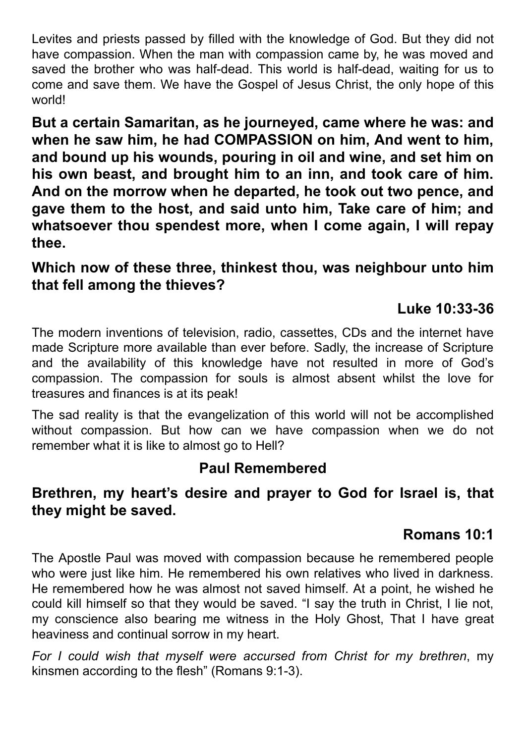Levites and priests passed by filled with the knowledge of God. But they did not have compassion. When the man with compassion came by, he was moved and saved the brother who was half-dead. This world is half-dead, waiting for us to come and save them. We have the Gospel of Jesus Christ, the only hope of this world!

**But a certain Samaritan, as he journeyed, came where he was: and when he saw him, he had COMPASSION on him, And went to him, and bound up his wounds, pouring in oil and wine, and set him on his own beast, and brought him to an inn, and took care of him. And on the morrow when he departed, he took out two pence, and gave them to the host, and said unto him, Take care of him; and whatsoever thou spendest more, when I come again, I will repay thee.**

**Which now of these three, thinkest thou, was neighbour unto him that fell among the thieves?**

**Luke 10:33-36**

The modern inventions of television, radio, cassettes, CDs and the internet have made Scripture more available than ever before. Sadly, the increase of Scripture and the availability of this knowledge have not resulted in more of God's compassion. The compassion for souls is almost absent whilst the love for treasures and finances is at its peak!

The sad reality is that the evangelization of this world will not be accomplished without compassion. But how can we have compassion when we do not remember what it is like to almost go to Hell?

## Paul Remembered

**Brethren, my heart's desire and prayer to God for Israel is, that they might be saved.**

**Romans 10:1**

The Apostle Paul was moved with compassion because he remembered people who were just like him. He remembered his own relatives who lived in darkness. He remembered how he was almost not saved himself. At a point, he wished he could kill himself so that they would be saved. "I say the truth in Christ, I lie not, my conscience also bearing me witness in the Holy Ghost, That I have great heaviness and continual sorrow in my heart.

*For I could wish that myself were accursed from Christ for my brethren*, my kinsmen according to the flesh" (Romans 9:1-3).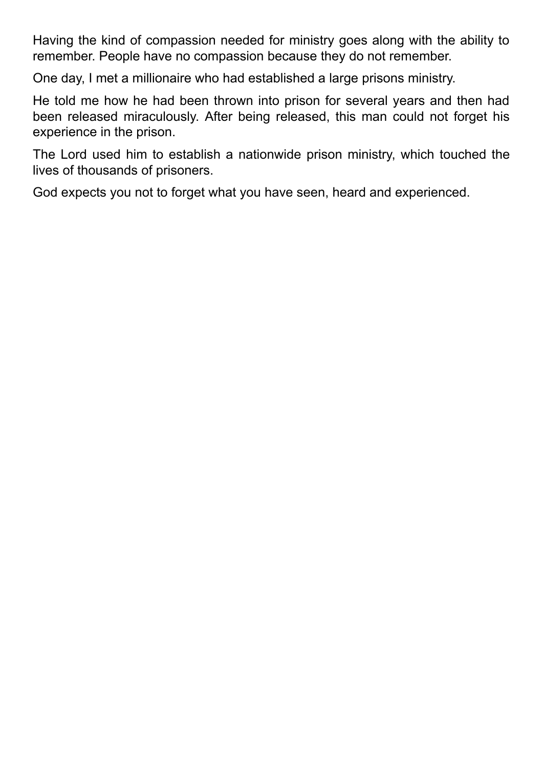Having the kind of compassion needed for ministry goes along with the ability to remember. People have no compassion because they do not remember.

One day, I met a millionaire who had established a large prisons ministry.

He told me how he had been thrown into prison for several years and then had been released miraculously. After being released, this man could not forget his experience in the prison.

The Lord used him to establish a nationwide prison ministry, which touched the lives of thousands of prisoners.

God expects you not to forget what you have seen, heard and experienced.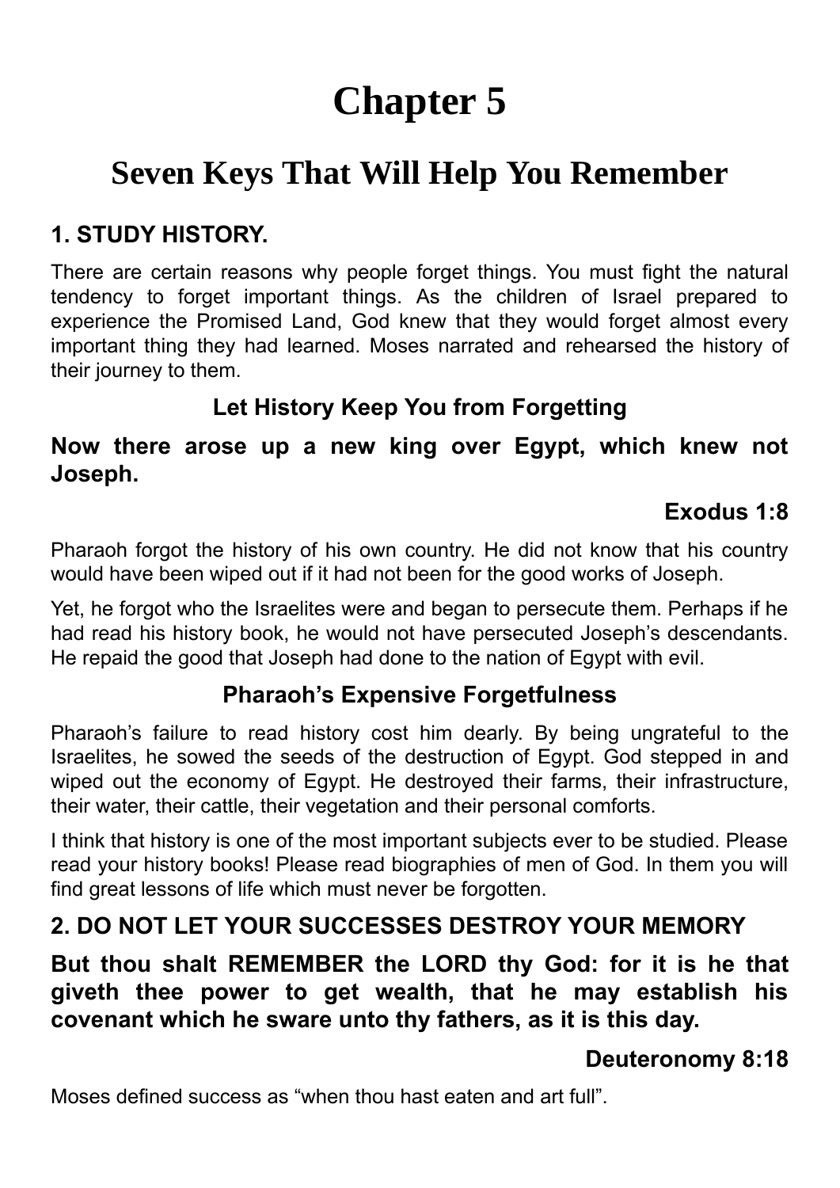# Chapter 5

## Seven Keys That Will Help You Remember

### 1. STUDY HISTORY.

There are certain reasons why people forget things. You must fight the natural tendency to forget important things. As the children of Israel prepared to experience the Promised Land, God knew that they would forget almost every important thing they had learned. Moses narrated and rehearsed the history of their journey to them.

#### Let History Keep You from Forgetting

**Now there arose up a new king over Egypt, which knew not Joseph.**

**Exodus 1:8**

Pharaoh forgot the history of his own country. He did not know that his country would have been wiped out if it had not been for the good works of Joseph.

Yet, he forgot who the Israelites were and began to persecute them. Perhaps if he had read his history book, he would not have persecuted Joseph's descendants. He repaid the good that Joseph had done to the nation of Egypt with evil.

#### Pharaoh's Expensive Forgetfulness

Pharaoh's failure to read history cost him dearly. By being ungrateful to the Israelites, he sowed the seeds of the destruction of Egypt. God stepped in and wiped out the economy of Egypt. He destroyed their farms, their infrastructure, their water, their cattle, their vegetation and their personal comforts.

I think that history is one of the most important subjects ever to be studied. Please read your history books! Please read biographies of men of God. In them you will find great lessons of life which must never be forgotten.

### 2. DO NOT LET YOUR SUCCESSES DESTROY YOUR MEMORY

**But thou shalt REMEMBER the LORD thy God: for it is he that giveth thee power to get wealth, that he may establish his covenant which he sware unto thy fathers, as it is this day.**

**Deuteronomy 8:18**

Moses defined success as "when thou hast eaten and art full".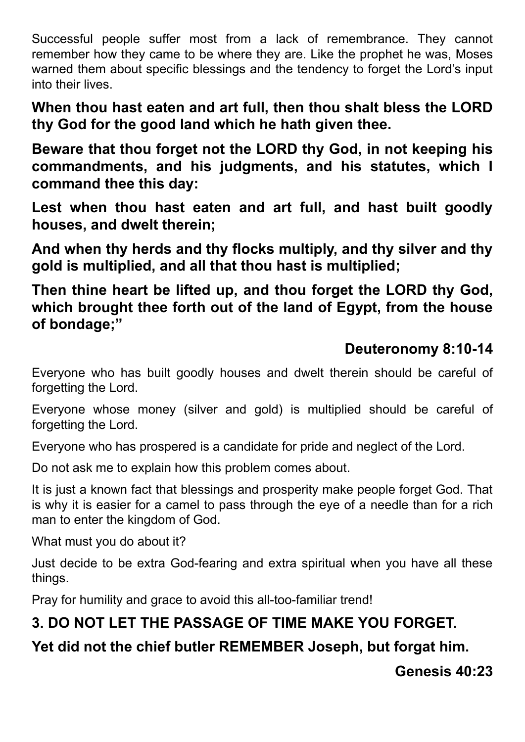Successful people suffer most from a lack of remembrance. They cannot remember how they came to be where they are. Like the prophet he was, Moses warned them about specific blessings and the tendency to forget the Lord's input into their lives.

**When thou hast eaten and art full, then thou shalt bless the LORD thy God for the good land which he hath given thee.**

**Beware that thou forget not the LORD thy God, in not keeping his commandments, and his judgments, and his statutes, which I command thee this day:**

**Lest when thou hast eaten and art full, and hast built goodly houses, and dwelt therein;**

**And when thy herds and thy flocks multiply, and thy silver and thy gold is multiplied, and all that thou hast is multiplied;**

**Then thine heart be lifted up, and thou forget the LORD thy God, which brought thee forth out of the land of Egypt, from the house of bondage;"**

**Deuteronomy 8:10-14**

Everyone who has built goodly houses and dwelt therein should be careful of forgetting the Lord.

Everyone whose money (silver and gold) is multiplied should be careful of forgetting the Lord.

Everyone who has prospered is a candidate for pride and neglect of the Lord.

Do not ask me to explain how this problem comes about.

It is just a known fact that blessings and prosperity make people forget God. That is why it is easier for a camel to pass through the eye of a needle than for a rich man to enter the kingdom of God.

What must you do about it?

Just decide to be extra God-fearing and extra spiritual when you have all these things.

Pray for humility and grace to avoid this all-too-familiar trend!

## 3. DO NOT LET THE PASSAGE OF TIME MAKE YOU FORGET.

**Yet did not the chief butler REMEMBER Joseph, but forgat him.**

**Genesis 40:23**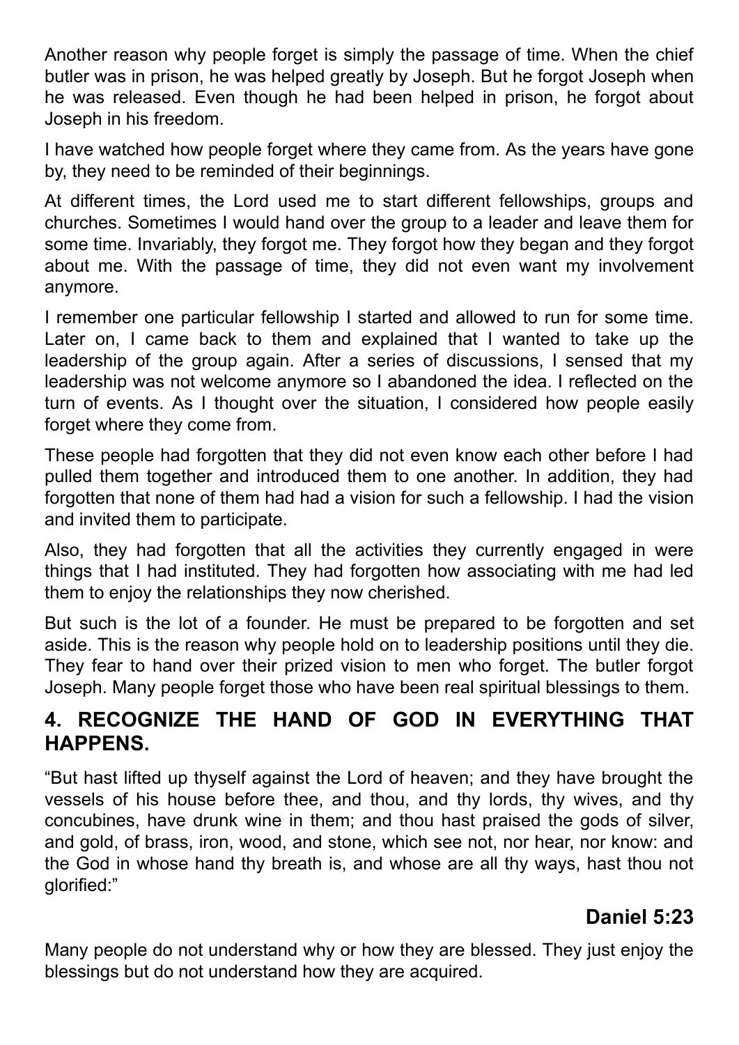Another reason why people forget is simply the passage of time. When the chief butler was in prison, he was helped greatly by Joseph. But he forgot Joseph when he was released. Even though he had been helped in prison, he forgot about Joseph in his freedom.

I have watched how people forget where they came from. As the years have gone by, they need to be reminded of their beginnings.

At different times, the Lord used me to start different fellowships, groups and churches. Sometimes I would hand over the group to a leader and leave them for some time. Invariably, they forgot me. They forgot how they began and they forgot about me. With the passage of time, they did not even want my involvement anymore.

I remember one particular fellowship I started and allowed to run for some time. Later on, I came back to them and explained that I wanted to take up the leadership of the group again. After a series of discussions, I sensed that my leadership was not welcome anymore so I abandoned the idea. I reflected on the turn of events. As I thought over the situation, I considered how people easily forget where they come from.

These people had forgotten that they did not even know each other before I had pulled them together and introduced them to one another. In addition, they had forgotten that none of them had had a vision for such a fellowship. I had the vision and invited them to participate.

Also, they had forgotten that all the activities they currently engaged in were things that I had instituted. They had forgotten how associating with me had led them to enjoy the relationships they now cherished.

But such is the lot of a founder. He must be prepared to be forgotten and set aside. This is the reason why people hold on to leadership positions until they die. They fear to hand over their prized vision to men who forget. The butler forgot Joseph. Many people forget those who have been real spiritual blessings to them.

## 4. RECOGNIZE THE HAND OF GOD IN EVERYTHING THAT HAPPENS.

"But hast lifted up thyself against the Lord of heaven; and they have brought the vessels of his house before thee, and thou, and thy lords, thy wives, and thy concubines, have drunk wine in them; and thou hast praised the gods of silver, and gold, of brass, iron, wood, and stone, which see not, nor hear, nor know: and the God in whose hand thy breath is, and whose are all thy ways, hast thou not glorified:"

**Daniel 5:23**

Many people do not understand why or how they are blessed. They just enjoy the blessings but do not understand how they are acquired.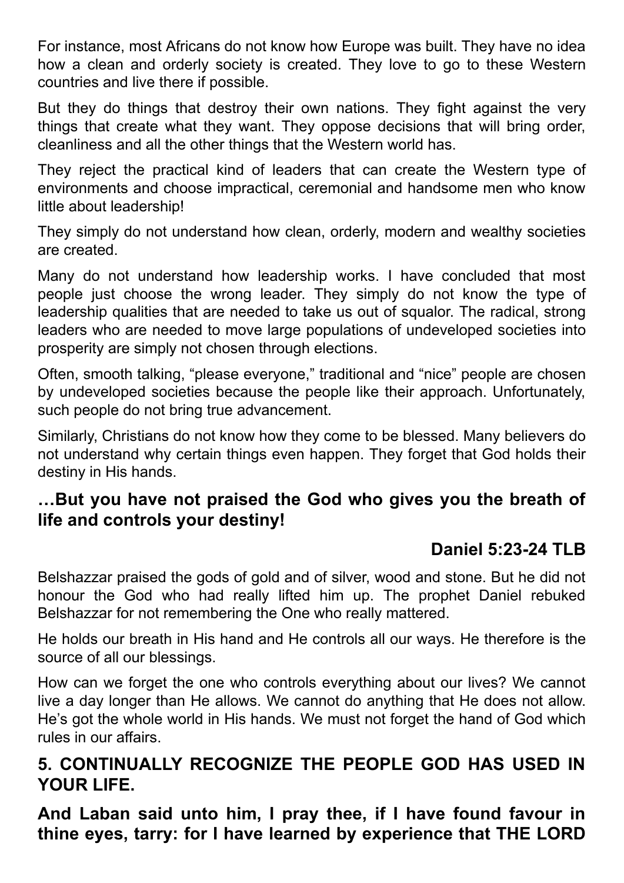For instance, most Africans do not know how Europe was built. They have no idea how a clean and orderly society is created. They love to go to these Western countries and live there if possible.

But they do things that destroy their own nations. They fight against the very things that create what they want. They oppose decisions that will bring order, cleanliness and all the other things that the Western world has.

They reject the practical kind of leaders that can create the Western type of environments and choose impractical, ceremonial and handsome men who know little about leadership!

They simply do not understand how clean, orderly, modern and wealthy societies are created.

Many do not understand how leadership works. I have concluded that most people just choose the wrong leader. They simply do not know the type of leadership qualities that are needed to take us out of squalor. The radical, strong leaders who are needed to move large populations of undeveloped societies into prosperity are simply not chosen through elections.

Often, smooth talking, "please everyone," traditional and "nice" people are chosen by undeveloped societies because the people like their approach. Unfortunately, such people do not bring true advancement.

Similarly, Christians do not know how they come to be blessed. Many believers do not understand why certain things even happen. They forget that God holds their destiny in His hands.

**…But you have not praised the God who gives you the breath of life and controls your destiny!**

**Daniel 5:23-24 TLB**

Belshazzar praised the gods of gold and of silver, wood and stone. But he did not honour the God who had really lifted him up. The prophet Daniel rebuked Belshazzar for not remembering the One who really mattered.

He holds our breath in His hand and He controls all our ways. He therefore is the source of all our blessings.

How can we forget the one who controls everything about our lives? We cannot live a day longer than He allows. We cannot do anything that He does not allow. He's got the whole world in His hands. We must not forget the hand of God which rules in our affairs.

## 5. CONTINUALLY RECOGNIZE THE PEOPLE GOD HAS USED IN YOUR LIFE.

**And Laban said unto him, I pray thee, if I have found favour in thine eyes, tarry: for I have learned by experience that THE LORD**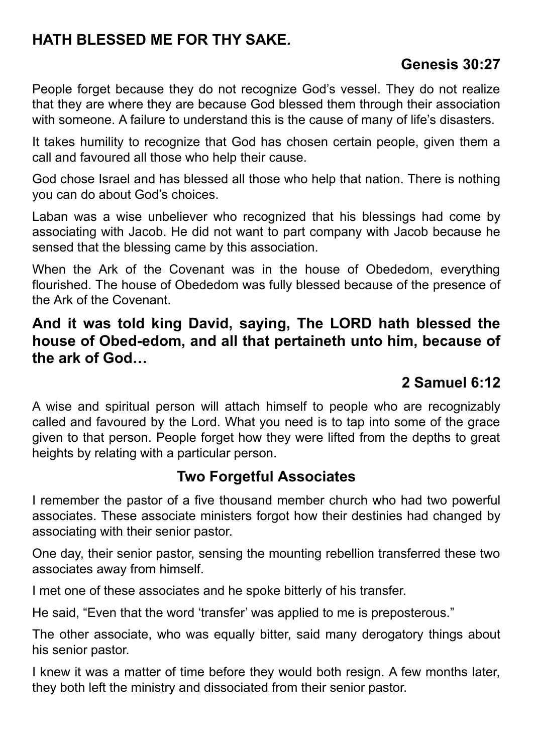## HATH BLESSED ME FOR THY SAKE.

**Genesis 30:27**

People forget because they do not recognize God's vessel. They do not realize that they are where they are because God blessed them through their association with someone. A failure to understand this is the cause of many of life's disasters.

It takes humility to recognize that God has chosen certain people, given them a call and favoured all those who help their cause.

God chose Israel and has blessed all those who help that nation. There is nothing you can do about God's choices.

Laban was a wise unbeliever who recognized that his blessings had come by associating with Jacob. He did not want to part company with Jacob because he sensed that the blessing came by this association.

When the Ark of the Covenant was in the house of Obededom, everything flourished. The house of Obededom was fully blessed because of the presence of the Ark of the Covenant.

**And it was told king David, saying, The LORD hath blessed the house of Obed-edom, and all that pertaineth unto him, because of the ark of God…**

**2 Samuel 6:12**

A wise and spiritual person will attach himself to people who are recognizably called and favoured by the Lord. What you need is to tap into some of the grace given to that person. People forget how they were lifted from the depths to great heights by relating with a particular person.

### Two Forgetful Associates

I remember the pastor of a five thousand member church who had two powerful associates. These associate ministers forgot how their destinies had changed by associating with their senior pastor.

One day, their senior pastor, sensing the mounting rebellion transferred these two associates away from himself.

I met one of these associates and he spoke bitterly of his transfer.

He said, "Even that the word 'transfer' was applied to me is preposterous."

The other associate, who was equally bitter, said many derogatory things about his senior pastor.

I knew it was a matter of time before they would both resign. A few months later, they both left the ministry and dissociated from their senior pastor.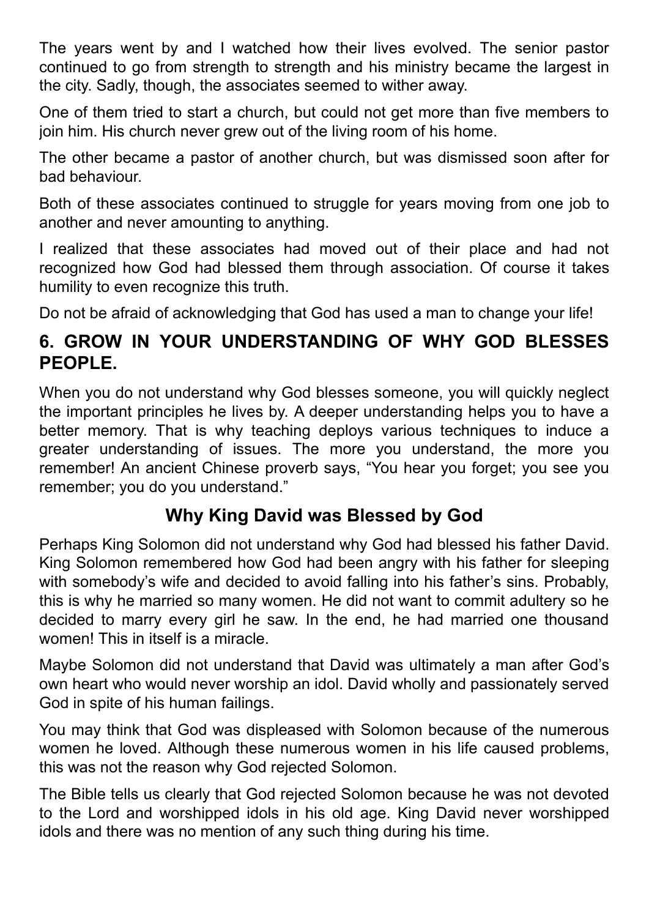The years went by and I watched how their lives evolved. The senior pastor continued to go from strength to strength and his ministry became the largest in the city. Sadly, though, the associates seemed to wither away.

One of them tried to start a church, but could not get more than five members to join him. His church never grew out of the living room of his home.

The other became a pastor of another church, but was dismissed soon after for bad behaviour.

Both of these associates continued to struggle for years moving from one job to another and never amounting to anything.

I realized that these associates had moved out of their place and had not recognized how God had blessed them through association. Of course it takes humility to even recognize this truth.

Do not be afraid of acknowledging that God has used a man to change your life!

## 6. GROW IN YOUR UNDERSTANDING OF WHY GOD BLESSES PEOPLE.

When you do not understand why God blesses someone, you will quickly neglect the important principles he lives by. A deeper understanding helps you to have a better memory. That is why teaching deploys various techniques to induce a greater understanding of issues. The more you understand, the more you remember! An ancient Chinese proverb says, "You hear you forget; you see you remember; you do you understand."

### Why King David was Blessed by God

Perhaps King Solomon did not understand why God had blessed his father David. King Solomon remembered how God had been angry with his father for sleeping with somebody's wife and decided to avoid falling into his father's sins. Probably, this is why he married so many women. He did not want to commit adultery so he decided to marry every girl he saw. In the end, he had married one thousand women! This in itself is a miracle.

Maybe Solomon did not understand that David was ultimately a man after God's own heart who would never worship an idol. David wholly and passionately served God in spite of his human failings.

You may think that God was displeased with Solomon because of the numerous women he loved. Although these numerous women in his life caused problems, this was not the reason why God rejected Solomon.

The Bible tells us clearly that God rejected Solomon because he was not devoted to the Lord and worshipped idols in his old age. King David never worshipped idols and there was no mention of any such thing during his time.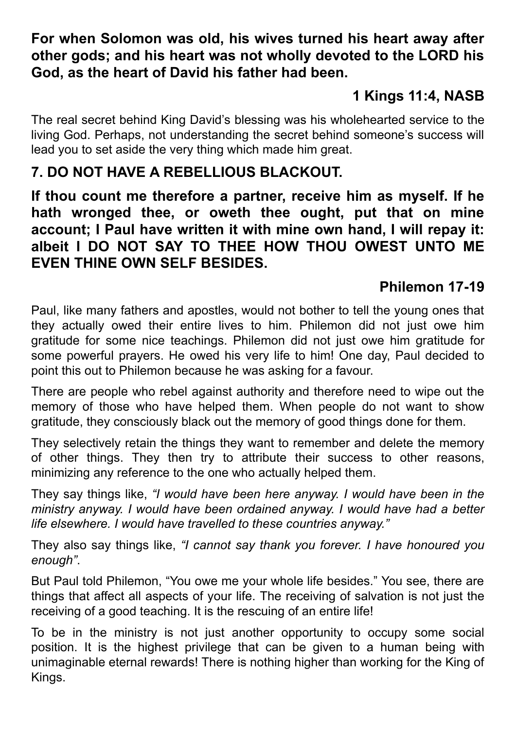**For when Solomon was old, his wives turned his heart away after other gods; and his heart was not wholly devoted to the LORD his God, as the heart of David his father had been.**

**1 Kings 11:4, NASB**

The real secret behind King David's blessing was his wholehearted service to the living God. Perhaps, not understanding the secret behind someone's success will lead you to set aside the very thing which made him great.

## 7. DO NOT HAVE A REBELLIOUS BLACKOUT.

**If thou count me therefore a partner, receive him as myself. If he hath wronged thee, or oweth thee ought, put that on mine account; I Paul have written it with mine own hand, I will repay it: albeit I DO NOT SAY TO THEE HOW THOU OWEST UNTO ME EVEN THINE OWN SELF BESIDES.**

**Philemon 17-19**

Paul, like many fathers and apostles, would not bother to tell the young ones that they actually owed their entire lives to him. Philemon did not just owe him gratitude for some nice teachings. Philemon did not just owe him gratitude for some powerful prayers. He owed his very life to him! One day, Paul decided to point this out to Philemon because he was asking for a favour.

There are people who rebel against authority and therefore need to wipe out the memory of those who have helped them. When people do not want to show gratitude, they consciously black out the memory of good things done for them.

They selectively retain the things they want to remember and delete the memory of other things. They then try to attribute their success to other reasons, minimizing any reference to the one who actually helped them.

They say things like, *"I would have been here anyway. I would have been in the ministry anyway. I would have been ordained anyway. I would have had a better life elsewhere. I would have travelled to these countries anyway."*

They also say things like, *"I cannot say thank you forever. I have honoured you enough"*.

But Paul told Philemon, "You owe me your whole life besides." You see, there are things that affect all aspects of your life. The receiving of salvation is not just the receiving of a good teaching. It is the rescuing of an entire life!

To be in the ministry is not just another opportunity to occupy some social position. It is the highest privilege that can be given to a human being with unimaginable eternal rewards! There is nothing higher than working for the King of Kings.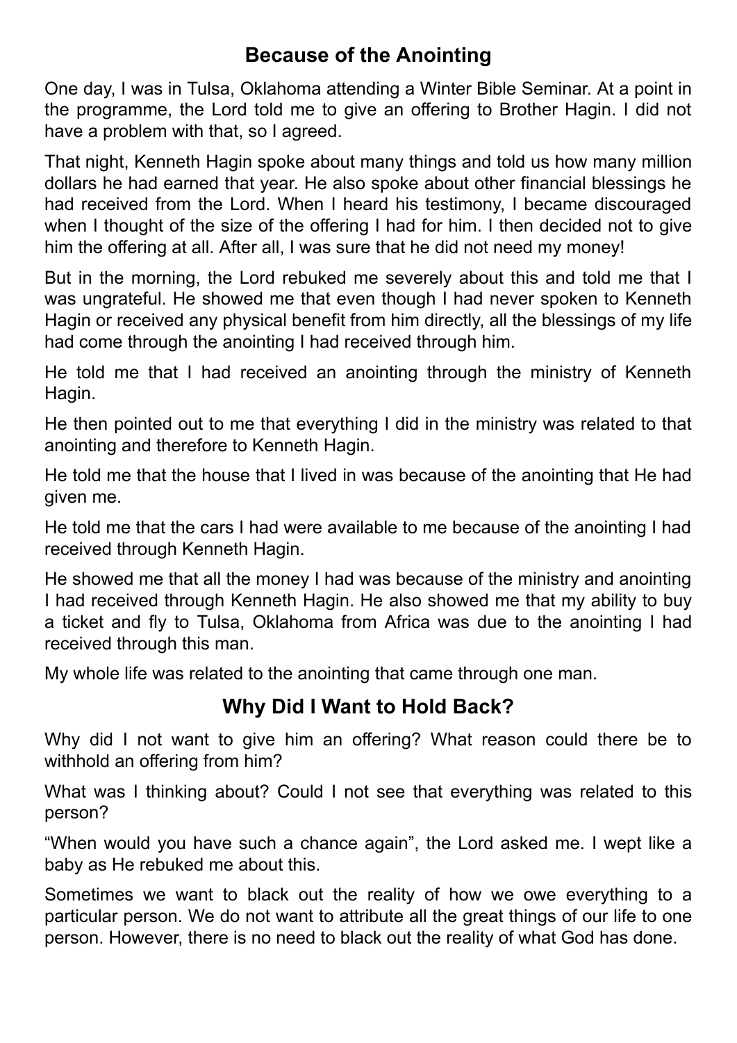## Because of the Anointing

One day, I was in Tulsa, Oklahoma attending a Winter Bible Seminar. At a point in the programme, the Lord told me to give an offering to Brother Hagin. I did not have a problem with that, so I agreed.

That night, Kenneth Hagin spoke about many things and told us how many million dollars he had earned that year. He also spoke about other financial blessings he had received from the Lord. When I heard his testimony, I became discouraged when I thought of the size of the offering I had for him. I then decided not to give him the offering at all. After all, I was sure that he did not need my money!

But in the morning, the Lord rebuked me severely about this and told me that I was ungrateful. He showed me that even though I had never spoken to Kenneth Hagin or received any physical benefit from him directly, all the blessings of my life had come through the anointing I had received through him.

He told me that I had received an anointing through the ministry of Kenneth Hagin.

He then pointed out to me that everything I did in the ministry was related to that anointing and therefore to Kenneth Hagin.

He told me that the house that I lived in was because of the anointing that He had given me.

He told me that the cars I had were available to me because of the anointing I had received through Kenneth Hagin.

He showed me that all the money I had was because of the ministry and anointing I had received through Kenneth Hagin. He also showed me that my ability to buy a ticket and fly to Tulsa, Oklahoma from Africa was due to the anointing I had received through this man.

My whole life was related to the anointing that came through one man.

## Why Did I Want to Hold Back?

Why did I not want to give him an offering? What reason could there be to withhold an offering from him?

What was I thinking about? Could I not see that everything was related to this person?

"When would you have such a chance again", the Lord asked me. I wept like a baby as He rebuked me about this.

Sometimes we want to black out the reality of how we owe everything to a particular person. We do not want to attribute all the great things of our life to one person. However, there is no need to black out the reality of what God has done.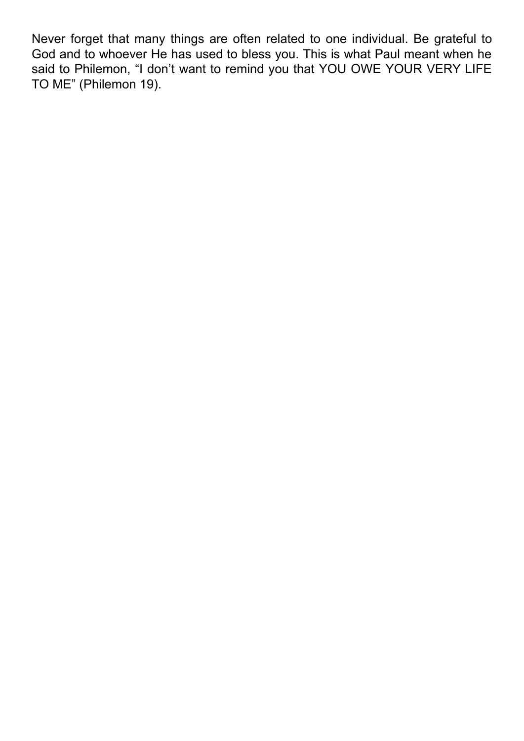Never forget that many things are often related to one individual. Be grateful to God and to whoever He has used to bless you. This is what Paul meant when he said to Philemon, “I don’t want to remind you that YOU OWE YOUR VERY LIFE TO ME” (Philemon 19).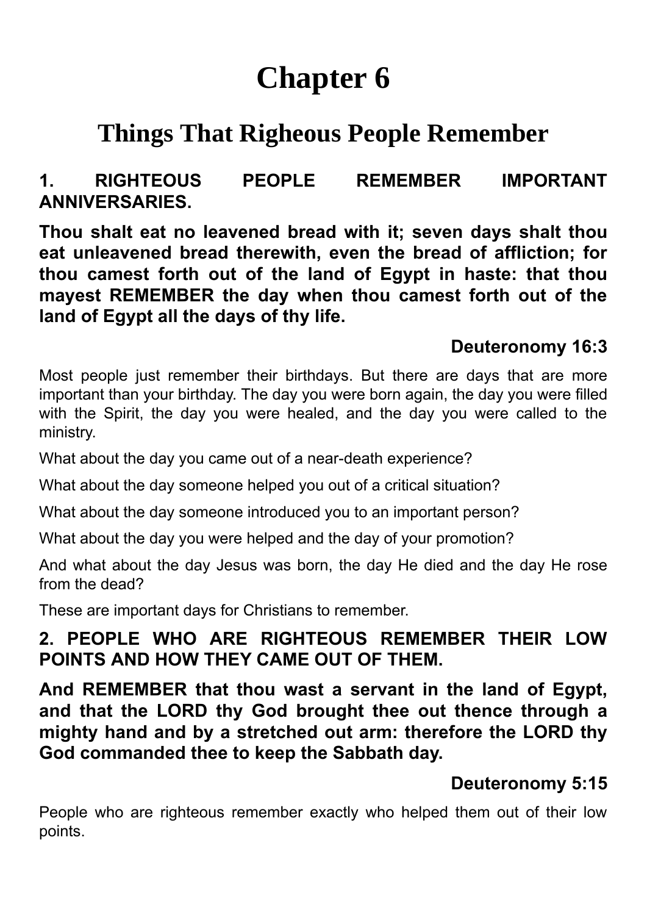# Chapter 6

## Things That Righeous People Remember

### 1. RIGHTEOUS PEOPLE REMEMBER IMPORTANT ANNIVERSARIES.

**Thou shalt eat no leavened bread with it; seven days shalt thou eat unleavened bread therewith, even the bread of affliction; for thou camest forth out of the land of Egypt in haste: that thou mayest REMEMBER the day when thou camest forth out of the land of Egypt all the days of thy life.**

**Deuteronomy 16:3**

Most people just remember their birthdays. But there are days that are more important than your birthday. The day you were born again, the day you were filled with the Spirit, the day you were healed, and the day you were called to the ministry.

What about the day you came out of a near-death experience?

What about the day someone helped you out of a critical situation?

What about the day someone introduced you to an important person?

What about the day you were helped and the day of your promotion?

And what about the day Jesus was born, the day He died and the day He rose from the dead?

These are important days for Christians to remember.

### 2. PEOPLE WHO ARE RIGHTEOUS REMEMBER THEIR LOW POINTS AND HOW THEY CAME OUT OF THEM.

**And REMEMBER that thou wast a servant in the land of Egypt, and that the LORD thy God brought thee out thence through a mighty hand and by a stretched out arm: therefore the LORD thy God commanded thee to keep the Sabbath day.**

**Deuteronomy 5:15**

People who are righteous remember exactly who helped them out of their low points.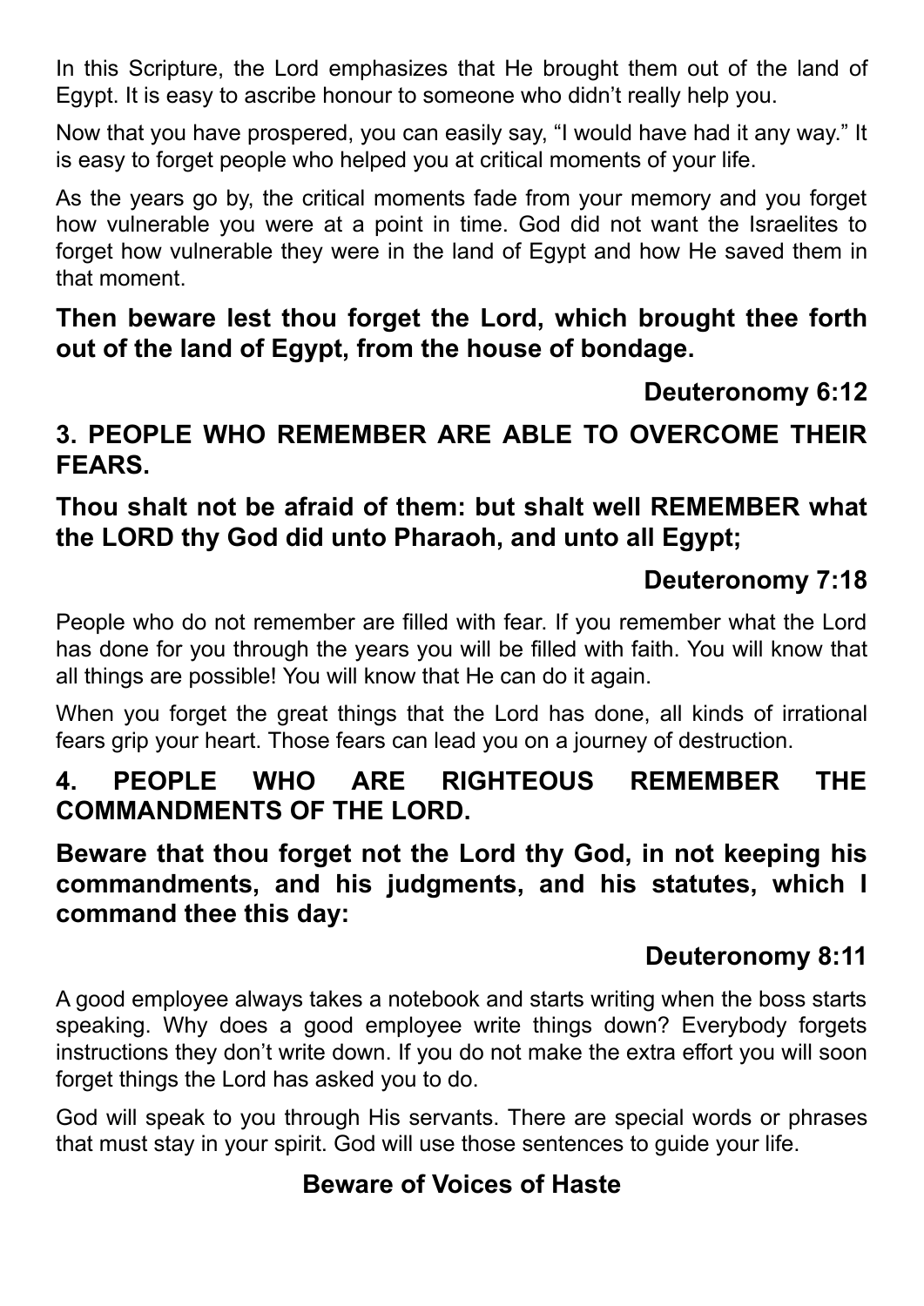In this Scripture, the Lord emphasizes that He brought them out of the land of Egypt. It is easy to ascribe honour to someone who didn't really help you.

Now that you have prospered, you can easily say, "I would have had it any way." It is easy to forget people who helped you at critical moments of your life.

As the years go by, the critical moments fade from your memory and you forget how vulnerable you were at a point in time. God did not want the Israelites to forget how vulnerable they were in the land of Egypt and how He saved them in that moment.

**Then beware lest thou forget the Lord, which brought thee forth out of the land of Egypt, from the house of bondage.**

**Deuteronomy 6:12**

### 3. PEOPLE WHO REMEMBER ARE ABLE TO OVERCOME THEIR FEARS.

**Thou shalt not be afraid of them: but shalt well REMEMBER what the LORD thy God did unto Pharaoh, and unto all Egypt;**

**Deuteronomy 7:18**

People who do not remember are filled with fear. If you remember what the Lord has done for you through the years you will be filled with faith. You will know that all things are possible! You will know that He can do it again.

When you forget the great things that the Lord has done, all kinds of irrational fears grip your heart. Those fears can lead you on a journey of destruction.

### 4. PEOPLE WHO ARE RIGHTEOUS REMEMBER THE COMMANDMENTS OF THE LORD.

**Beware that thou forget not the Lord thy God, in not keeping his commandments, and his judgments, and his statutes, which I command thee this day:**

**Deuteronomy 8:11**

A good employee always takes a notebook and starts writing when the boss starts speaking. Why does a good employee write things down? Everybody forgets instructions they don't write down. If you do not make the extra effort you will soon forget things the Lord has asked you to do.

God will speak to you through His servants. There are special words or phrases that must stay in your spirit. God will use those sentences to guide your life.

## Beware of Voices of Haste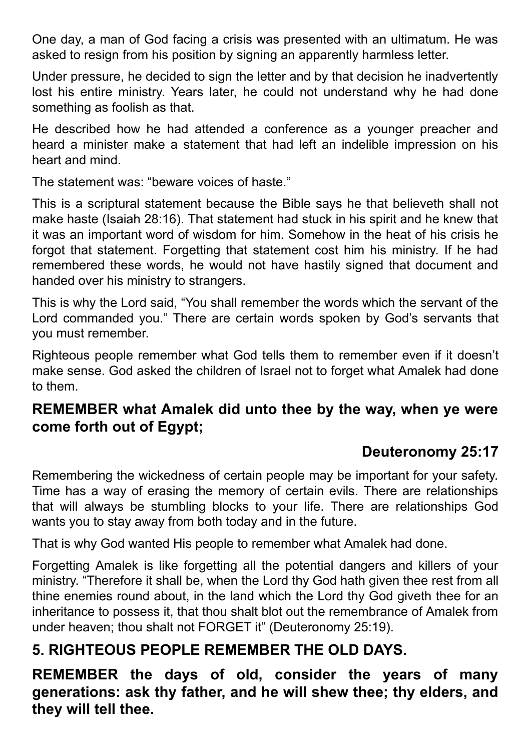One day, a man of God facing a crisis was presented with an ultimatum. He was asked to resign from his position by signing an apparently harmless letter.

Under pressure, he decided to sign the letter and by that decision he inadvertently lost his entire ministry. Years later, he could not understand why he had done something as foolish as that.

He described how he had attended a conference as a younger preacher and heard a minister make a statement that had left an indelible impression on his heart and mind.

The statement was: "beware voices of haste."

This is a scriptural statement because the Bible says he that believeth shall not make haste (Isaiah 28:16). That statement had stuck in his spirit and he knew that it was an important word of wisdom for him. Somehow in the heat of his crisis he forgot that statement. Forgetting that statement cost him his ministry. If he had remembered these words, he would not have hastily signed that document and handed over his ministry to strangers.

This is why the Lord said, "You shall remember the words which the servant of the Lord commanded you." There are certain words spoken by God's servants that you must remember.

Righteous people remember what God tells them to remember even if it doesn't make sense. God asked the children of Israel not to forget what Amalek had done to them.

**REMEMBER what Amalek did unto thee by the way, when ye were come forth out of Egypt;**

**Deuteronomy 25:17**

Remembering the wickedness of certain people may be important for your safety. Time has a way of erasing the memory of certain evils. There are relationships that will always be stumbling blocks to your life. There are relationships God wants you to stay away from both today and in the future.

That is why God wanted His people to remember what Amalek had done.

Forgetting Amalek is like forgetting all the potential dangers and killers of your ministry. "Therefore it shall be, when the Lord thy God hath given thee rest from all thine enemies round about, in the land which the Lord thy God giveth thee for an inheritance to possess it, that thou shalt blot out the remembrance of Amalek from under heaven; thou shalt not FORGET it" (Deuteronomy 25:19).

## 5. RIGHTEOUS PEOPLE REMEMBER THE OLD DAYS.

**REMEMBER the days of old, consider the years of many generations: ask thy father, and he will shew thee; thy elders, and they will tell thee.**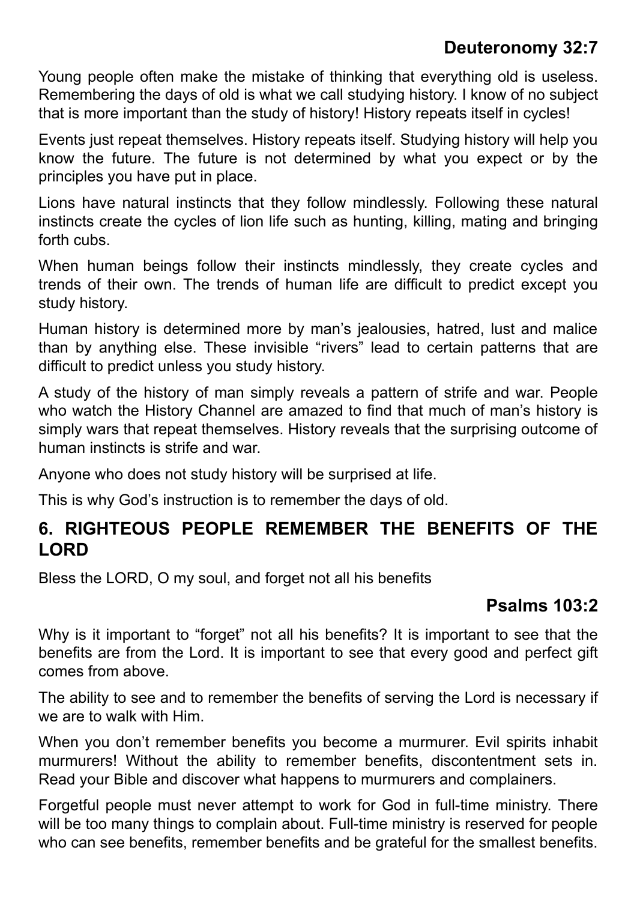**Deuteronomy 32:7**

Young people often make the mistake of thinking that everything old is useless. Remembering the days of old is what we call studying history. I know of no subject that is more important than the study of history! History repeats itself in cycles!

Events just repeat themselves. History repeats itself. Studying history will help you know the future. The future is not determined by what you expect or by the principles you have put in place.

Lions have natural instincts that they follow mindlessly. Following these natural instincts create the cycles of lion life such as hunting, killing, mating and bringing forth cubs.

When human beings follow their instincts mindlessly, they create cycles and trends of their own. The trends of human life are difficult to predict except you study history.

Human history is determined more by man's jealousies, hatred, lust and malice than by anything else. These invisible "rivers" lead to certain patterns that are difficult to predict unless you study history.

A study of the history of man simply reveals a pattern of strife and war. People who watch the History Channel are amazed to find that much of man's history is simply wars that repeat themselves. History reveals that the surprising outcome of human instincts is strife and war.

Anyone who does not study history will be surprised at life.

This is why God's instruction is to remember the days of old.

## 6. RIGHTEOUS PEOPLE REMEMBER THE BENEFITS OF THE LORD

Bless the LORD, O my soul, and forget not all his benefits

**Psalms 103:2**

Why is it important to "forget" not all his benefits? It is important to see that the benefits are from the Lord. It is important to see that every good and perfect gift comes from above.

The ability to see and to remember the benefits of serving the Lord is necessary if we are to walk with Him.

When you don't remember benefits you become a murmurer. Evil spirits inhabit murmurers! Without the ability to remember benefits, discontentment sets in. Read your Bible and discover what happens to murmurers and complainers.

Forgetful people must never attempt to work for God in full-time ministry. There will be too many things to complain about. Full-time ministry is reserved for people who can see benefits, remember benefits and be grateful for the smallest benefits.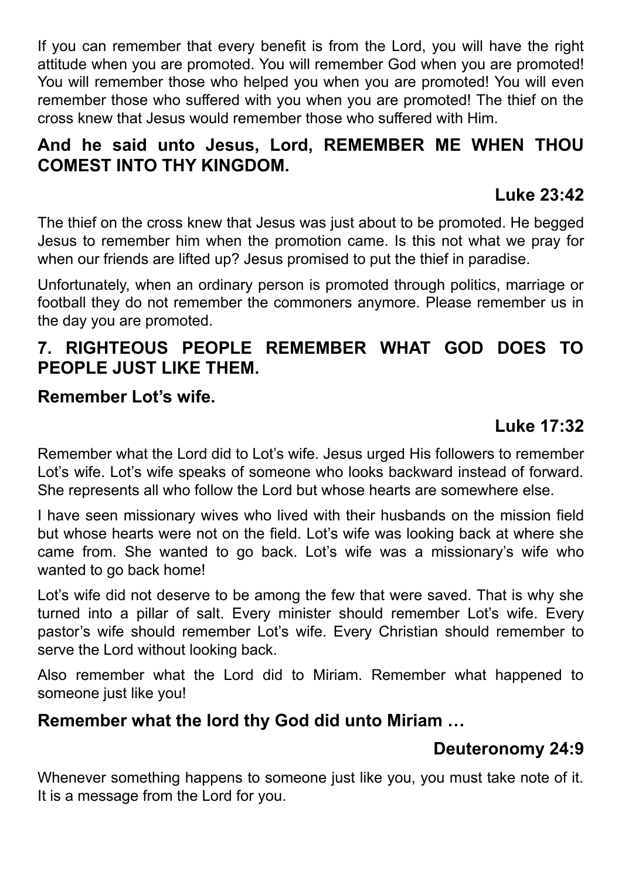If you can remember that every benefit is from the Lord, you will have the right attitude when you are promoted. You will remember God when you are promoted! You will remember those who helped you when you are promoted! You will even remember those who suffered with you when you are promoted! The thief on the cross knew that Jesus would remember those who suffered with Him.

**And he said unto Jesus, Lord, REMEMBER ME WHEN THOU COMEST INTO THY KINGDOM.**

**Luke 23:42**

The thief on the cross knew that Jesus was just about to be promoted. He begged Jesus to remember him when the promotion came. Is this not what we pray for when our friends are lifted up? Jesus promised to put the thief in paradise.

Unfortunately, when an ordinary person is promoted through politics, marriage or football they do not remember the commoners anymore. Please remember us in the day you are promoted.

## 7. RIGHTEOUS PEOPLE REMEMBER WHAT GOD DOES TO PEOPLE JUST LIKE THEM.

**Remember Lot's wife.**

**Luke 17:32**

Remember what the Lord did to Lot's wife. Jesus urged His followers to remember Lot's wife. Lot's wife speaks of someone who looks backward instead of forward. She represents all who follow the Lord but whose hearts are somewhere else.

I have seen missionary wives who lived with their husbands on the mission field but whose hearts were not on the field. Lot's wife was looking back at where she came from. She wanted to go back. Lot's wife was a missionary's wife who wanted to go back home!

Lot's wife did not deserve to be among the few that were saved. That is why she turned into a pillar of salt. Every minister should remember Lot's wife. Every pastor's wife should remember Lot's wife. Every Christian should remember to serve the Lord without looking back.

Also remember what the Lord did to Miriam. Remember what happened to someone just like you!

**Remember what the lord thy God did unto Miriam …**

**Deuteronomy 24:9**

Whenever something happens to someone just like you, you must take note of it. It is a message from the Lord for you.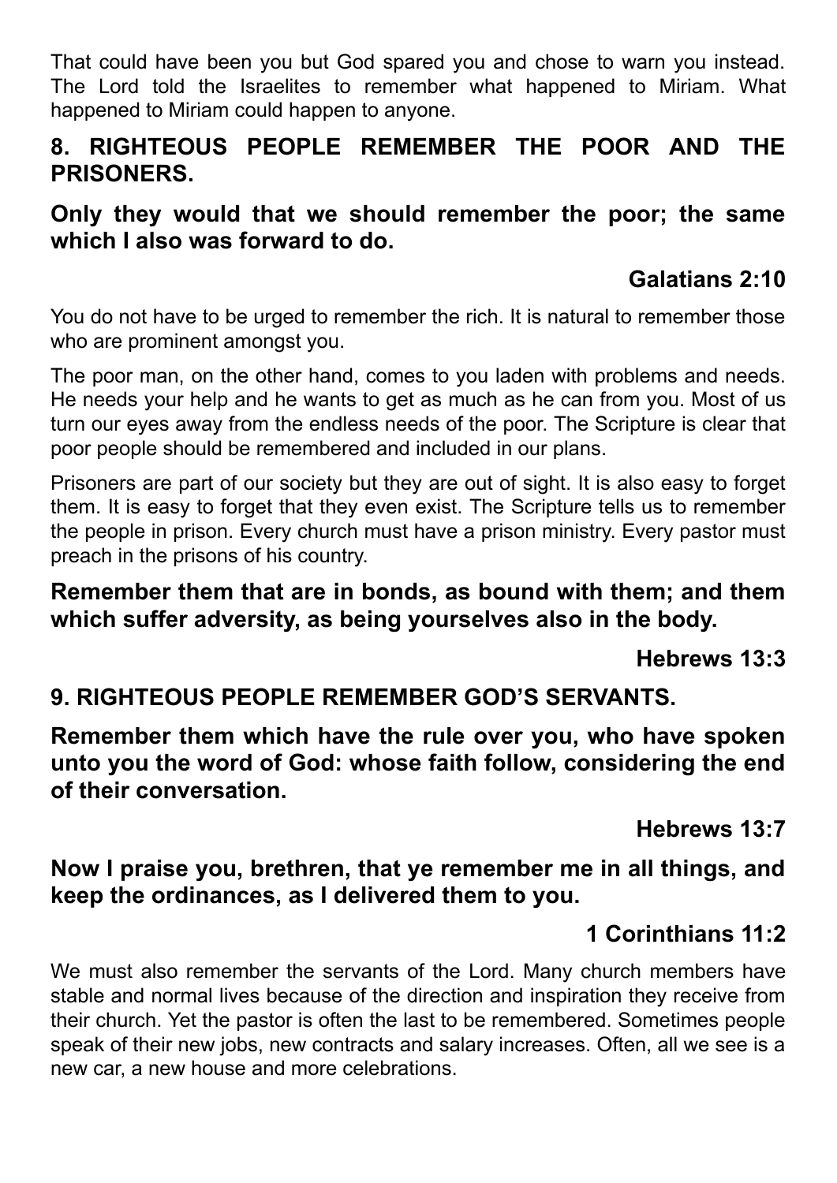That could have been you but God spared you and chose to warn you instead. The Lord told the Israelites to remember what happened to Miriam. What happened to Miriam could happen to anyone.

## 8. RIGHTEOUS PEOPLE REMEMBER THE POOR AND THE PRISONERS.

**Only they would that we should remember the poor; the same which I also was forward to do.**

**Galatians 2:10**

You do not have to be urged to remember the rich. It is natural to remember those who are prominent amongst you.

The poor man, on the other hand, comes to you laden with problems and needs. He needs your help and he wants to get as much as he can from you. Most of us turn our eyes away from the endless needs of the poor. The Scripture is clear that poor people should be remembered and included in our plans.

Prisoners are part of our society but they are out of sight. It is also easy to forget them. It is easy to forget that they even exist. The Scripture tells us to remember the people in prison. Every church must have a prison ministry. Every pastor must preach in the prisons of his country.

**Remember them that are in bonds, as bound with them; and them which suffer adversity, as being yourselves also in the body.**

**Hebrews 13:3**

## 9. RIGHTEOUS PEOPLE REMEMBER GOD'S SERVANTS.

**Remember them which have the rule over you, who have spoken unto you the word of God: whose faith follow, considering the end of their conversation.**

**Hebrews 13:7**

**Now I praise you, brethren, that ye remember me in all things, and keep the ordinances, as I delivered them to you.**

**1 Corinthians 11:2**

We must also remember the servants of the Lord. Many church members have stable and normal lives because of the direction and inspiration they receive from their church. Yet the pastor is often the last to be remembered. Sometimes people speak of their new jobs, new contracts and salary increases. Often, all we see is a new car, a new house and more celebrations.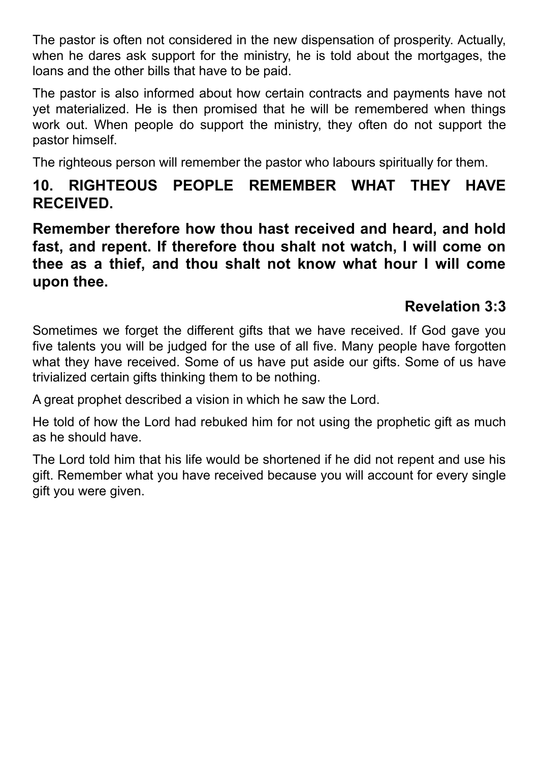The pastor is often not considered in the new dispensation of prosperity. Actually, when he dares ask support for the ministry, he is told about the mortgages, the loans and the other bills that have to be paid.

The pastor is also informed about how certain contracts and payments have not yet materialized. He is then promised that he will be remembered when things work out. When people do support the ministry, they often do not support the pastor himself.

The righteous person will remember the pastor who labours spiritually for them.

## 10. RIGHTEOUS PEOPLE REMEMBER WHAT THEY HAVE RECEIVED.

**Remember therefore how thou hast received and heard, and hold fast, and repent. If therefore thou shalt not watch, I will come on thee as a thief, and thou shalt not know what hour I will come upon thee.**

**Revelation 3:3**

Sometimes we forget the different gifts that we have received. If God gave you five talents you will be judged for the use of all five. Many people have forgotten what they have received. Some of us have put aside our gifts. Some of us have trivialized certain gifts thinking them to be nothing.

A great prophet described a vision in which he saw the Lord.

He told of how the Lord had rebuked him for not using the prophetic gift as much as he should have.

The Lord told him that his life would be shortened if he did not repent and use his gift. Remember what you have received because you will account for every single gift you were given.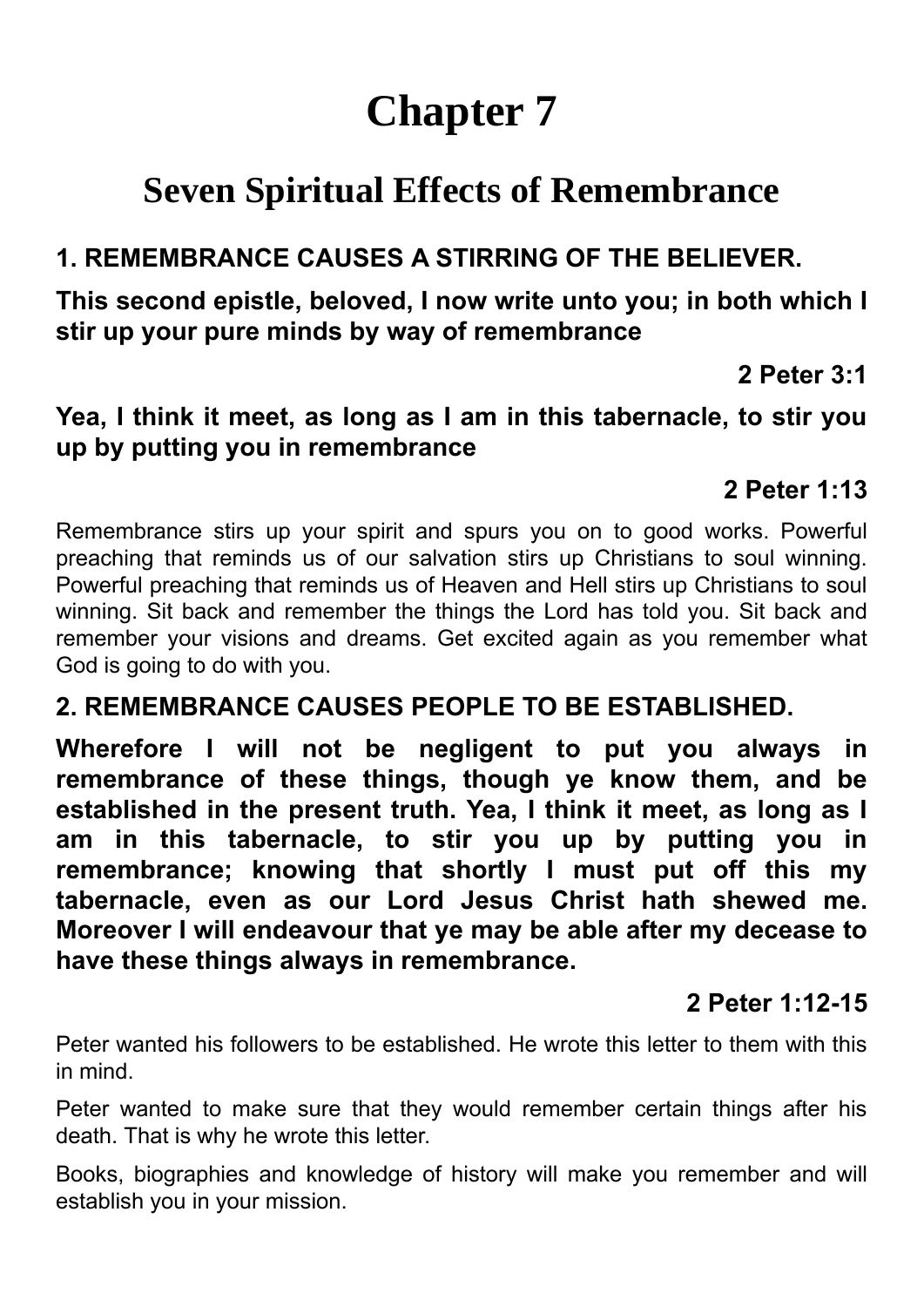# Chapter 7

## Seven Spiritual Effects of Remembrance

### 1. REMEMBRANCE CAUSES A STIRRING OF THE BELIEVER.

**This second epistle, beloved, I now write unto you; in both which I stir up your pure minds by way of remembrance**

**2 Peter 3:1**

**Yea, I think it meet, as long as I am in this tabernacle, to stir you up by putting you in remembrance**

**2 Peter 1:13**

Remembrance stirs up your spirit and spurs you on to good works. Powerful preaching that reminds us of our salvation stirs up Christians to soul winning. Powerful preaching that reminds us of Heaven and Hell stirs up Christians to soul winning. Sit back and remember the things the Lord has told you. Sit back and remember your visions and dreams. Get excited again as you remember what God is going to do with you.

### 2. REMEMBRANCE CAUSES PEOPLE TO BE ESTABLISHED.

**Wherefore I will not be negligent to put you always in remembrance of these things, though ye know them, and be established in the present truth. Yea, I think it meet, as long as I am in this tabernacle, to stir you up by putting you in remembrance; knowing that shortly I must put off this my tabernacle, even as our Lord Jesus Christ hath shewed me. Moreover I will endeavour that ye may be able after my decease to have these things always in remembrance.**

**2 Peter 1:12-15**

Peter wanted his followers to be established. He wrote this letter to them with this in mind.

Peter wanted to make sure that they would remember certain things after his death. That is why he wrote this letter.

Books, biographies and knowledge of history will make you remember and will establish you in your mission.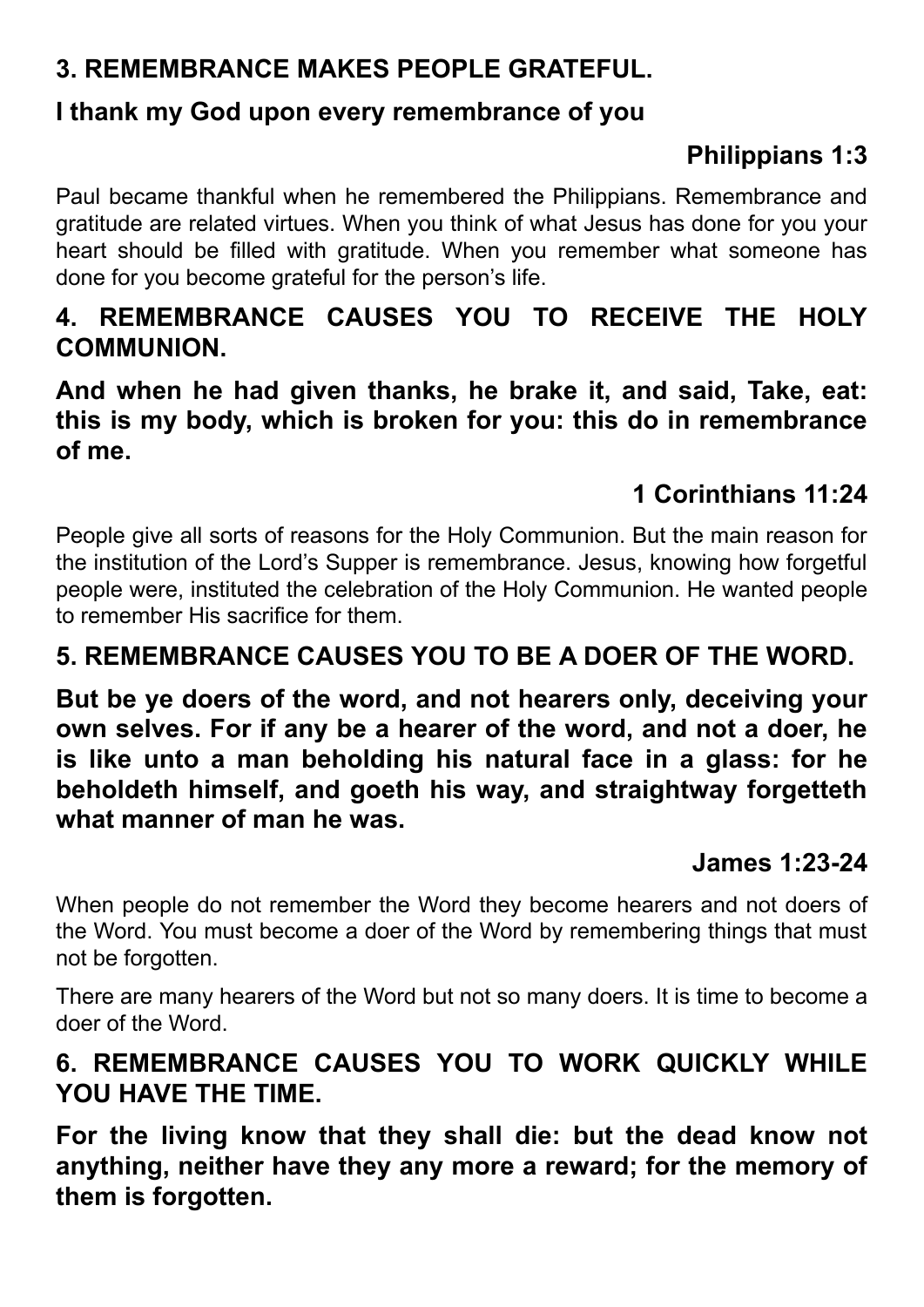### 3. REMEMBRANCE MAKES PEOPLE GRATEFUL.

**I thank my God upon every remembrance of you**

**Philippians 1:3**

Paul became thankful when he remembered the Philippians. Remembrance and gratitude are related virtues. When you think of what Jesus has done for you your heart should be filled with gratitude. When you remember what someone has done for you become grateful for the person's life.

### 4. REMEMBRANCE CAUSES YOU TO RECEIVE THE HOLY COMMUNION.

**And when he had given thanks, he brake it, and said, Take, eat: this is my body, which is broken for you: this do in remembrance of me.**

**1 Corinthians 11:24**

People give all sorts of reasons for the Holy Communion. But the main reason for the institution of the Lord's Supper is remembrance. Jesus, knowing how forgetful people were, instituted the celebration of the Holy Communion. He wanted people to remember His sacrifice for them.

### 5. REMEMBRANCE CAUSES YOU TO BE A DOER OF THE WORD.

**But be ye doers of the word, and not hearers only, deceiving your own selves. For if any be a hearer of the word, and not a doer, he is like unto a man beholding his natural face in a glass: for he beholdeth himself, and goeth his way, and straightway forgetteth what manner of man he was.**

**James 1:23-24**

When people do not remember the Word they become hearers and not doers of the Word. You must become a doer of the Word by remembering things that must not be forgotten.

There are many hearers of the Word but not so many doers. It is time to become a doer of the Word.

### 6. REMEMBRANCE CAUSES YOU TO WORK QUICKLY WHILE YOU HAVE THE TIME.

**For the living know that they shall die: but the dead know not anything, neither have they any more a reward; for the memory of them is forgotten.**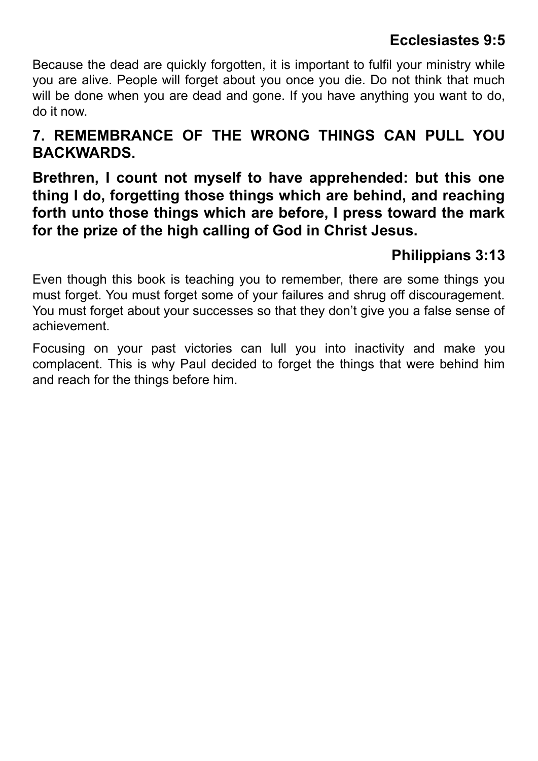**Ecclesiastes 9:5**

Because the dead are quickly forgotten, it is important to fulfil your ministry while you are alive. People will forget about you once you die. Do not think that much will be done when you are dead and gone. If you have anything you want to do, do it now.

## 7. REMEMBRANCE OF THE WRONG THINGS CAN PULL YOU BACKWARDS.

**Brethren, I count not myself to have apprehended: but this one thing I do, forgetting those things which are behind, and reaching forth unto those things which are before, I press toward the mark for the prize of the high calling of God in Christ Jesus.**

**Philippians 3:13**

Even though this book is teaching you to remember, there are some things you must forget. You must forget some of your failures and shrug off discouragement. You must forget about your successes so that they don't give you a false sense of achievement.

Focusing on your past victories can lull you into inactivity and make you complacent. This is why Paul decided to forget the things that were behind him and reach for the things before him.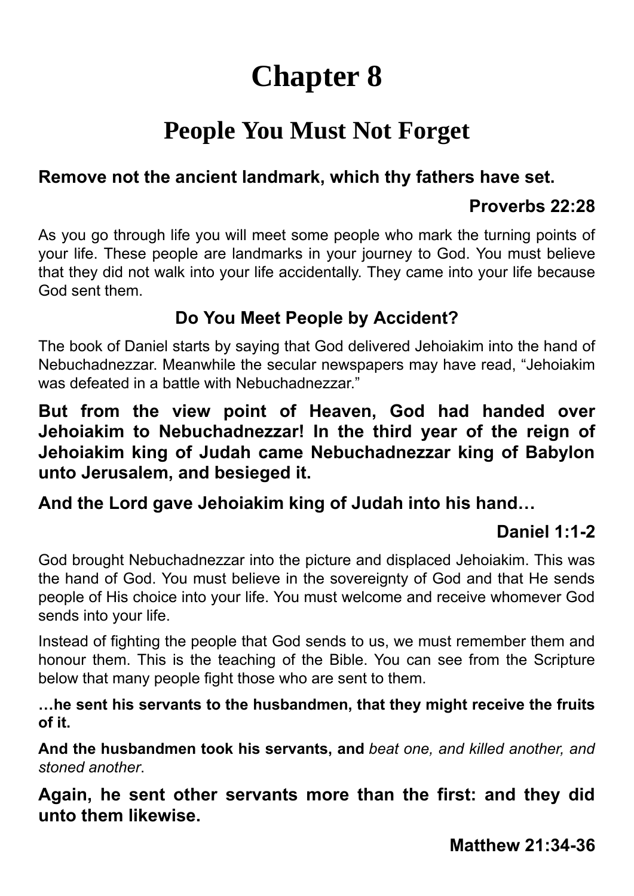# Chapter 8

## People You Must Not Forget

**Remove not the ancient landmark, which thy fathers have set.**

**Proverbs 22:28**

As you go through life you will meet some people who mark the turning points of your life. These people are landmarks in your journey to God. You must believe that they did not walk into your life accidentally. They came into your life because God sent them.

### Do You Meet People by Accident?

The book of Daniel starts by saying that God delivered Jehoiakim into the hand of Nebuchadnezzar. Meanwhile the secular newspapers may have read, "Jehoiakim was defeated in a battle with Nebuchadnezzar."

**But from the view point of Heaven, God had handed over Jehoiakim to Nebuchadnezzar! In the third year of the reign of Jehoiakim king of Judah came Nebuchadnezzar king of Babylon unto Jerusalem, and besieged it.**

**And the Lord gave Jehoiakim king of Judah into his hand…**

**Daniel 1:1-2**

God brought Nebuchadnezzar into the picture and displaced Jehoiakim. This was the hand of God. You must believe in the sovereignty of God and that He sends people of His choice into your life. You must welcome and receive whomever God sends into your life.

Instead of fighting the people that God sends to us, we must remember them and honour them. This is the teaching of the Bible. You can see from the Scripture below that many people fight those who are sent to them.

**…he sent his servants to the husbandmen, that they might receive the fruits of it.**

**And the husbandmen took his servants, and** *beat one, and killed another, and stoned another*.

**Again, he sent other servants more than the first: and they did unto them likewise.**

**Matthew 21:34-36**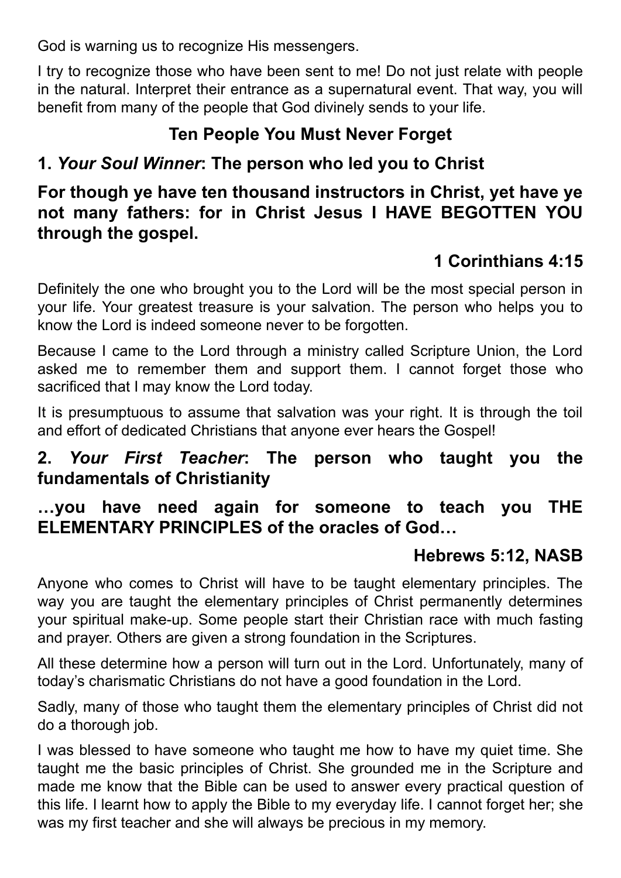God is warning us to recognize His messengers.

I try to recognize those who have been sent to me! Do not just relate with people in the natural. Interpret their entrance as a supernatural event. That way, you will benefit from many of the people that God divinely sends to your life.

## Ten People You Must Never Forget

### 1. *Your Soul Winner*: The person who led you to Christ

**For though ye have ten thousand instructors in Christ, yet have ye not many fathers: for in Christ Jesus I HAVE BEGOTTEN YOU through the gospel.**

**1 Corinthians 4:15**

Definitely the one who brought you to the Lord will be the most special person in your life. Your greatest treasure is your salvation. The person who helps you to know the Lord is indeed someone never to be forgotten.

Because I came to the Lord through a ministry called Scripture Union, the Lord asked me to remember them and support them. I cannot forget those who sacrificed that I may know the Lord today.

It is presumptuous to assume that salvation was your right. It is through the toil and effort of dedicated Christians that anyone ever hears the Gospel!

### 2. *Your First Teacher*: The person who taught you the fundamentals of Christianity

**…you have need again for someone to teach you THE ELEMENTARY PRINCIPLES of the oracles of God…**

**Hebrews 5:12, NASB**

Anyone who comes to Christ will have to be taught elementary principles. The way you are taught the elementary principles of Christ permanently determines your spiritual make-up. Some people start their Christian race with much fasting and prayer. Others are given a strong foundation in the Scriptures.

All these determine how a person will turn out in the Lord. Unfortunately, many of today's charismatic Christians do not have a good foundation in the Lord.

Sadly, many of those who taught them the elementary principles of Christ did not do a thorough job.

I was blessed to have someone who taught me how to have my quiet time. She taught me the basic principles of Christ. She grounded me in the Scripture and made me know that the Bible can be used to answer every practical question of this life. I learnt how to apply the Bible to my everyday life. I cannot forget her; she was my first teacher and she will always be precious in my memory.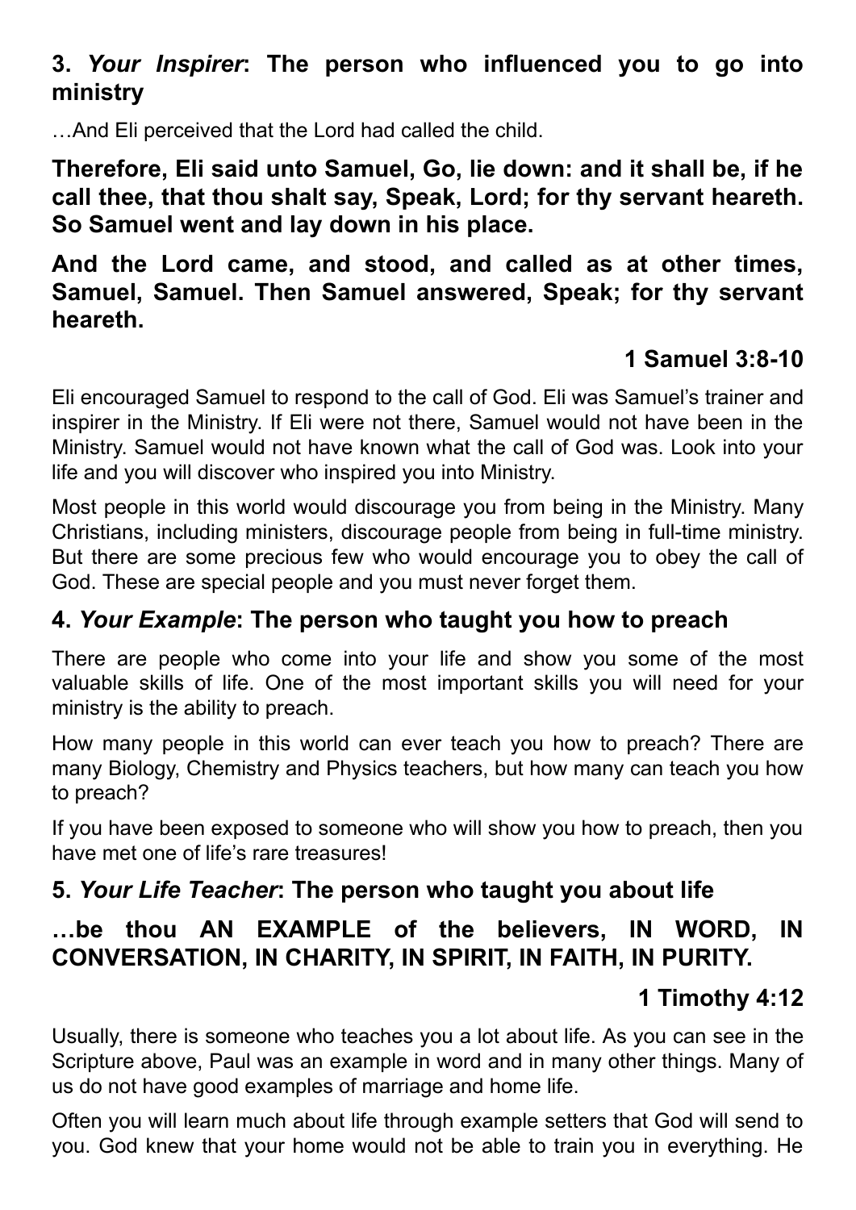### 3. *Your Inspirer*: The person who influenced you to go into ministry

…And Eli perceived that the Lord had called the child.

**Therefore, Eli said unto Samuel, Go, lie down: and it shall be, if he call thee, that thou shalt say, Speak, Lord; for thy servant heareth. So Samuel went and lay down in his place.**

**And the Lord came, and stood, and called as at other times, Samuel, Samuel. Then Samuel answered, Speak; for thy servant heareth.**

**1 Samuel 3:8-10**

Eli encouraged Samuel to respond to the call of God. Eli was Samuel's trainer and inspirer in the Ministry. If Eli were not there, Samuel would not have been in the Ministry. Samuel would not have known what the call of God was. Look into your life and you will discover who inspired you into Ministry.

Most people in this world would discourage you from being in the Ministry. Many Christians, including ministers, discourage people from being in full-time ministry. But there are some precious few who would encourage you to obey the call of God. These are special people and you must never forget them.

### 4. *Your Example*: The person who taught you how to preach

There are people who come into your life and show you some of the most valuable skills of life. One of the most important skills you will need for your ministry is the ability to preach.

How many people in this world can ever teach you how to preach? There are many Biology, Chemistry and Physics teachers, but how many can teach you how to preach?

If you have been exposed to someone who will show you how to preach, then you have met one of life's rare treasures!

### 5. *Your Life Teacher*: The person who taught you about life

**…be thou AN EXAMPLE of the believers, IN WORD, IN CONVERSATION, IN CHARITY, IN SPIRIT, IN FAITH, IN PURITY.**

**1 Timothy 4:12**

Usually, there is someone who teaches you a lot about life. As you can see in the Scripture above, Paul was an example in word and in many other things. Many of us do not have good examples of marriage and home life.

Often you will learn much about life through example setters that God will send to you. God knew that your home would not be able to train you in everything. He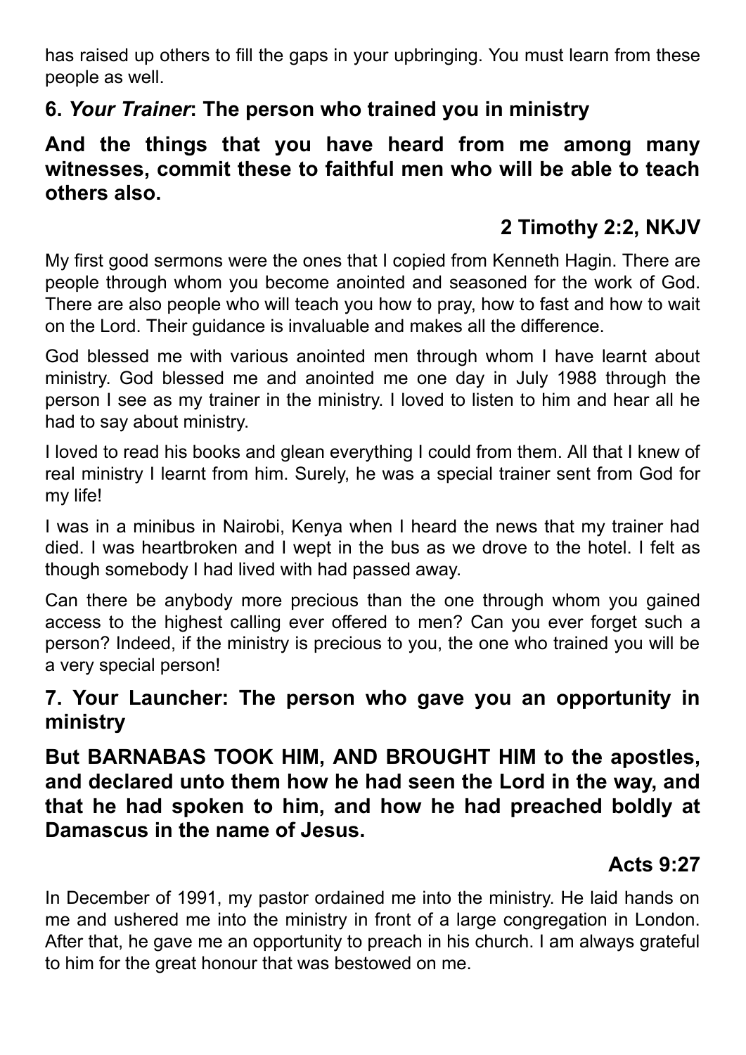has raised up others to fill the gaps in your upbringing. You must learn from these people as well.

### 6. *Your Trainer*: The person who trained you in ministry

**And the things that you have heard from me among many witnesses, commit these to faithful men who will be able to teach others also.**

**2 Timothy 2:2, NKJV**

My first good sermons were the ones that I copied from Kenneth Hagin. There are people through whom you become anointed and seasoned for the work of God. There are also people who will teach you how to pray, how to fast and how to wait on the Lord. Their guidance is invaluable and makes all the difference.

God blessed me with various anointed men through whom I have learnt about ministry. God blessed me and anointed me one day in July 1988 through the person I see as my trainer in the ministry. I loved to listen to him and hear all he had to say about ministry.

I loved to read his books and glean everything I could from them. All that I knew of real ministry I learnt from him. Surely, he was a special trainer sent from God for my life!

I was in a minibus in Nairobi, Kenya when I heard the news that my trainer had died. I was heartbroken and I wept in the bus as we drove to the hotel. I felt as though somebody I had lived with had passed away.

Can there be anybody more precious than the one through whom you gained access to the highest calling ever offered to men? Can you ever forget such a person? Indeed, if the ministry is precious to you, the one who trained you will be a very special person!

### 7. Your Launcher: The person who gave you an opportunity in ministry

**But BARNABAS TOOK HIM, AND BROUGHT HIM to the apostles, and declared unto them how he had seen the Lord in the way, and that he had spoken to him, and how he had preached boldly at Damascus in the name of Jesus.**

**Acts 9:27**

In December of 1991, my pastor ordained me into the ministry. He laid hands on me and ushered me into the ministry in front of a large congregation in London. After that, he gave me an opportunity to preach in his church. I am always grateful to him for the great honour that was bestowed on me.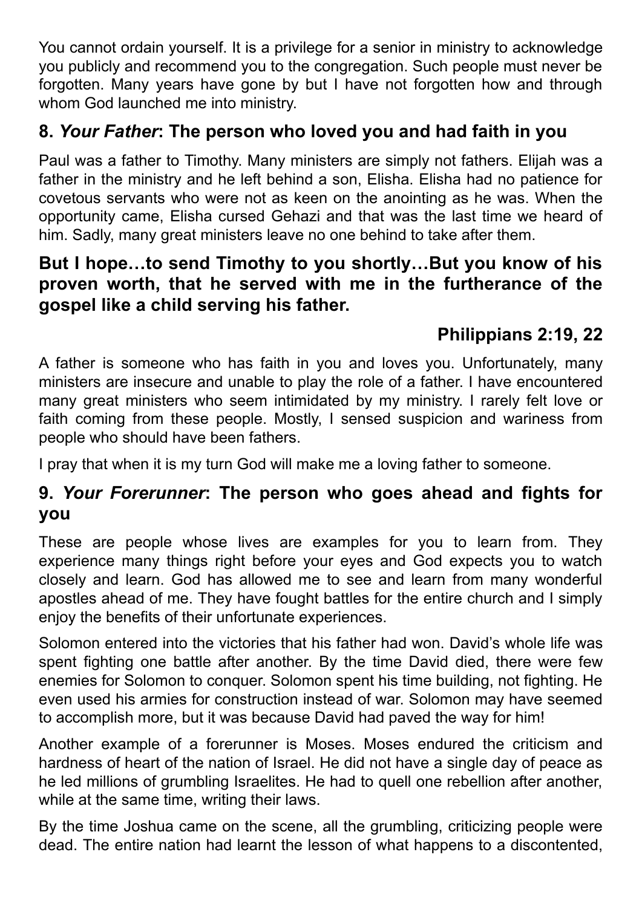You cannot ordain yourself. It is a privilege for a senior in ministry to acknowledge you publicly and recommend you to the congregation. Such people must never be forgotten. Many years have gone by but I have not forgotten how and through whom God launched me into ministry.

## 8. *Your Father*: The person who loved you and had faith in you

Paul was a father to Timothy. Many ministers are simply not fathers. Elijah was a father in the ministry and he left behind a son, Elisha. Elisha had no patience for covetous servants who were not as keen on the anointing as he was. When the opportunity came, Elisha cursed Gehazi and that was the last time we heard of him. Sadly, many great ministers leave no one behind to take after them.

**But I hope…to send Timothy to you shortly…But you know of his proven worth, that he served with me in the furtherance of the gospel like a child serving his father.**

**Philippians 2:19, 22**

A father is someone who has faith in you and loves you. Unfortunately, many ministers are insecure and unable to play the role of a father. I have encountered many great ministers who seem intimidated by my ministry. I rarely felt love or faith coming from these people. Mostly, I sensed suspicion and wariness from people who should have been fathers.

I pray that when it is my turn God will make me a loving father to someone.

## 9. *Your Forerunner*: The person who goes ahead and fights for you

These are people whose lives are examples for you to learn from. They experience many things right before your eyes and God expects you to watch closely and learn. God has allowed me to see and learn from many wonderful apostles ahead of me. They have fought battles for the entire church and I simply enjoy the benefits of their unfortunate experiences.

Solomon entered into the victories that his father had won. David's whole life was spent fighting one battle after another. By the time David died, there were few enemies for Solomon to conquer. Solomon spent his time building, not fighting. He even used his armies for construction instead of war. Solomon may have seemed to accomplish more, but it was because David had paved the way for him!

Another example of a forerunner is Moses. Moses endured the criticism and hardness of heart of the nation of Israel. He did not have a single day of peace as he led millions of grumbling Israelites. He had to quell one rebellion after another, while at the same time, writing their laws.

By the time Joshua came on the scene, all the grumbling, criticizing people were dead. The entire nation had learnt the lesson of what happens to a discontented,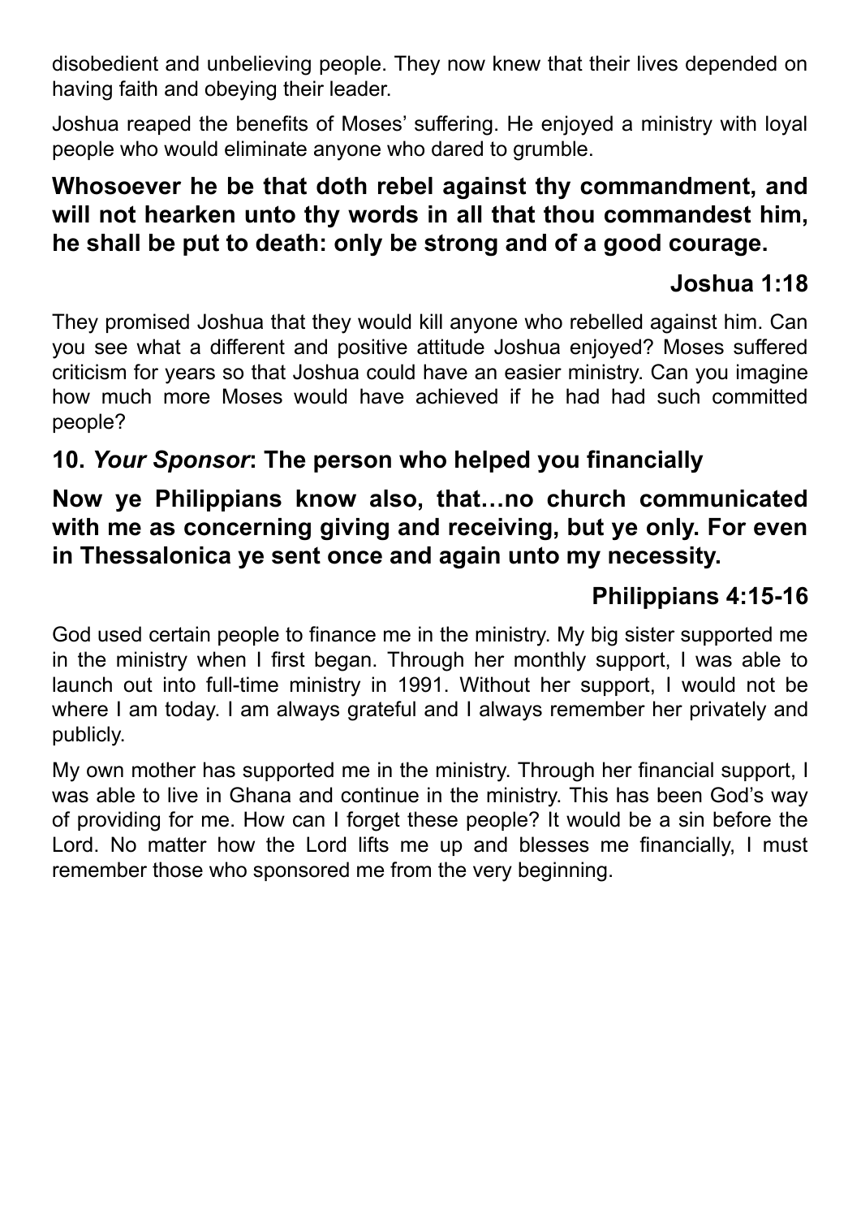disobedient and unbelieving people. They now knew that their lives depended on having faith and obeying their leader.

Joshua reaped the benefits of Moses' suffering. He enjoyed a ministry with loyal people who would eliminate anyone who dared to grumble.

**Whosoever he be that doth rebel against thy commandment, and will not hearken unto thy words in all that thou commandest him, he shall be put to death: only be strong and of a good courage.**

**Joshua 1:18**

They promised Joshua that they would kill anyone who rebelled against him. Can you see what a different and positive attitude Joshua enjoyed? Moses suffered criticism for years so that Joshua could have an easier ministry. Can you imagine how much more Moses would have achieved if he had had such committed people?

### 10. *Your Sponsor*: The person who helped you financially

**Now ye Philippians know also, that…no church communicated with me as concerning giving and receiving, but ye only. For even in Thessalonica ye sent once and again unto my necessity.**

**Philippians 4:15-16**

God used certain people to finance me in the ministry. My big sister supported me in the ministry when I first began. Through her monthly support, I was able to launch out into full-time ministry in 1991. Without her support, I would not be where I am today. I am always grateful and I always remember her privately and publicly.

My own mother has supported me in the ministry. Through her financial support, I was able to live in Ghana and continue in the ministry. This has been God's way of providing for me. How can I forget these people? It would be a sin before the Lord. No matter how the Lord lifts me up and blesses me financially, I must remember those who sponsored me from the very beginning.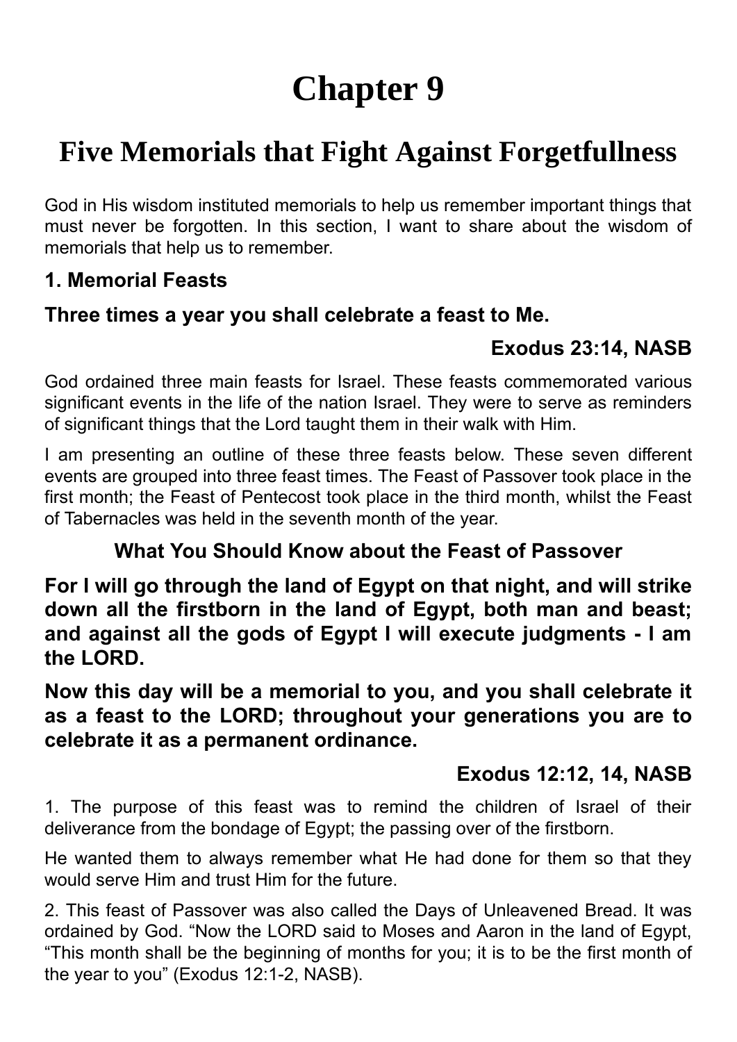# Chapter 9

# Five Memorials that Fight Against Forgetfullness

God in His wisdom instituted memorials to help us remember important things that must never be forgotten. In this section, I want to share about the wisdom of memorials that help us to remember.

### 1. Memorial Feasts

**Three times a year you shall celebrate a feast to Me.**

**Exodus 23:14, NASB**

God ordained three main feasts for Israel. These feasts commemorated various significant events in the life of the nation Israel. They were to serve as reminders of significant things that the Lord taught them in their walk with Him.

I am presenting an outline of these three feasts below. These seven different events are grouped into three feast times. The Feast of Passover took place in the first month; the Feast of Pentecost took place in the third month, whilst the Feast of Tabernacles was held in the seventh month of the year.

### What You Should Know about the Feast of Passover

**For I will go through the land of Egypt on that night, and will strike down all the firstborn in the land of Egypt, both man and beast; and against all the gods of Egypt I will execute judgments - I am the LORD.**

**Now this day will be a memorial to you, and you shall celebrate it as a feast to the LORD; throughout your generations you are to celebrate it as a permanent ordinance.**

**Exodus 12:12, 14, NASB**

1. The purpose of this feast was to remind the children of Israel of their deliverance from the bondage of Egypt; the passing over of the firstborn.

He wanted them to always remember what He had done for them so that they would serve Him and trust Him for the future.

2. This feast of Passover was also called the Days of Unleavened Bread. It was ordained by God. “Now the LORD said to Moses and Aaron in the land of Egypt, “This month shall be the beginning of months for you; it is to be the first month of the year to you” (Exodus 12:1-2, NASB).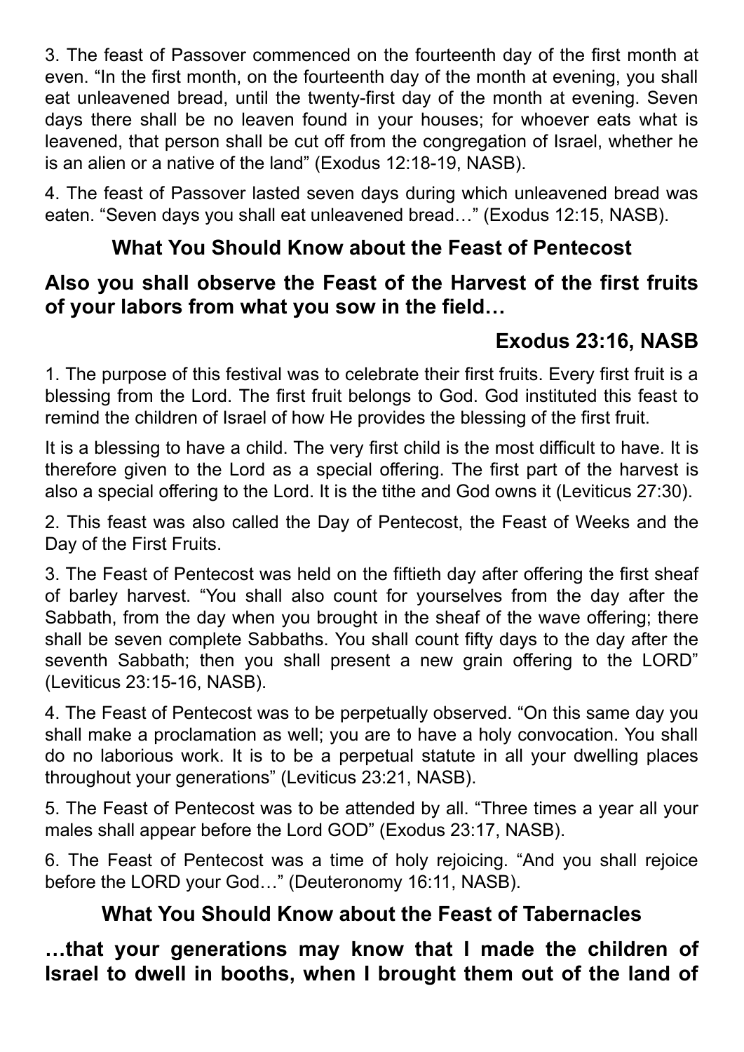3. The feast of Passover commenced on the fourteenth day of the first month at even. “In the first month, on the fourteenth day of the month at evening, you shall eat unleavened bread, until the twenty-first day of the month at evening. Seven days there shall be no leaven found in your houses; for whoever eats what is leavened, that person shall be cut off from the congregation of Israel, whether he is an alien or a native of the land” (Exodus 12:18-19, NASB).

4. The feast of Passover lasted seven days during which unleavened bread was eaten. “Seven days you shall eat unleavened bread…” (Exodus 12:15, NASB).

## What You Should Know about the Feast of Pentecost

**Also you shall observe the Feast of the Harvest of the first fruits of your labors from what you sow in the field…**

**Exodus 23:16, NASB**

1. The purpose of this festival was to celebrate their first fruits. Every first fruit is a blessing from the Lord. The first fruit belongs to God. God instituted this feast to remind the children of Israel of how He provides the blessing of the first fruit.

It is a blessing to have a child. The very first child is the most difficult to have. It is therefore given to the Lord as a special offering. The first part of the harvest is also a special offering to the Lord. It is the tithe and God owns it (Leviticus 27:30).

2. This feast was also called the Day of Pentecost, the Feast of Weeks and the Day of the First Fruits.

3. The Feast of Pentecost was held on the fiftieth day after offering the first sheaf of barley harvest. “You shall also count for yourselves from the day after the Sabbath, from the day when you brought in the sheaf of the wave offering; there shall be seven complete Sabbaths. You shall count fifty days to the day after the seventh Sabbath; then you shall present a new grain offering to the LORD” (Leviticus 23:15-16, NASB).

4. The Feast of Pentecost was to be perpetually observed. “On this same day you shall make a proclamation as well; you are to have a holy convocation. You shall do no laborious work. It is to be a perpetual statute in all your dwelling places throughout your generations” (Leviticus 23:21, NASB).

5. The Feast of Pentecost was to be attended by all. “Three times a year all your males shall appear before the Lord GOD” (Exodus 23:17, NASB).

6. The Feast of Pentecost was a time of holy rejoicing. “And you shall rejoice before the LORD your God…” (Deuteronomy 16:11, NASB).

## What You Should Know about the Feast of Tabernacles

**…that your generations may know that I made the children of Israel to dwell in booths, when I brought them out of the land of**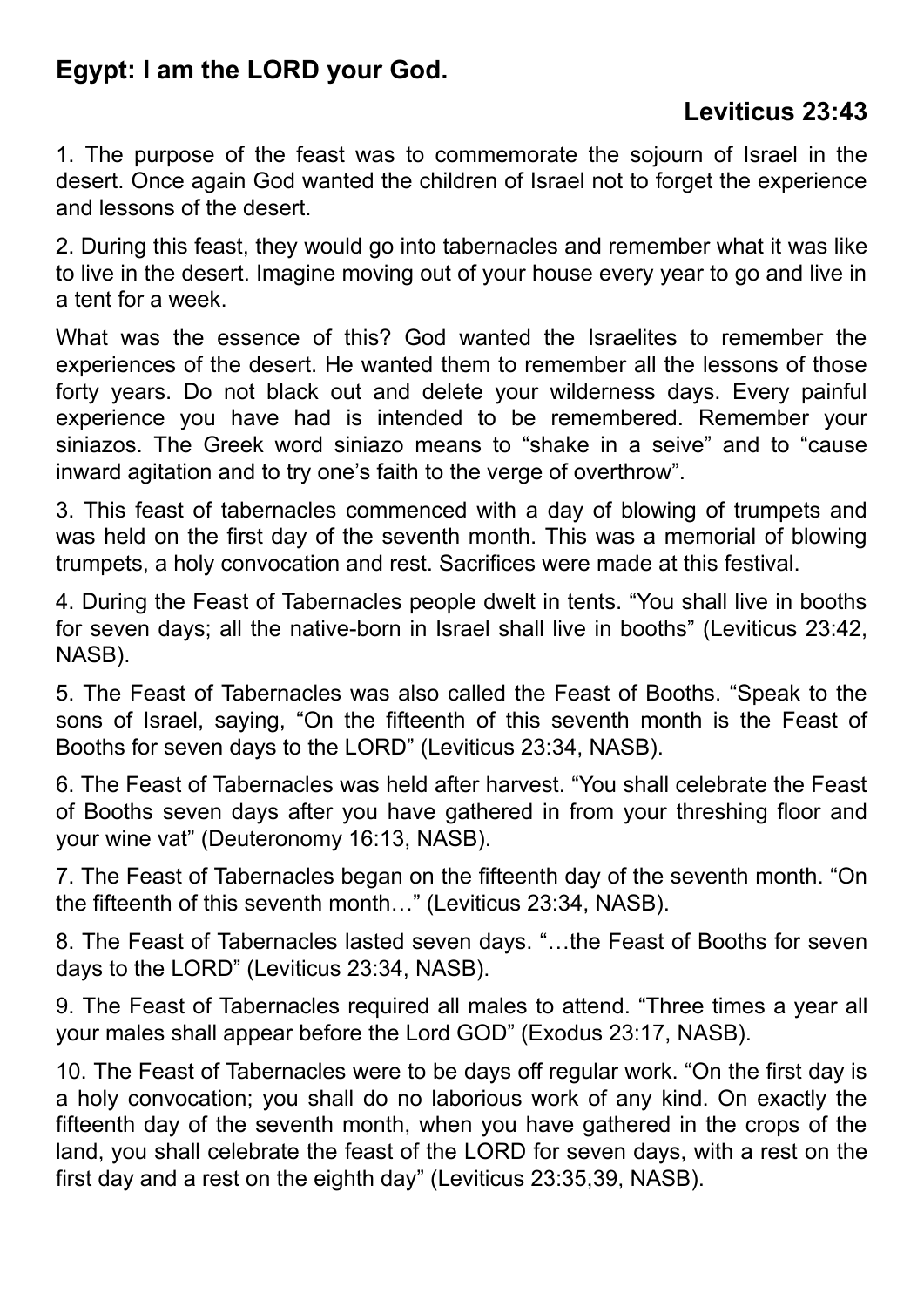**Egypt: I am the LORD your God.**

**Leviticus 23:43**

1. The purpose of the feast was to commemorate the sojourn of Israel in the desert. Once again God wanted the children of Israel not to forget the experience and lessons of the desert.

2. During this feast, they would go into tabernacles and remember what it was like to live in the desert. Imagine moving out of your house every year to go and live in a tent for a week.

What was the essence of this? God wanted the Israelites to remember the experiences of the desert. He wanted them to remember all the lessons of those forty years. Do not black out and delete your wilderness days. Every painful experience you have had is intended to be remembered. Remember your siniazos. The Greek word siniazo means to "shake in a seive" and to "cause inward agitation and to try one's faith to the verge of overthrow".

3. This feast of tabernacles commenced with a day of blowing of trumpets and was held on the first day of the seventh month. This was a memorial of blowing trumpets, a holy convocation and rest. Sacrifices were made at this festival.

4. During the Feast of Tabernacles people dwelt in tents. "You shall live in booths for seven days; all the native-born in Israel shall live in booths" (Leviticus 23:42, NASB).

5. The Feast of Tabernacles was also called the Feast of Booths. "Speak to the sons of Israel, saying, "On the fifteenth of this seventh month is the Feast of Booths for seven days to the LORD" (Leviticus 23:34, NASB).

6. The Feast of Tabernacles was held after harvest. "You shall celebrate the Feast of Booths seven days after you have gathered in from your threshing floor and your wine vat" (Deuteronomy 16:13, NASB).

7. The Feast of Tabernacles began on the fifteenth day of the seventh month. "On the fifteenth of this seventh month…" (Leviticus 23:34, NASB).

8. The Feast of Tabernacles lasted seven days. "…the Feast of Booths for seven days to the LORD" (Leviticus 23:34, NASB).

9. The Feast of Tabernacles required all males to attend. "Three times a year all your males shall appear before the Lord GOD" (Exodus 23:17, NASB).

10. The Feast of Tabernacles were to be days off regular work. "On the first day is a holy convocation; you shall do no laborious work of any kind. On exactly the fifteenth day of the seventh month, when you have gathered in the crops of the land, you shall celebrate the feast of the LORD for seven days, with a rest on the first day and a rest on the eighth day" (Leviticus 23:35,39, NASB).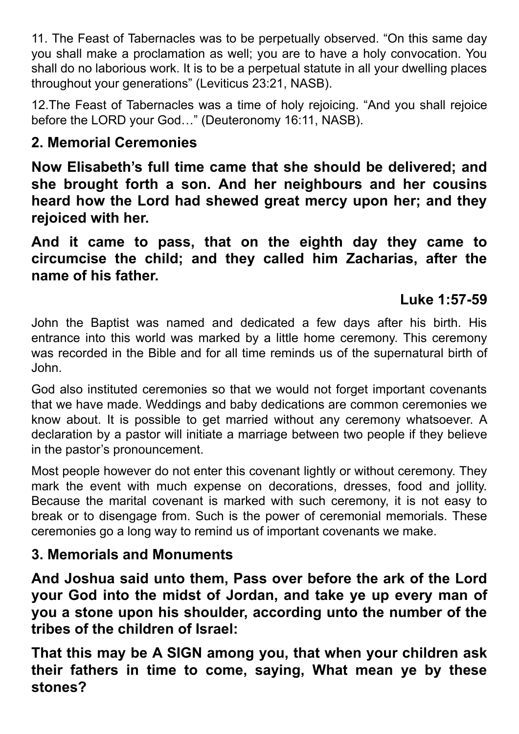11. The Feast of Tabernacles was to be perpetually observed. “On this same day you shall make a proclamation as well; you are to have a holy convocation. You shall do no laborious work. It is to be a perpetual statute in all your dwelling places throughout your generations” (Leviticus 23:21, NASB).

12.The Feast of Tabernacles was a time of holy rejoicing. “And you shall rejoice before the LORD your God…” (Deuteronomy 16:11, NASB).

## 2. Memorial Ceremonies

**Now Elisabeth’s full time came that she should be delivered; and she brought forth a son. And her neighbours and her cousins heard how the Lord had shewed great mercy upon her; and they rejoiced with her.**

**And it came to pass, that on the eighth day they came to circumcise the child; and they called him Zacharias, after the name of his father.**

**Luke 1:57-59**

John the Baptist was named and dedicated a few days after his birth. His entrance into this world was marked by a little home ceremony. This ceremony was recorded in the Bible and for all time reminds us of the supernatural birth of John.

God also instituted ceremonies so that we would not forget important covenants that we have made. Weddings and baby dedications are common ceremonies we know about. It is possible to get married without any ceremony whatsoever. A declaration by a pastor will initiate a marriage between two people if they believe in the pastor’s pronouncement.

Most people however do not enter this covenant lightly or without ceremony. They mark the event with much expense on decorations, dresses, food and jollity. Because the marital covenant is marked with such ceremony, it is not easy to break or to disengage from. Such is the power of ceremonial memorials. These ceremonies go a long way to remind us of important covenants we make.

## 3. Memorials and Monuments

**And Joshua said unto them, Pass over before the ark of the Lord your God into the midst of Jordan, and take ye up every man of you a stone upon his shoulder, according unto the number of the tribes of the children of Israel:**

**That this may be A SIGN among you, that when your children ask their fathers in time to come, saying, What mean ye by these stones?**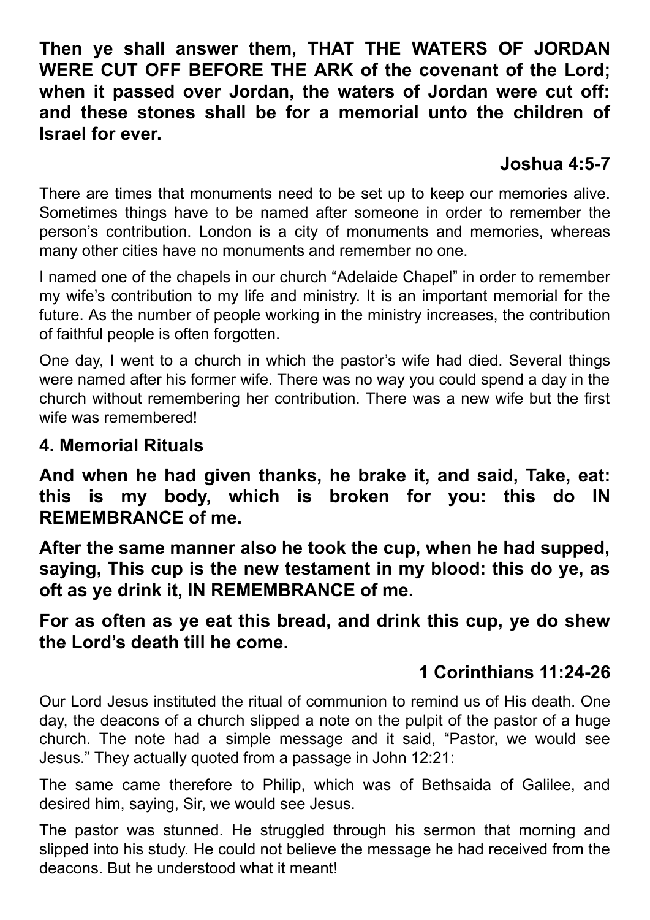**Then ye shall answer them, THAT THE WATERS OF JORDAN WERE CUT OFF BEFORE THE ARK of the covenant of the Lord; when it passed over Jordan, the waters of Jordan were cut off: and these stones shall be for a memorial unto the children of Israel for ever.**

**Joshua 4:5-7**

There are times that monuments need to be set up to keep our memories alive. Sometimes things have to be named after someone in order to remember the person's contribution. London is a city of monuments and memories, whereas many other cities have no monuments and remember no one.

I named one of the chapels in our church "Adelaide Chapel" in order to remember my wife's contribution to my life and ministry. It is an important memorial for the future. As the number of people working in the ministry increases, the contribution of faithful people is often forgotten.

One day, I went to a church in which the pastor's wife had died. Several things were named after his former wife. There was no way you could spend a day in the church without remembering her contribution. There was a new wife but the first wife was remembered!

## 4. Memorial Rituals

**And when he had given thanks, he brake it, and said, Take, eat: this is my body, which is broken for you: this do IN REMEMBRANCE of me.**

**After the same manner also he took the cup, when he had supped, saying, This cup is the new testament in my blood: this do ye, as oft as ye drink it, IN REMEMBRANCE of me.**

**For as often as ye eat this bread, and drink this cup, ye do shew the Lord's death till he come.**

**1 Corinthians 11:24-26**

Our Lord Jesus instituted the ritual of communion to remind us of His death. One day, the deacons of a church slipped a note on the pulpit of the pastor of a huge church. The note had a simple message and it said, "Pastor, we would see Jesus." They actually quoted from a passage in John 12:21:

The same came therefore to Philip, which was of Bethsaida of Galilee, and desired him, saying, Sir, we would see Jesus.

The pastor was stunned. He struggled through his sermon that morning and slipped into his study. He could not believe the message he had received from the deacons. But he understood what it meant!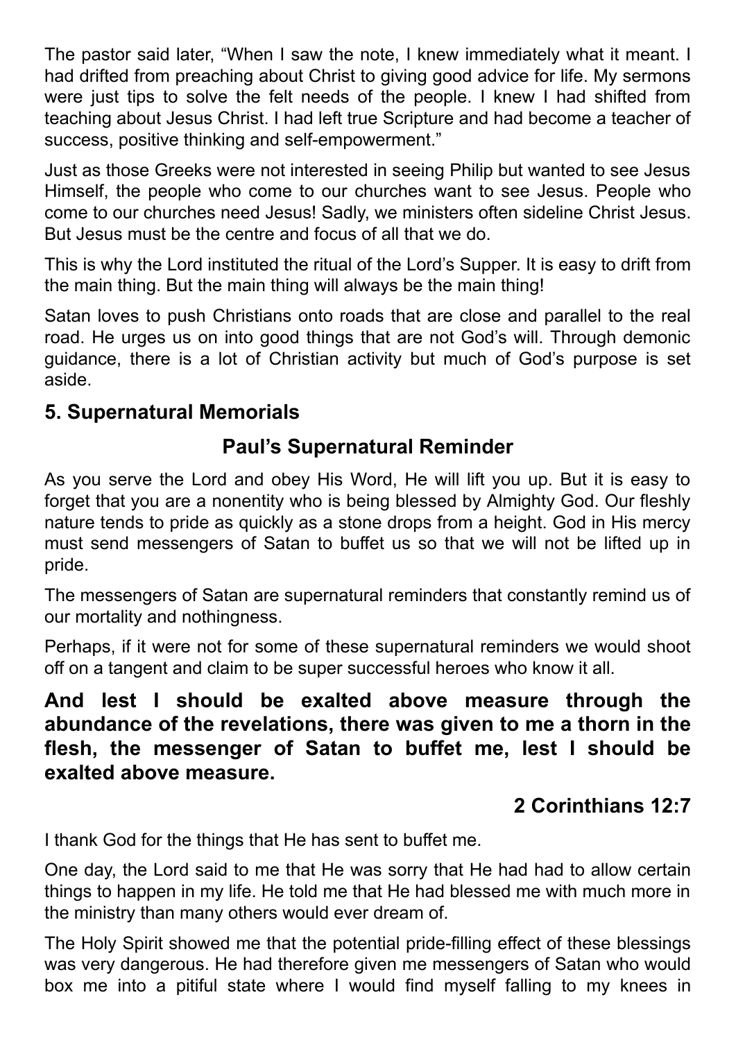The pastor said later, "When I saw the note, I knew immediately what it meant. I had drifted from preaching about Christ to giving good advice for life. My sermons were just tips to solve the felt needs of the people. I knew I had shifted from teaching about Jesus Christ. I had left true Scripture and had become a teacher of success, positive thinking and self-empowerment."

Just as those Greeks were not interested in seeing Philip but wanted to see Jesus Himself, the people who come to our churches want to see Jesus. People who come to our churches need Jesus! Sadly, we ministers often sideline Christ Jesus. But Jesus must be the centre and focus of all that we do.

This is why the Lord instituted the ritual of the Lord's Supper. It is easy to drift from the main thing. But the main thing will always be the main thing!

Satan loves to push Christians onto roads that are close and parallel to the real road. He urges us on into good things that are not God's will. Through demonic guidance, there is a lot of Christian activity but much of God's purpose is set aside.

## 5. Supernatural Memorials

### Paul's Supernatural Reminder

As you serve the Lord and obey His Word, He will lift you up. But it is easy to forget that you are a nonentity who is being blessed by Almighty God. Our fleshly nature tends to pride as quickly as a stone drops from a height. God in His mercy must send messengers of Satan to buffet us so that we will not be lifted up in pride.

The messengers of Satan are supernatural reminders that constantly remind us of our mortality and nothingness.

Perhaps, if it were not for some of these supernatural reminders we would shoot off on a tangent and claim to be super successful heroes who know it all.

**And lest I should be exalted above measure through the abundance of the revelations, there was given to me a thorn in the flesh, the messenger of Satan to buffet me, lest I should be exalted above measure.**

**2 Corinthians 12:7**

I thank God for the things that He has sent to buffet me.

One day, the Lord said to me that He was sorry that He had had to allow certain things to happen in my life. He told me that He had blessed me with much more in the ministry than many others would ever dream of.

The Holy Spirit showed me that the potential pride-filling effect of these blessings was very dangerous. He had therefore given me messengers of Satan who would box me into a pitiful state where I would find myself falling to my knees in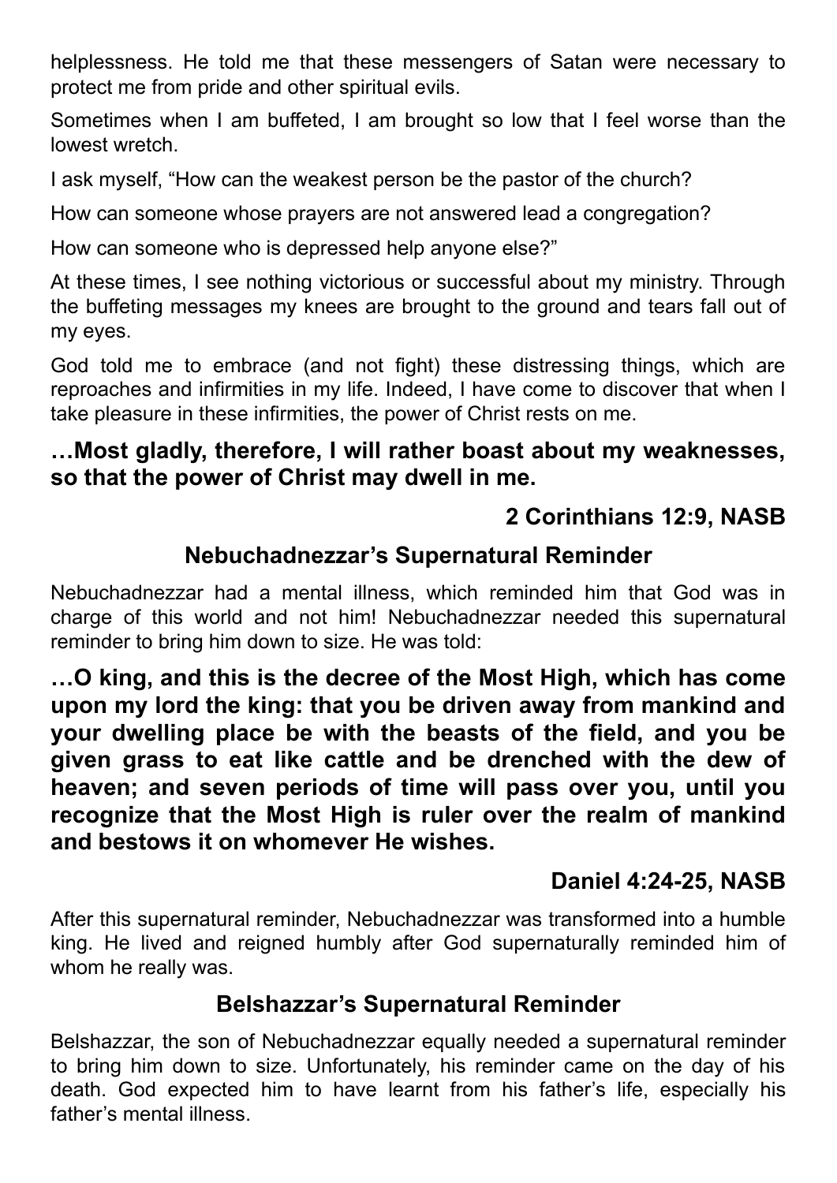helplessness. He told me that these messengers of Satan were necessary to protect me from pride and other spiritual evils.

Sometimes when I am buffeted, I am brought so low that I feel worse than the lowest wretch.

I ask myself, "How can the weakest person be the pastor of the church?

How can someone whose prayers are not answered lead a congregation?

How can someone who is depressed help anyone else?"

At these times, I see nothing victorious or successful about my ministry. Through the buffeting messages my knees are brought to the ground and tears fall out of my eyes.

God told me to embrace (and not fight) these distressing things, which are reproaches and infirmities in my life. Indeed, I have come to discover that when I take pleasure in these infirmities, the power of Christ rests on me.

**…Most gladly, therefore, I will rather boast about my weaknesses, so that the power of Christ may dwell in me.**

**2 Corinthians 12:9, NASB**

## Nebuchadnezzar's Supernatural Reminder

Nebuchadnezzar had a mental illness, which reminded him that God was in charge of this world and not him! Nebuchadnezzar needed this supernatural reminder to bring him down to size. He was told:

**…O king, and this is the decree of the Most High, which has come upon my lord the king: that you be driven away from mankind and your dwelling place be with the beasts of the field, and you be given grass to eat like cattle and be drenched with the dew of heaven; and seven periods of time will pass over you, until you recognize that the Most High is ruler over the realm of mankind and bestows it on whomever He wishes.**

**Daniel 4:24-25, NASB**

After this supernatural reminder, Nebuchadnezzar was transformed into a humble king. He lived and reigned humbly after God supernaturally reminded him of whom he really was.

## Belshazzar's Supernatural Reminder

Belshazzar, the son of Nebuchadnezzar equally needed a supernatural reminder to bring him down to size. Unfortunately, his reminder came on the day of his death. God expected him to have learnt from his father's life, especially his father's mental illness.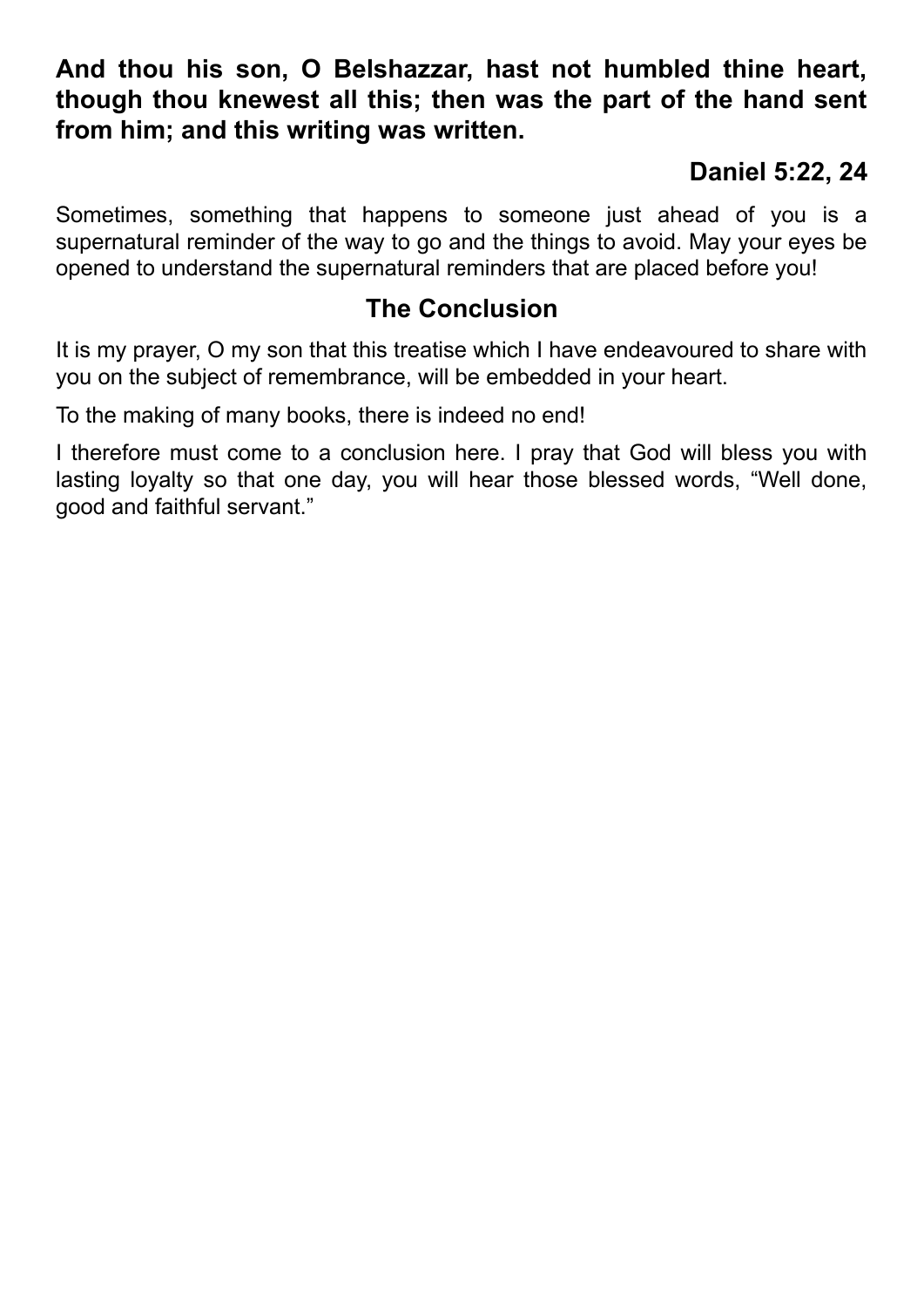**And thou his son, O Belshazzar, hast not humbled thine heart, though thou knewest all this; then was the part of the hand sent from him; and this writing was written.**

**Daniel 5:22, 24**

Sometimes, something that happens to someone just ahead of you is a supernatural reminder of the way to go and the things to avoid. May your eyes be opened to understand the supernatural reminders that are placed before you!

## The Conclusion

It is my prayer, O my son that this treatise which I have endeavoured to share with you on the subject of remembrance, will be embedded in your heart.

To the making of many books, there is indeed no end!

I therefore must come to a conclusion here. I pray that God will bless you with lasting loyalty so that one day, you will hear those blessed words, “Well done, good and faithful servant.”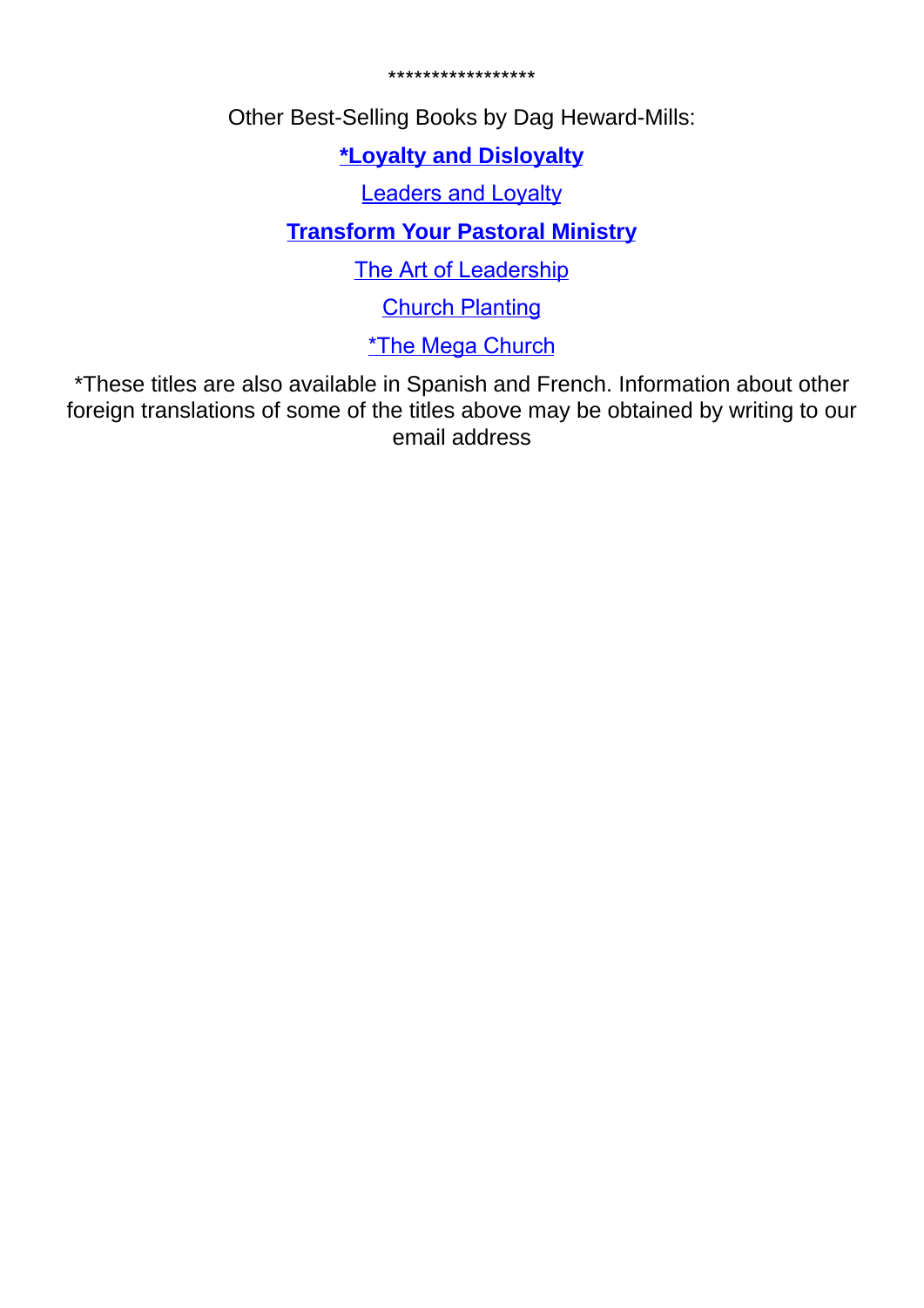*****************

Other Best-Selling Books by Dag Heward-Mills:

**[*Loyalty and Disloyalty]**

[Leaders and Loyalty]

**[Transform Your Pastoral Ministry]**

[The Art of Leadership]

[Church Planting]

[*The Mega Church]

*These titles are also available in Spanish and French. Information about other foreign translations of some of the titles above may be obtained by writing to our email address